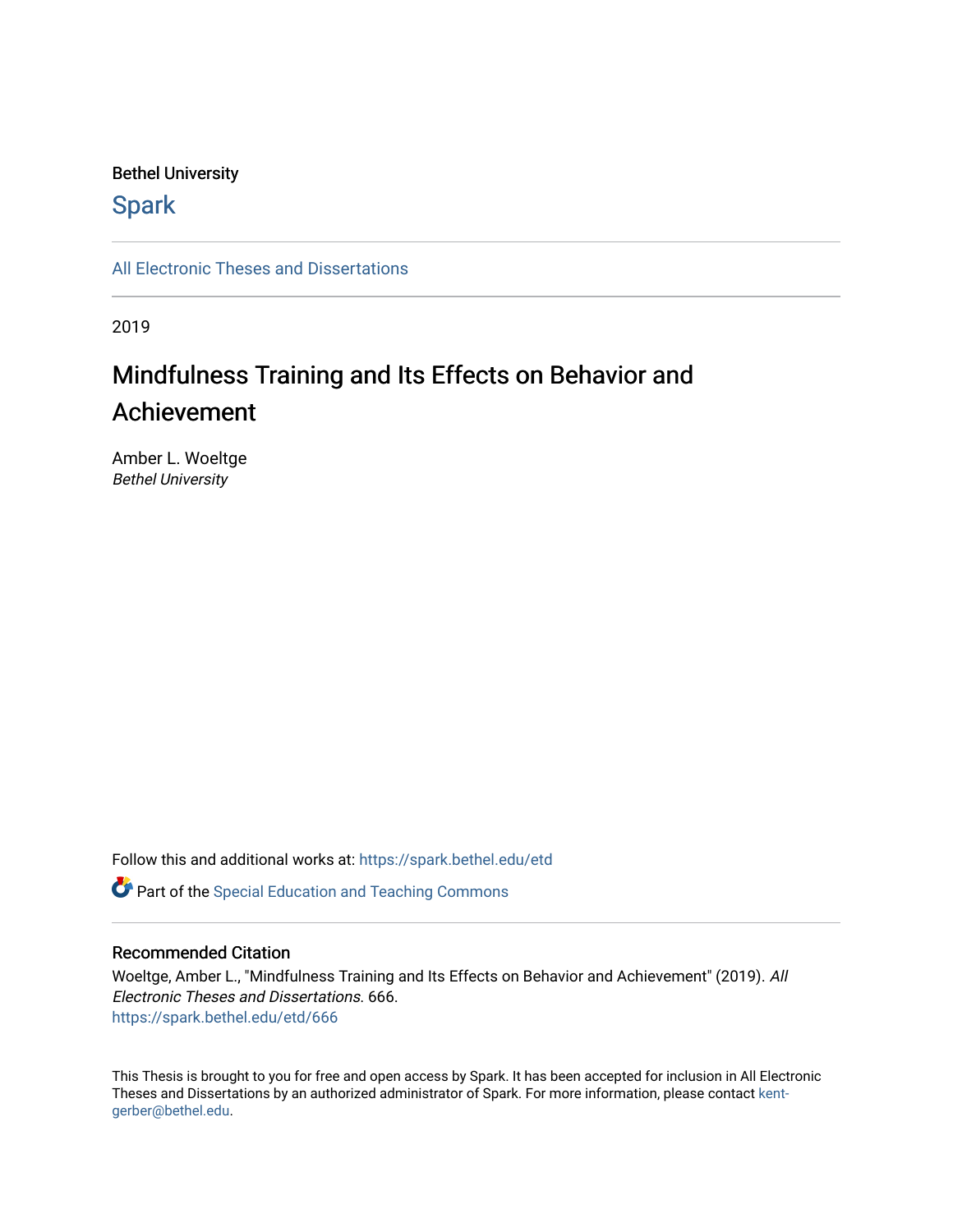Bethel University

**Spark**

All Electronic Theses and Dissertations

2019

# Mindfulness Training and Its Effects on Behavior and Achievement

Amber L. Woeltge
*Bethel University*

Follow this and additional works at: https://spark.bethel.edu/etd

Part of the Special Education and Teaching Commons

## Recommended Citation

Woeltge, Amber L., "Mindfulness Training and Its Effects on Behavior and Achievement" (2019). *All Electronic Theses and Dissertations*. 666.
https://spark.bethel.edu/etd/666

This Thesis is brought to you for free and open access by Spark. It has been accepted for inclusion in All Electronic Theses and Dissertations by an authorized administrator of Spark. For more information, please contact kent-gerber@bethel.edu.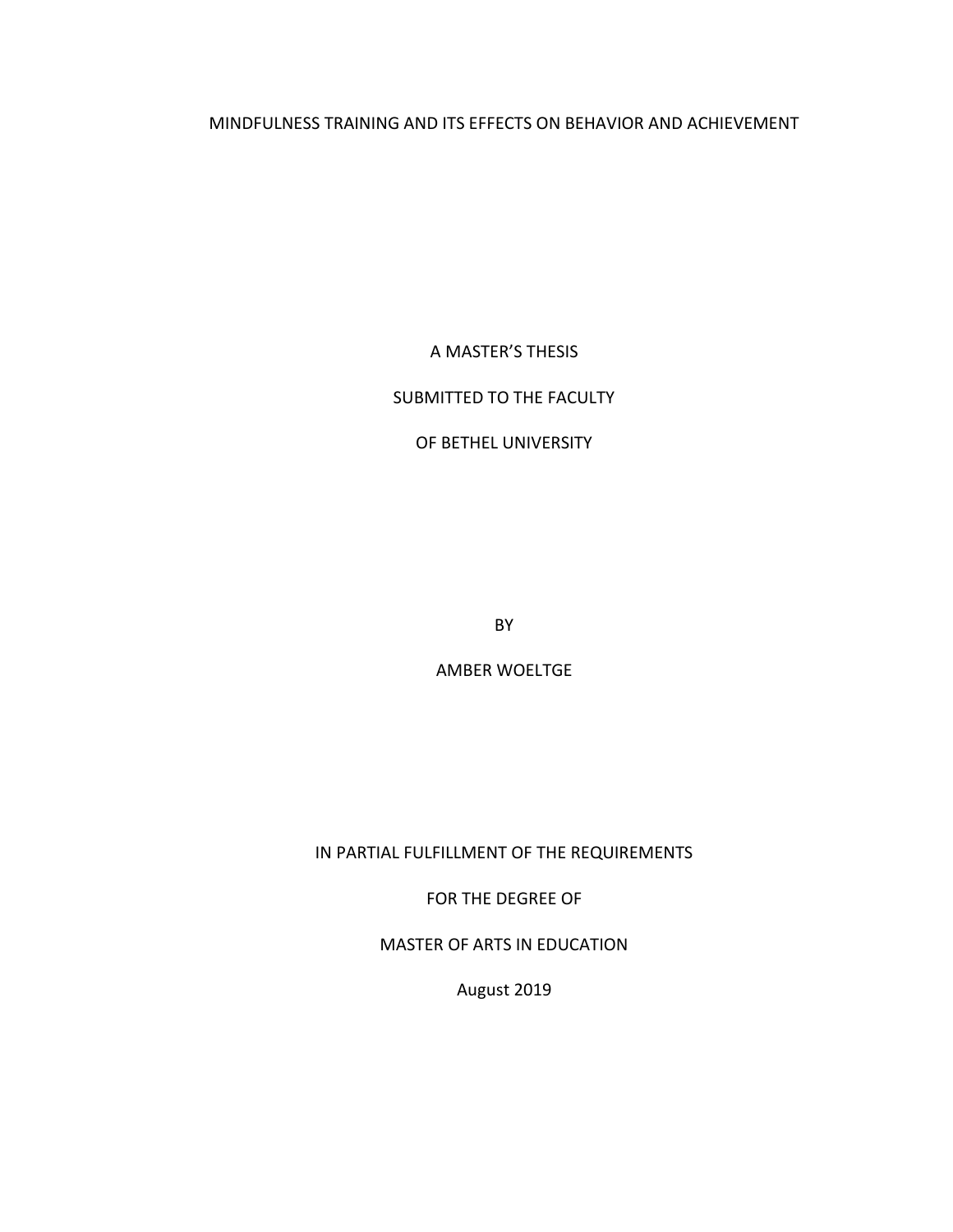# MINDFULNESS TRAINING AND ITS EFFECTS ON BEHAVIOR AND ACHIEVEMENT

A MASTER'S THESIS

SUBMITTED TO THE FACULTY

OF BETHEL UNIVERSITY

BY

AMBER WOELTGE

IN PARTIAL FULFILLMENT OF THE REQUIREMENTS

FOR THE DEGREE OF

MASTER OF ARTS IN EDUCATION

August 2019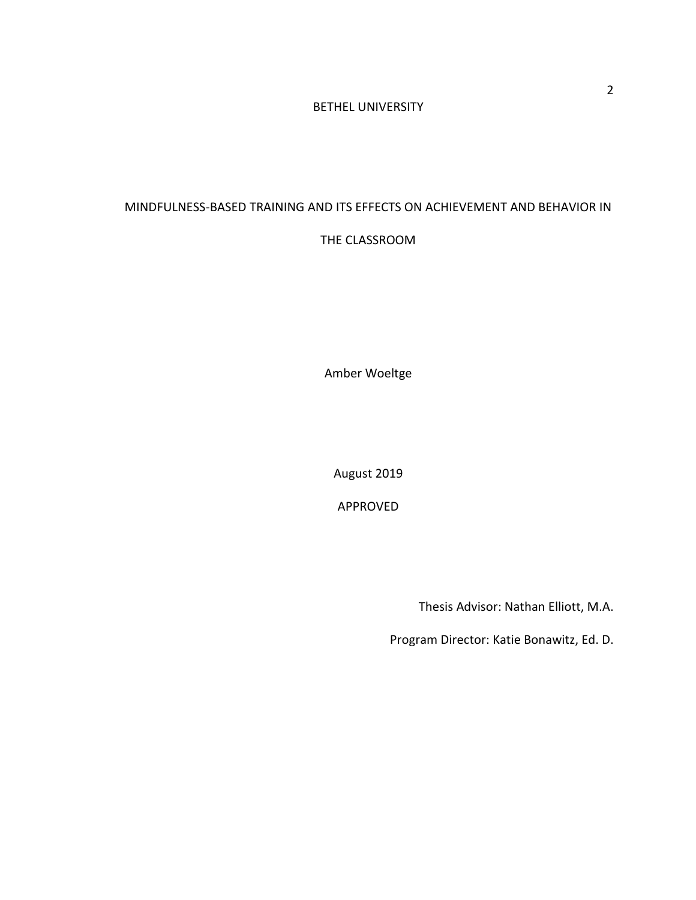BETHEL UNIVERSITY

MINDFULNESS-BASED TRAINING AND ITS EFFECTS ON ACHIEVEMENT AND BEHAVIOR IN THE CLASSROOM

Amber Woeltge

August 2019

APPROVED

Thesis Advisor: Nathan Elliott, M.A.

Program Director: Katie Bonawitz, Ed. D.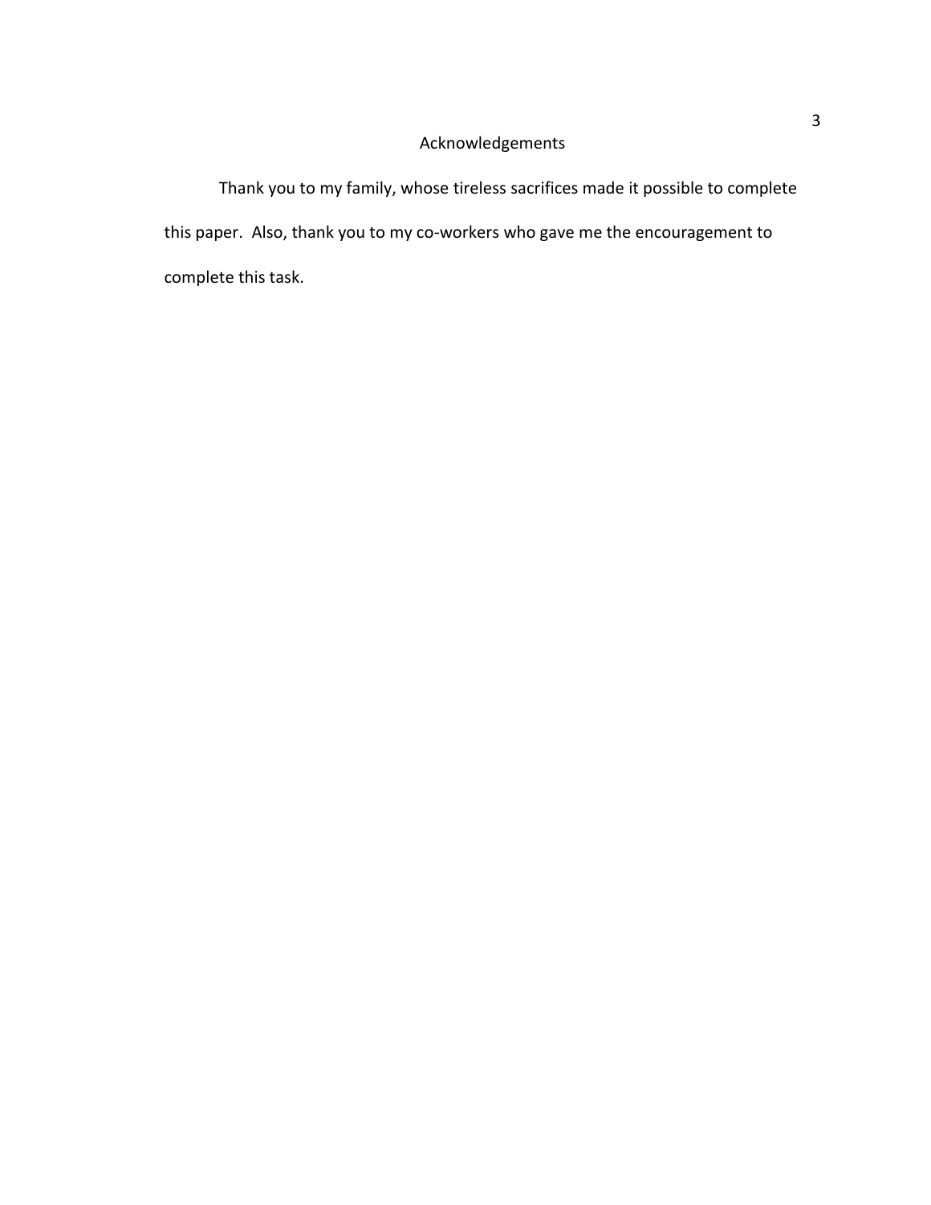# Acknowledgements

Thank you to my family, whose tireless sacrifices made it possible to complete this paper. Also, thank you to my co-workers who gave me the encouragement to complete this task.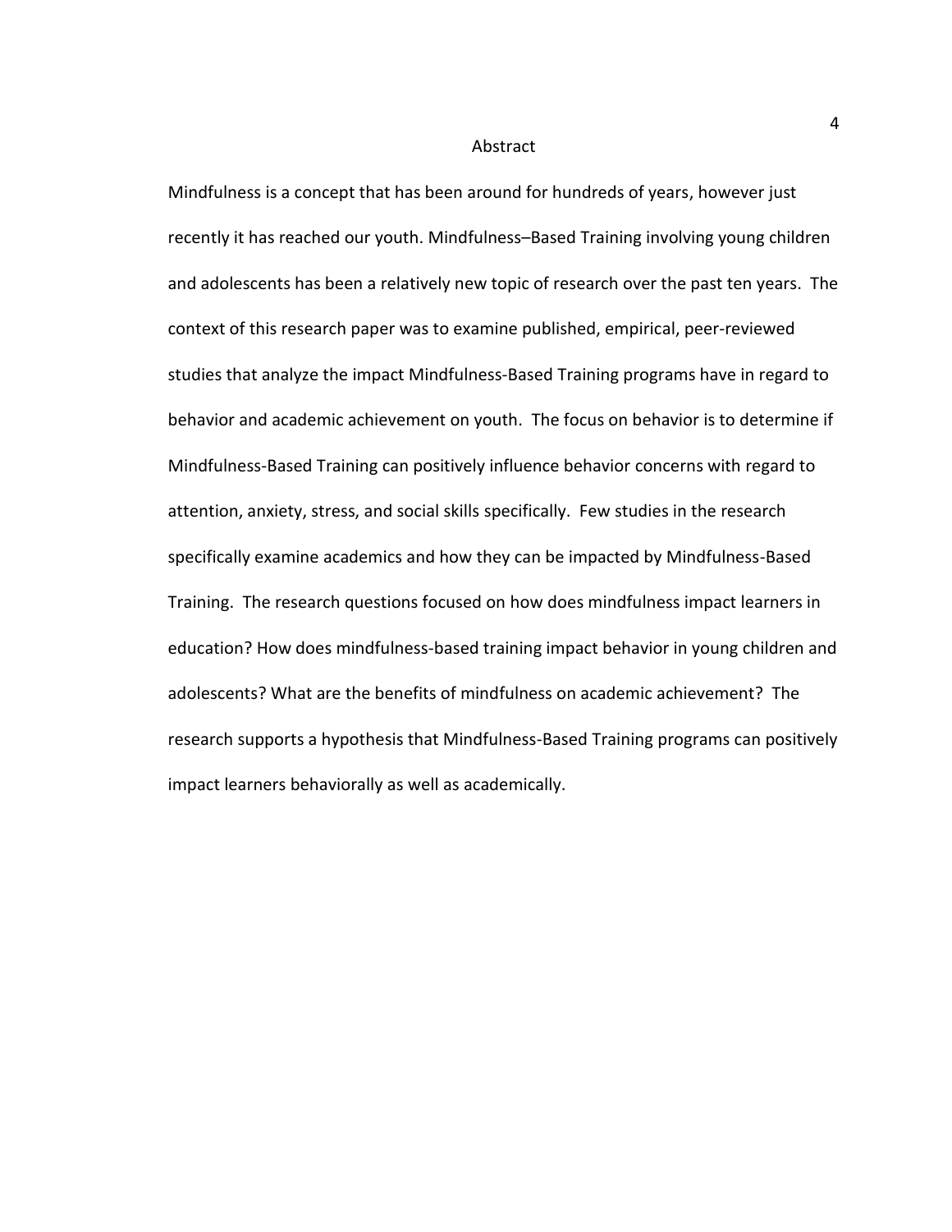# Abstract

Mindfulness is a concept that has been around for hundreds of years, however just recently it has reached our youth. Mindfulness–Based Training involving young children and adolescents has been a relatively new topic of research over the past ten years. The context of this research paper was to examine published, empirical, peer-reviewed studies that analyze the impact Mindfulness-Based Training programs have in regard to behavior and academic achievement on youth. The focus on behavior is to determine if Mindfulness-Based Training can positively influence behavior concerns with regard to attention, anxiety, stress, and social skills specifically. Few studies in the research specifically examine academics and how they can be impacted by Mindfulness-Based Training. The research questions focused on how does mindfulness impact learners in education? How does mindfulness-based training impact behavior in young children and adolescents? What are the benefits of mindfulness on academic achievement? The research supports a hypothesis that Mindfulness-Based Training programs can positively impact learners behaviorally as well as academically.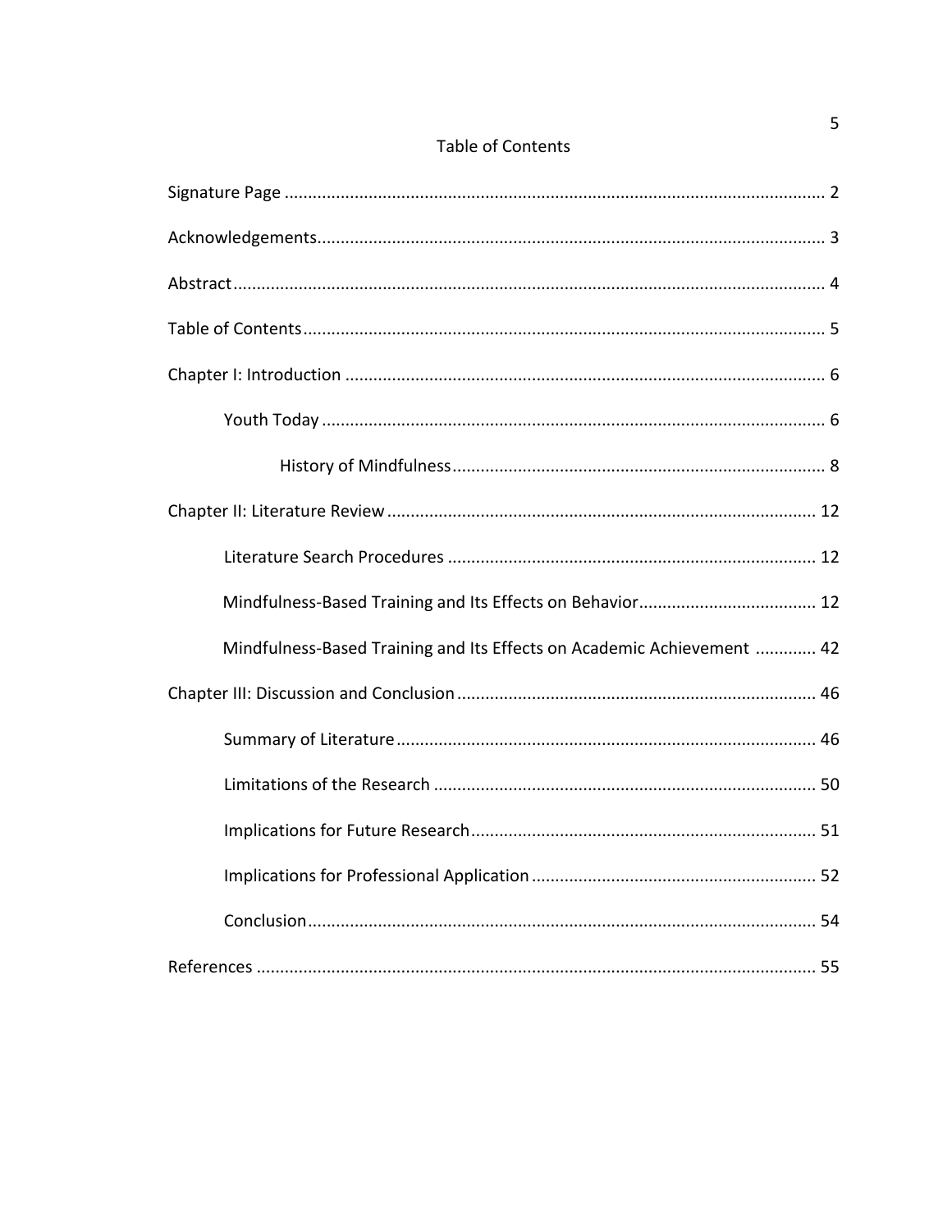# Table of Contents

Signature Page ... 2

Acknowledgements ... 3

Abstract ... 4

Table of Contents ... 5

Chapter I: Introduction ... 6

- Youth Today ... 6
  - History of Mindfulness ... 8

Chapter II: Literature Review ... 12

- Literature Search Procedures ... 12
- Mindfulness-Based Training and Its Effects on Behavior ... 12
- Mindfulness-Based Training and Its Effects on Academic Achievement ... 42

Chapter III: Discussion and Conclusion ... 46

- Summary of Literature ... 46
- Limitations of the Research ... 50
- Implications for Future Research ... 51
- Implications for Professional Application ... 52
- Conclusion ... 54

References ... 55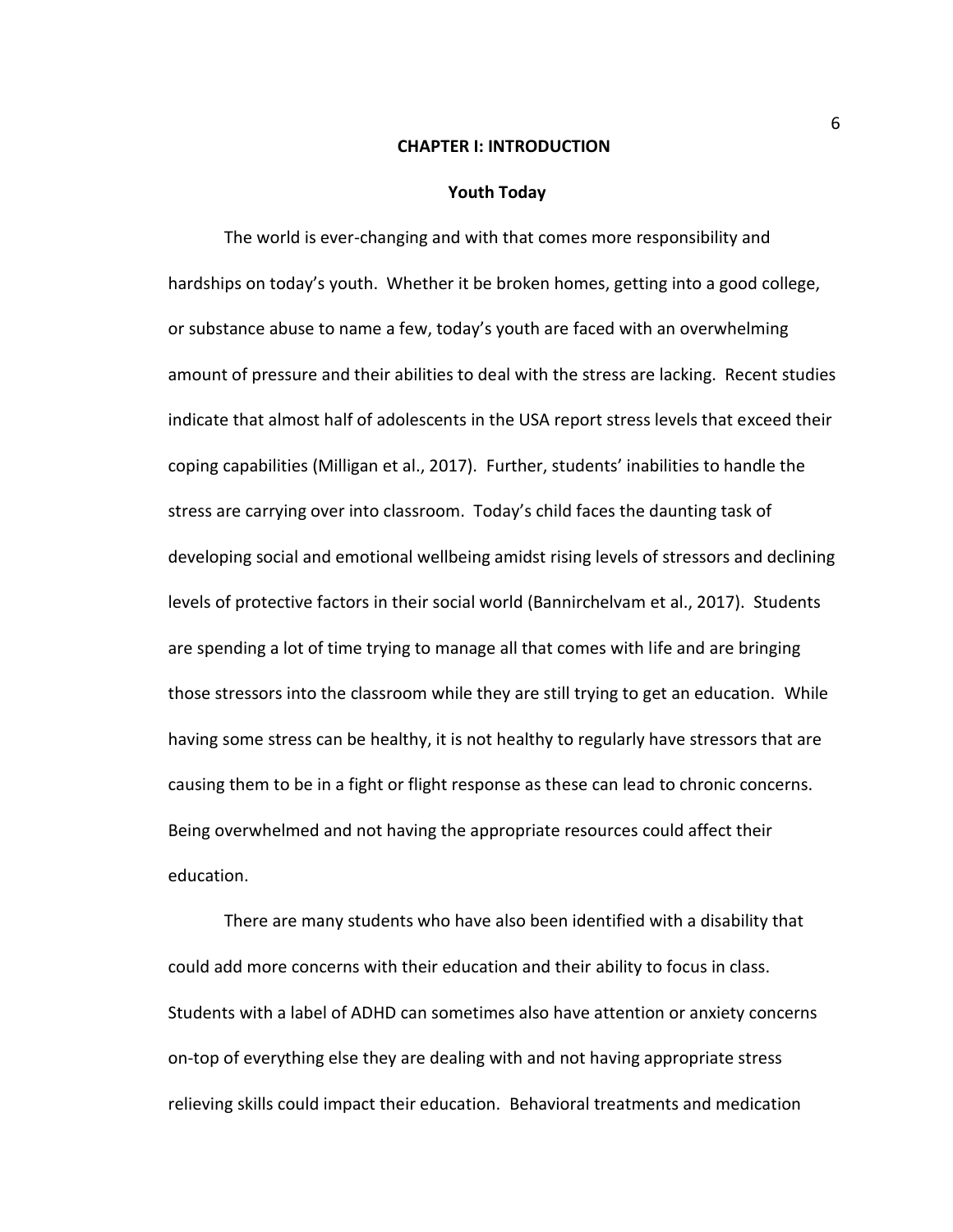# CHAPTER I: INTRODUCTION

## Youth Today

The world is ever-changing and with that comes more responsibility and hardships on today's youth. Whether it be broken homes, getting into a good college, or substance abuse to name a few, today's youth are faced with an overwhelming amount of pressure and their abilities to deal with the stress are lacking. Recent studies indicate that almost half of adolescents in the USA report stress levels that exceed their coping capabilities (Milligan et al., 2017). Further, students' inabilities to handle the stress are carrying over into classroom. Today's child faces the daunting task of developing social and emotional wellbeing amidst rising levels of stressors and declining levels of protective factors in their social world (Bannirchelvam et al., 2017). Students are spending a lot of time trying to manage all that comes with life and are bringing those stressors into the classroom while they are still trying to get an education. While having some stress can be healthy, it is not healthy to regularly have stressors that are causing them to be in a fight or flight response as these can lead to chronic concerns. Being overwhelmed and not having the appropriate resources could affect their education.

There are many students who have also been identified with a disability that could add more concerns with their education and their ability to focus in class. Students with a label of ADHD can sometimes also have attention or anxiety concerns on-top of everything else they are dealing with and not having appropriate stress relieving skills could impact their education. Behavioral treatments and medication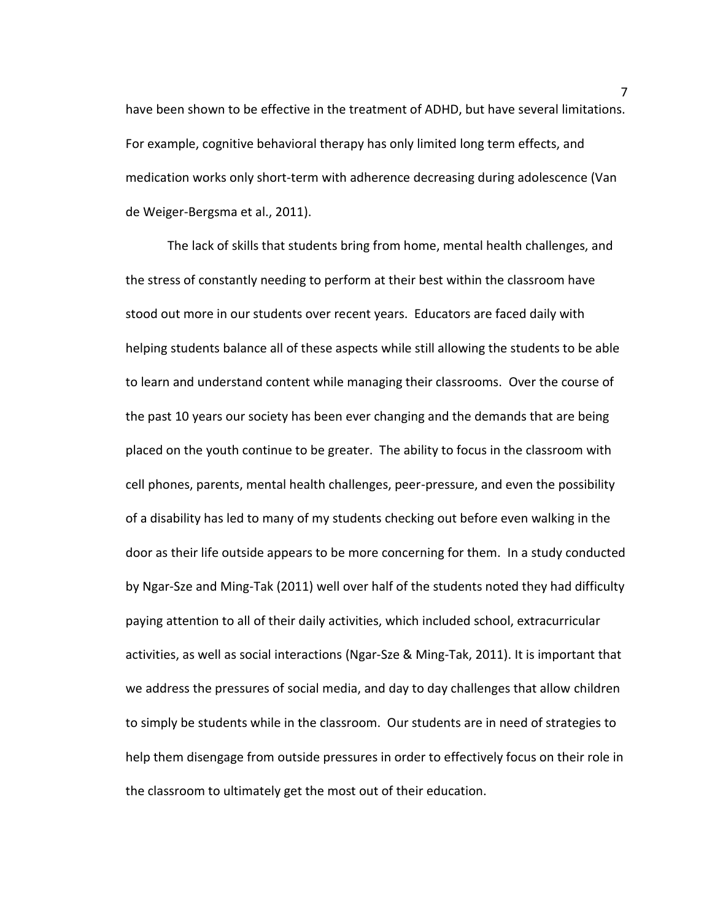have been shown to be effective in the treatment of ADHD, but have several limitations. For example, cognitive behavioral therapy has only limited long term effects, and medication works only short-term with adherence decreasing during adolescence (Van de Weiger-Bergsma et al., 2011).

The lack of skills that students bring from home, mental health challenges, and the stress of constantly needing to perform at their best within the classroom have stood out more in our students over recent years. Educators are faced daily with helping students balance all of these aspects while still allowing the students to be able to learn and understand content while managing their classrooms. Over the course of the past 10 years our society has been ever changing and the demands that are being placed on the youth continue to be greater. The ability to focus in the classroom with cell phones, parents, mental health challenges, peer-pressure, and even the possibility of a disability has led to many of my students checking out before even walking in the door as their life outside appears to be more concerning for them. In a study conducted by Ngar-Sze and Ming-Tak (2011) well over half of the students noted they had difficulty paying attention to all of their daily activities, which included school, extracurricular activities, as well as social interactions (Ngar-Sze & Ming-Tak, 2011). It is important that we address the pressures of social media, and day to day challenges that allow children to simply be students while in the classroom. Our students are in need of strategies to help them disengage from outside pressures in order to effectively focus on their role in the classroom to ultimately get the most out of their education.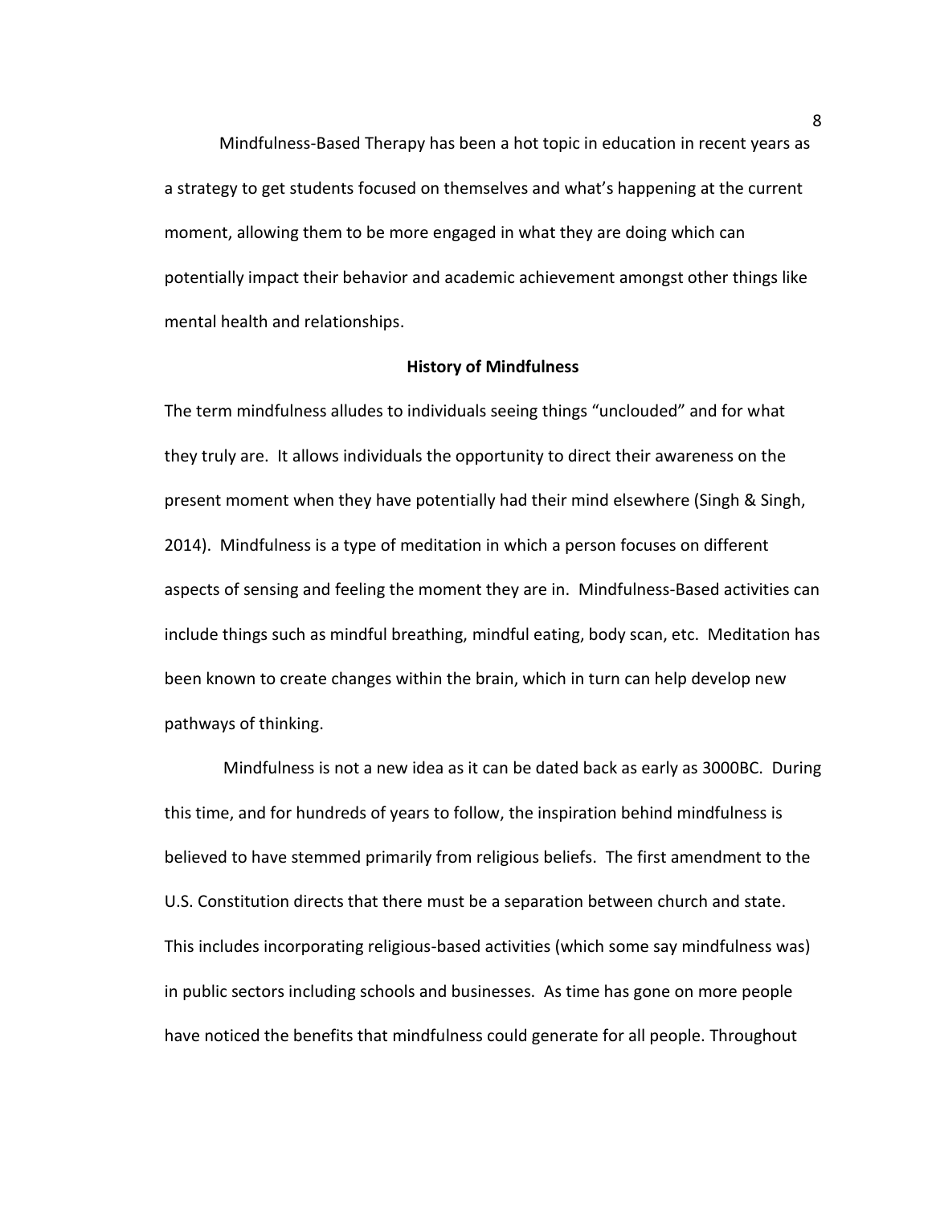Mindfulness-Based Therapy has been a hot topic in education in recent years as a strategy to get students focused on themselves and what's happening at the current moment, allowing them to be more engaged in what they are doing which can potentially impact their behavior and academic achievement amongst other things like mental health and relationships.

## History of Mindfulness

The term mindfulness alludes to individuals seeing things "unclouded" and for what they truly are. It allows individuals the opportunity to direct their awareness on the present moment when they have potentially had their mind elsewhere (Singh & Singh, 2014). Mindfulness is a type of meditation in which a person focuses on different aspects of sensing and feeling the moment they are in. Mindfulness-Based activities can include things such as mindful breathing, mindful eating, body scan, etc. Meditation has been known to create changes within the brain, which in turn can help develop new pathways of thinking.

Mindfulness is not a new idea as it can be dated back as early as 3000BC. During this time, and for hundreds of years to follow, the inspiration behind mindfulness is believed to have stemmed primarily from religious beliefs. The first amendment to the U.S. Constitution directs that there must be a separation between church and state. This includes incorporating religious-based activities (which some say mindfulness was) in public sectors including schools and businesses. As time has gone on more people have noticed the benefits that mindfulness could generate for all people. Throughout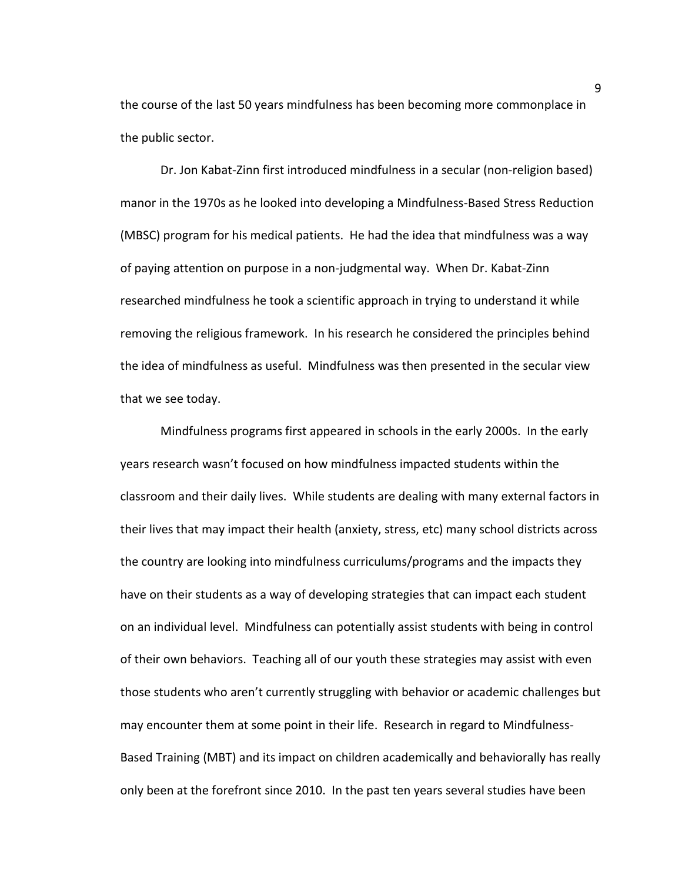the course of the last 50 years mindfulness has been becoming more commonplace in the public sector.

Dr. Jon Kabat-Zinn first introduced mindfulness in a secular (non-religion based) manor in the 1970s as he looked into developing a Mindfulness-Based Stress Reduction (MBSC) program for his medical patients. He had the idea that mindfulness was a way of paying attention on purpose in a non-judgmental way. When Dr. Kabat-Zinn researched mindfulness he took a scientific approach in trying to understand it while removing the religious framework. In his research he considered the principles behind the idea of mindfulness as useful. Mindfulness was then presented in the secular view that we see today.

Mindfulness programs first appeared in schools in the early 2000s. In the early years research wasn't focused on how mindfulness impacted students within the classroom and their daily lives. While students are dealing with many external factors in their lives that may impact their health (anxiety, stress, etc) many school districts across the country are looking into mindfulness curriculums/programs and the impacts they have on their students as a way of developing strategies that can impact each student on an individual level. Mindfulness can potentially assist students with being in control of their own behaviors. Teaching all of our youth these strategies may assist with even those students who aren't currently struggling with behavior or academic challenges but may encounter them at some point in their life. Research in regard to Mindfulness-Based Training (MBT) and its impact on children academically and behaviorally has really only been at the forefront since 2010. In the past ten years several studies have been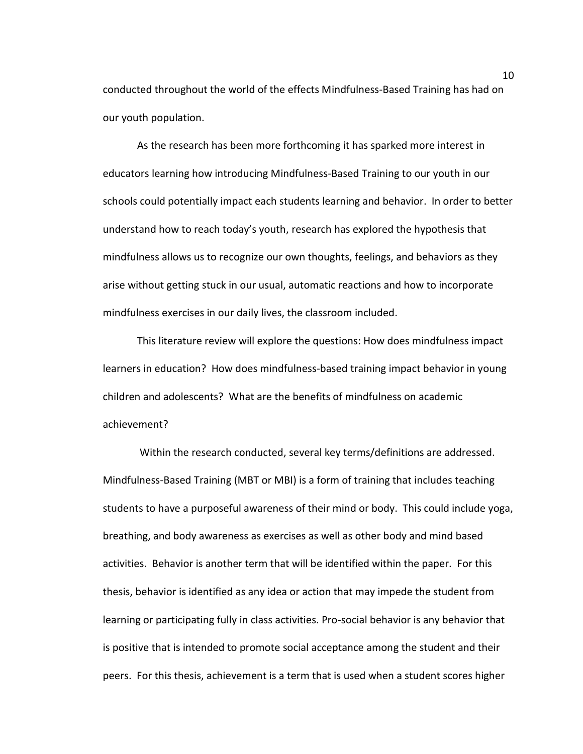conducted throughout the world of the effects Mindfulness-Based Training has had on our youth population.

As the research has been more forthcoming it has sparked more interest in educators learning how introducing Mindfulness-Based Training to our youth in our schools could potentially impact each students learning and behavior. In order to better understand how to reach today's youth, research has explored the hypothesis that mindfulness allows us to recognize our own thoughts, feelings, and behaviors as they arise without getting stuck in our usual, automatic reactions and how to incorporate mindfulness exercises in our daily lives, the classroom included.

This literature review will explore the questions: How does mindfulness impact learners in education? How does mindfulness-based training impact behavior in young children and adolescents? What are the benefits of mindfulness on academic achievement?

Within the research conducted, several key terms/definitions are addressed. Mindfulness-Based Training (MBT or MBI) is a form of training that includes teaching students to have a purposeful awareness of their mind or body. This could include yoga, breathing, and body awareness as exercises as well as other body and mind based activities. Behavior is another term that will be identified within the paper. For this thesis, behavior is identified as any idea or action that may impede the student from learning or participating fully in class activities. Pro-social behavior is any behavior that is positive that is intended to promote social acceptance among the student and their peers. For this thesis, achievement is a term that is used when a student scores higher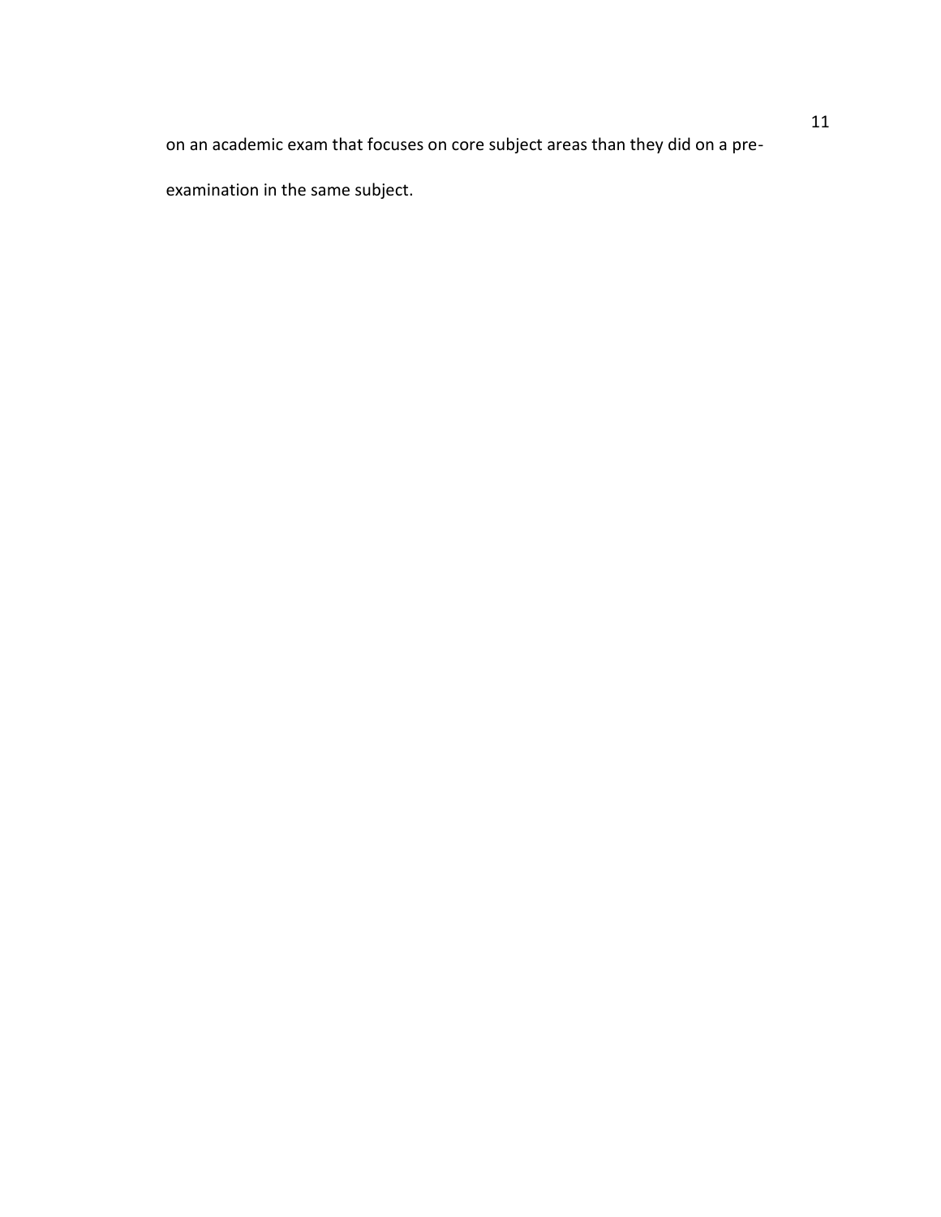on an academic exam that focuses on core subject areas than they did on a pre-examination in the same subject.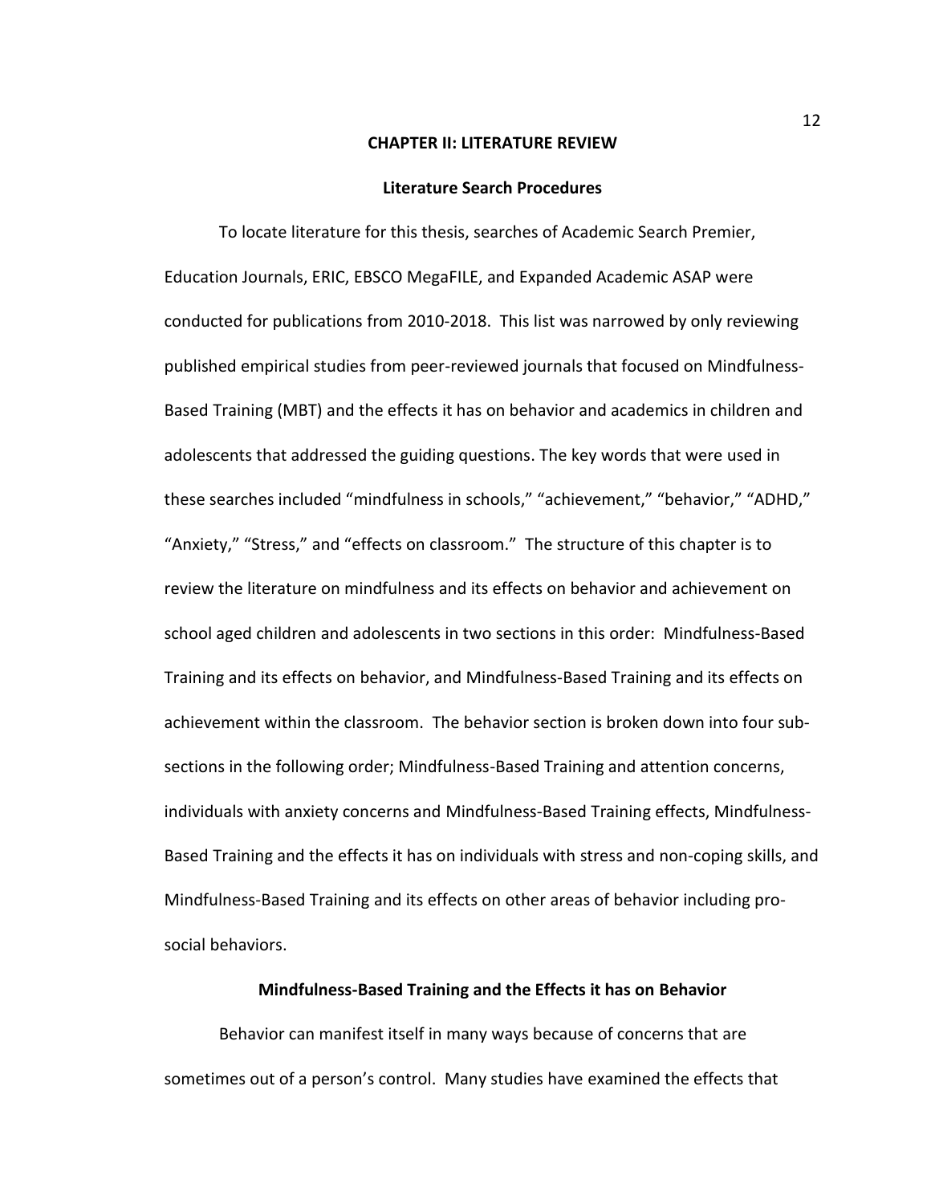# CHAPTER II: LITERATURE REVIEW

## Literature Search Procedures

To locate literature for this thesis, searches of Academic Search Premier, Education Journals, ERIC, EBSCO MegaFILE, and Expanded Academic ASAP were conducted for publications from 2010-2018. This list was narrowed by only reviewing published empirical studies from peer-reviewed journals that focused on Mindfulness-Based Training (MBT) and the effects it has on behavior and academics in children and adolescents that addressed the guiding questions. The key words that were used in these searches included "mindfulness in schools," "achievement," "behavior," "ADHD," "Anxiety," "Stress," and "effects on classroom." The structure of this chapter is to review the literature on mindfulness and its effects on behavior and achievement on school aged children and adolescents in two sections in this order: Mindfulness-Based Training and its effects on behavior, and Mindfulness-Based Training and its effects on achievement within the classroom. The behavior section is broken down into four sub-sections in the following order; Mindfulness-Based Training and attention concerns, individuals with anxiety concerns and Mindfulness-Based Training effects, Mindfulness-Based Training and the effects it has on individuals with stress and non-coping skills, and Mindfulness-Based Training and its effects on other areas of behavior including pro-social behaviors.

## Mindfulness-Based Training and the Effects it has on Behavior

Behavior can manifest itself in many ways because of concerns that are sometimes out of a person's control. Many studies have examined the effects that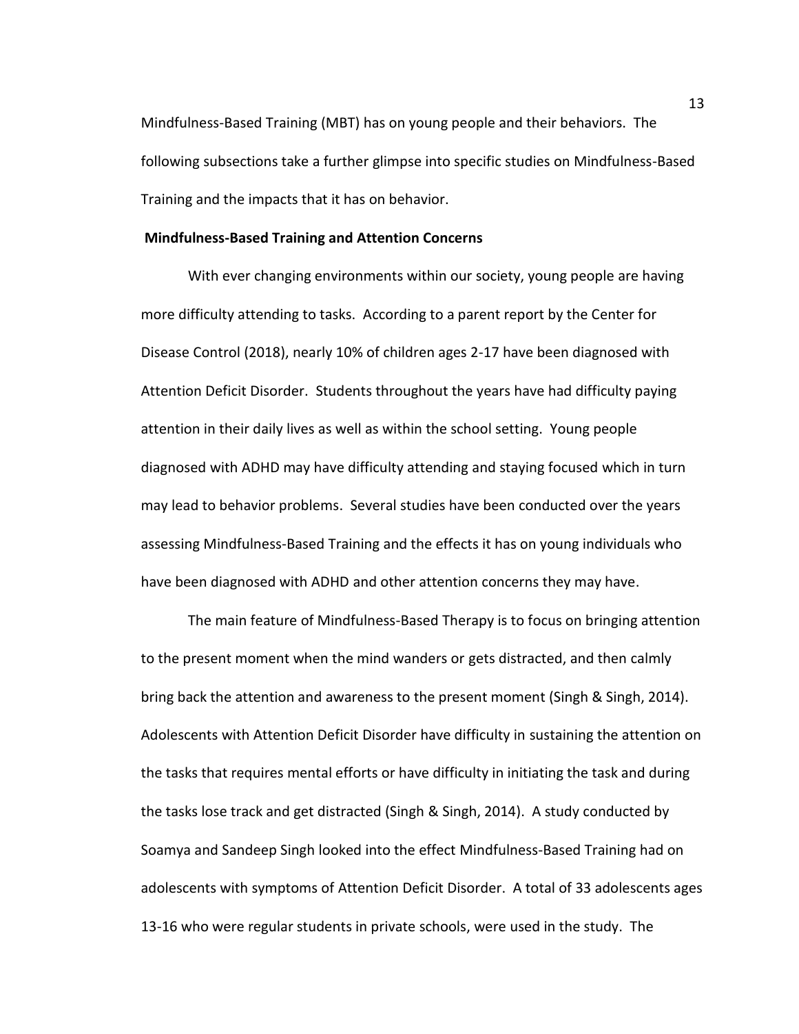Mindfulness-Based Training (MBT) has on young people and their behaviors. The following subsections take a further glimpse into specific studies on Mindfulness-Based Training and the impacts that it has on behavior.

**Mindfulness-Based Training and Attention Concerns**

With ever changing environments within our society, young people are having more difficulty attending to tasks. According to a parent report by the Center for Disease Control (2018), nearly 10% of children ages 2-17 have been diagnosed with Attention Deficit Disorder. Students throughout the years have had difficulty paying attention in their daily lives as well as within the school setting. Young people diagnosed with ADHD may have difficulty attending and staying focused which in turn may lead to behavior problems. Several studies have been conducted over the years assessing Mindfulness-Based Training and the effects it has on young individuals who have been diagnosed with ADHD and other attention concerns they may have.

The main feature of Mindfulness-Based Therapy is to focus on bringing attention to the present moment when the mind wanders or gets distracted, and then calmly bring back the attention and awareness to the present moment (Singh & Singh, 2014). Adolescents with Attention Deficit Disorder have difficulty in sustaining the attention on the tasks that requires mental efforts or have difficulty in initiating the task and during the tasks lose track and get distracted (Singh & Singh, 2014). A study conducted by Soamya and Sandeep Singh looked into the effect Mindfulness-Based Training had on adolescents with symptoms of Attention Deficit Disorder. A total of 33 adolescents ages 13-16 who were regular students in private schools, were used in the study. The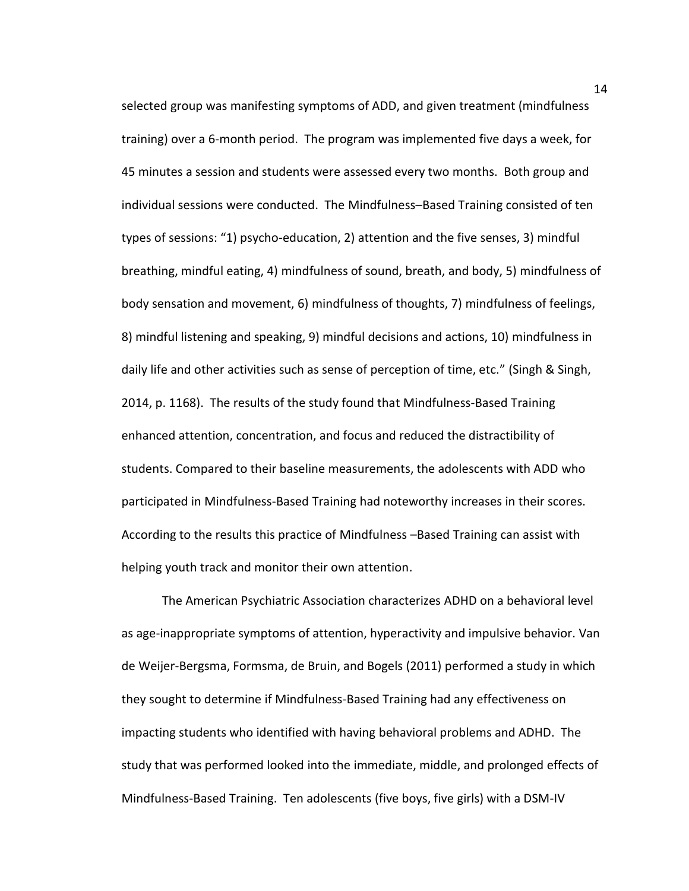selected group was manifesting symptoms of ADD, and given treatment (mindfulness training) over a 6-month period. The program was implemented five days a week, for 45 minutes a session and students were assessed every two months. Both group and individual sessions were conducted. The Mindfulness–Based Training consisted of ten types of sessions: "1) psycho-education, 2) attention and the five senses, 3) mindful breathing, mindful eating, 4) mindfulness of sound, breath, and body, 5) mindfulness of body sensation and movement, 6) mindfulness of thoughts, 7) mindfulness of feelings, 8) mindful listening and speaking, 9) mindful decisions and actions, 10) mindfulness in daily life and other activities such as sense of perception of time, etc." (Singh & Singh, 2014, p. 1168). The results of the study found that Mindfulness-Based Training enhanced attention, concentration, and focus and reduced the distractibility of students. Compared to their baseline measurements, the adolescents with ADD who participated in Mindfulness-Based Training had noteworthy increases in their scores. According to the results this practice of Mindfulness –Based Training can assist with helping youth track and monitor their own attention.

The American Psychiatric Association characterizes ADHD on a behavioral level as age-inappropriate symptoms of attention, hyperactivity and impulsive behavior. Van de Weijer-Bergsma, Formsma, de Bruin, and Bogels (2011) performed a study in which they sought to determine if Mindfulness-Based Training had any effectiveness on impacting students who identified with having behavioral problems and ADHD. The study that was performed looked into the immediate, middle, and prolonged effects of Mindfulness-Based Training. Ten adolescents (five boys, five girls) with a DSM-IV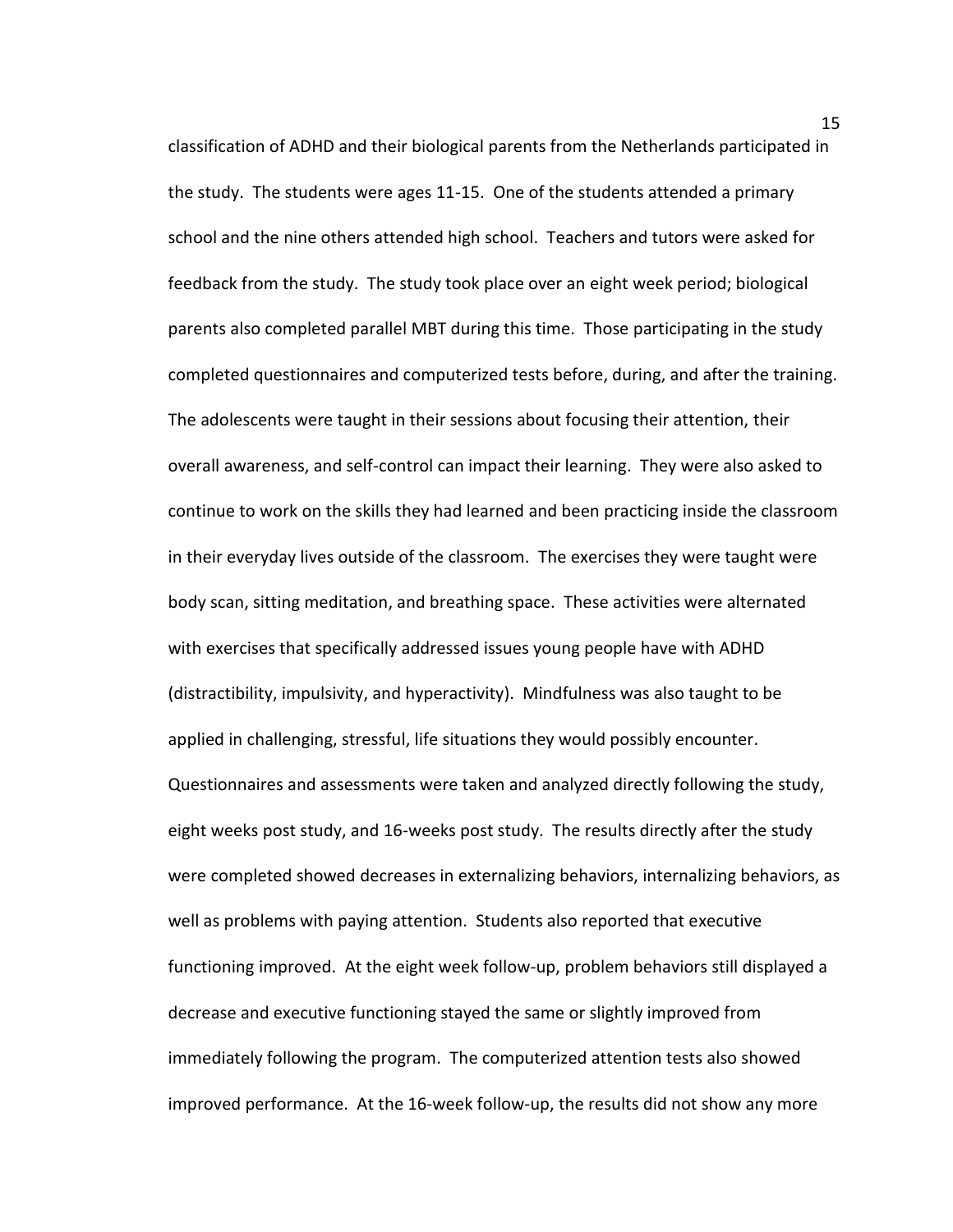classification of ADHD and their biological parents from the Netherlands participated in the study. The students were ages 11-15. One of the students attended a primary school and the nine others attended high school. Teachers and tutors were asked for feedback from the study. The study took place over an eight week period; biological parents also completed parallel MBT during this time. Those participating in the study completed questionnaires and computerized tests before, during, and after the training. The adolescents were taught in their sessions about focusing their attention, their overall awareness, and self-control can impact their learning. They were also asked to continue to work on the skills they had learned and been practicing inside the classroom in their everyday lives outside of the classroom. The exercises they were taught were body scan, sitting meditation, and breathing space. These activities were alternated with exercises that specifically addressed issues young people have with ADHD (distractibility, impulsivity, and hyperactivity). Mindfulness was also taught to be applied in challenging, stressful, life situations they would possibly encounter. Questionnaires and assessments were taken and analyzed directly following the study, eight weeks post study, and 16-weeks post study. The results directly after the study were completed showed decreases in externalizing behaviors, internalizing behaviors, as well as problems with paying attention. Students also reported that executive functioning improved. At the eight week follow-up, problem behaviors still displayed a decrease and executive functioning stayed the same or slightly improved from immediately following the program. The computerized attention tests also showed improved performance. At the 16-week follow-up, the results did not show any more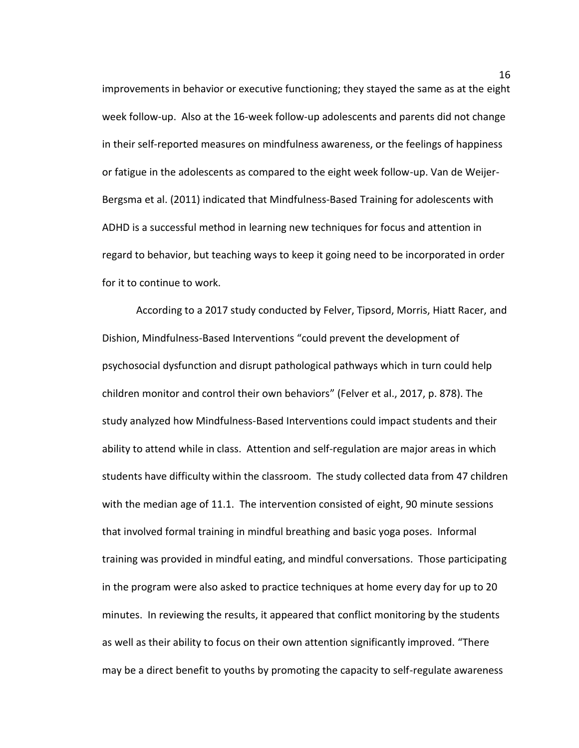improvements in behavior or executive functioning; they stayed the same as at the eight week follow-up. Also at the 16-week follow-up adolescents and parents did not change in their self-reported measures on mindfulness awareness, or the feelings of happiness or fatigue in the adolescents as compared to the eight week follow-up. Van de Weijer-Bergsma et al. (2011) indicated that Mindfulness-Based Training for adolescents with ADHD is a successful method in learning new techniques for focus and attention in regard to behavior, but teaching ways to keep it going need to be incorporated in order for it to continue to work.

According to a 2017 study conducted by Felver, Tipsord, Morris, Hiatt Racer, and Dishion, Mindfulness-Based Interventions "could prevent the development of psychosocial dysfunction and disrupt pathological pathways which in turn could help children monitor and control their own behaviors" (Felver et al., 2017, p. 878). The study analyzed how Mindfulness-Based Interventions could impact students and their ability to attend while in class. Attention and self-regulation are major areas in which students have difficulty within the classroom. The study collected data from 47 children with the median age of 11.1. The intervention consisted of eight, 90 minute sessions that involved formal training in mindful breathing and basic yoga poses. Informal training was provided in mindful eating, and mindful conversations. Those participating in the program were also asked to practice techniques at home every day for up to 20 minutes. In reviewing the results, it appeared that conflict monitoring by the students as well as their ability to focus on their own attention significantly improved. "There may be a direct benefit to youths by promoting the capacity to self-regulate awareness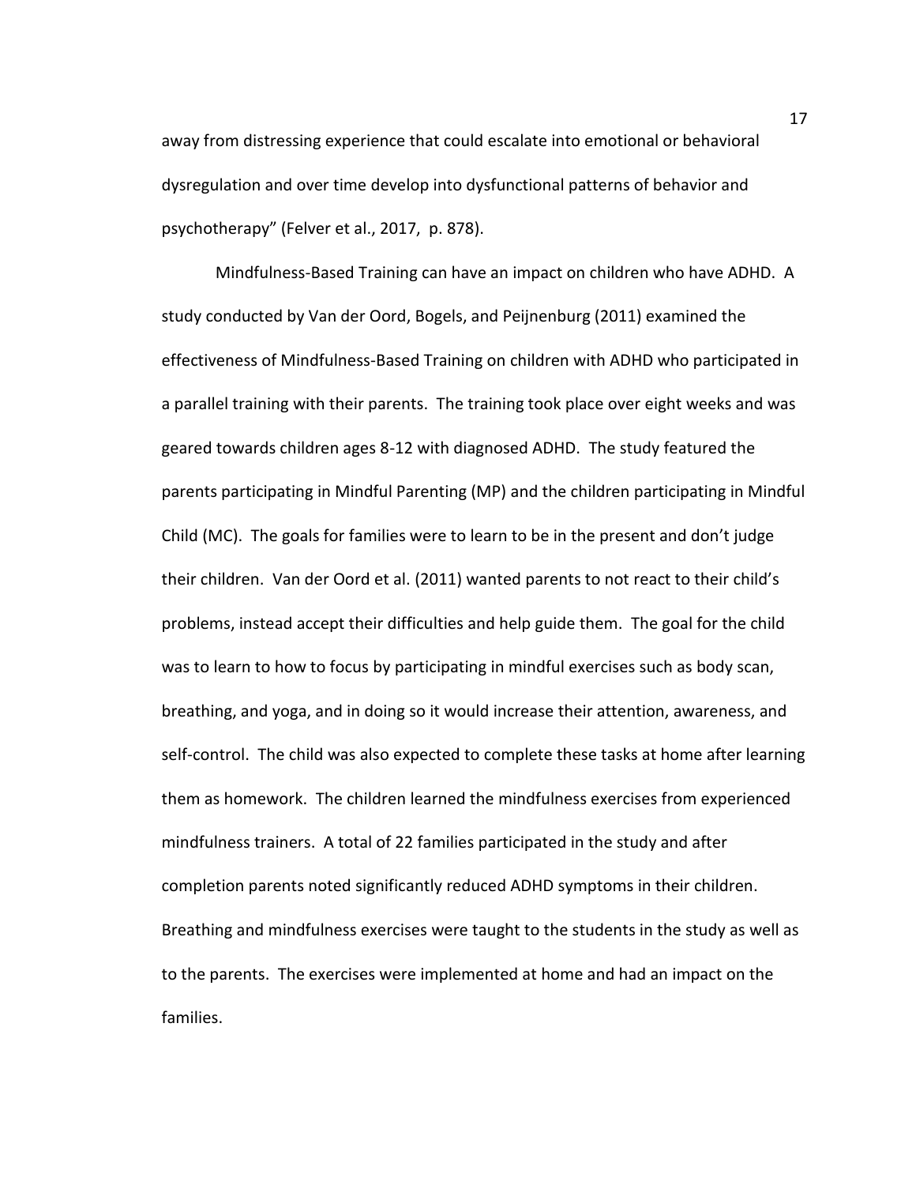away from distressing experience that could escalate into emotional or behavioral dysregulation and over time develop into dysfunctional patterns of behavior and psychotherapy" (Felver et al., 2017, p. 878).

Mindfulness-Based Training can have an impact on children who have ADHD. A study conducted by Van der Oord, Bogels, and Peijnenburg (2011) examined the effectiveness of Mindfulness-Based Training on children with ADHD who participated in a parallel training with their parents. The training took place over eight weeks and was geared towards children ages 8-12 with diagnosed ADHD. The study featured the parents participating in Mindful Parenting (MP) and the children participating in Mindful Child (MC). The goals for families were to learn to be in the present and don't judge their children. Van der Oord et al. (2011) wanted parents to not react to their child's problems, instead accept their difficulties and help guide them. The goal for the child was to learn to how to focus by participating in mindful exercises such as body scan, breathing, and yoga, and in doing so it would increase their attention, awareness, and self-control. The child was also expected to complete these tasks at home after learning them as homework. The children learned the mindfulness exercises from experienced mindfulness trainers. A total of 22 families participated in the study and after completion parents noted significantly reduced ADHD symptoms in their children. Breathing and mindfulness exercises were taught to the students in the study as well as to the parents. The exercises were implemented at home and had an impact on the families.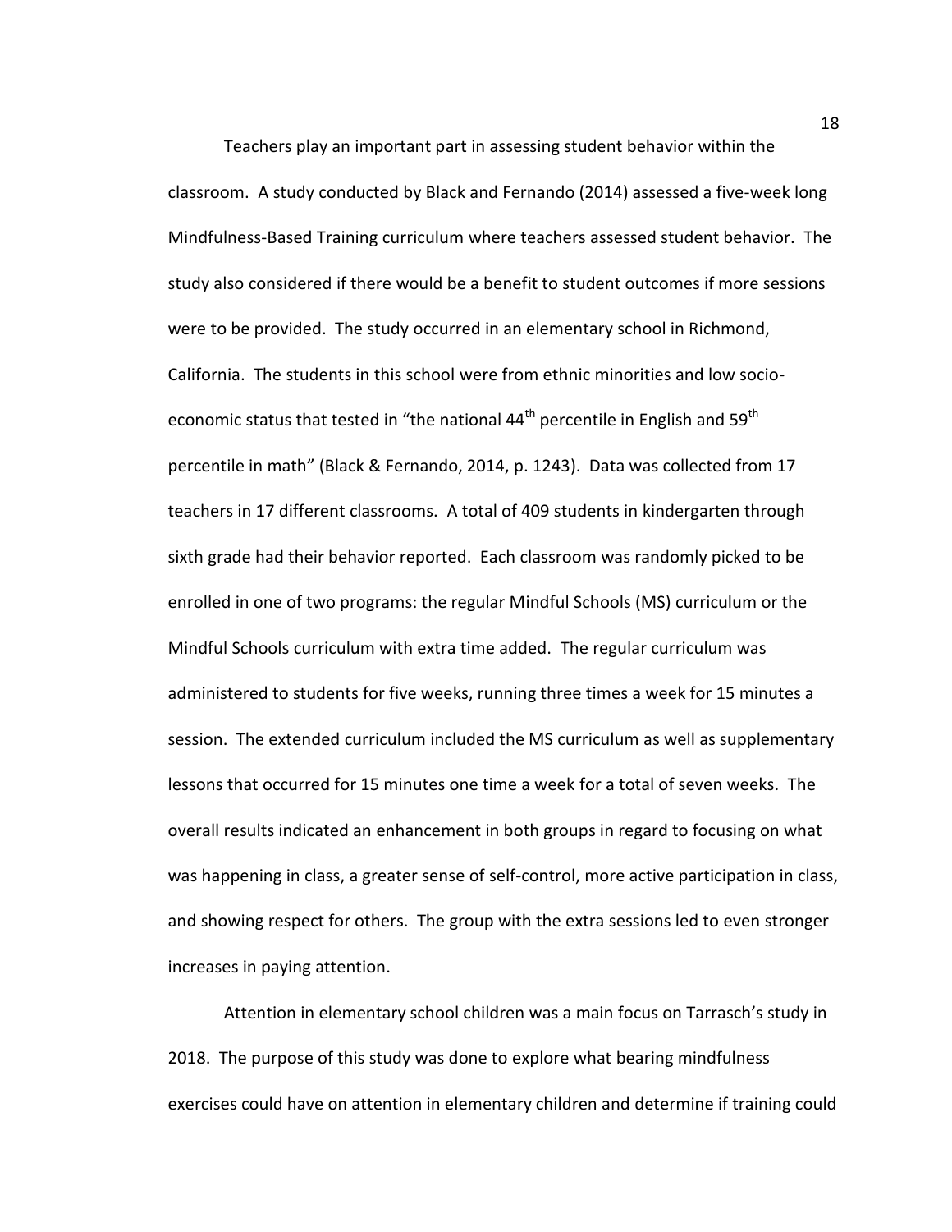Teachers play an important part in assessing student behavior within the classroom. A study conducted by Black and Fernando (2014) assessed a five-week long Mindfulness-Based Training curriculum where teachers assessed student behavior. The study also considered if there would be a benefit to student outcomes if more sessions were to be provided. The study occurred in an elementary school in Richmond, California. The students in this school were from ethnic minorities and low socio-economic status that tested in "the national 44th percentile in English and 59th percentile in math" (Black & Fernando, 2014, p. 1243). Data was collected from 17 teachers in 17 different classrooms. A total of 409 students in kindergarten through sixth grade had their behavior reported. Each classroom was randomly picked to be enrolled in one of two programs: the regular Mindful Schools (MS) curriculum or the Mindful Schools curriculum with extra time added. The regular curriculum was administered to students for five weeks, running three times a week for 15 minutes a session. The extended curriculum included the MS curriculum as well as supplementary lessons that occurred for 15 minutes one time a week for a total of seven weeks. The overall results indicated an enhancement in both groups in regard to focusing on what was happening in class, a greater sense of self-control, more active participation in class, and showing respect for others. The group with the extra sessions led to even stronger increases in paying attention.

Attention in elementary school children was a main focus on Tarrasch's study in 2018. The purpose of this study was done to explore what bearing mindfulness exercises could have on attention in elementary children and determine if training could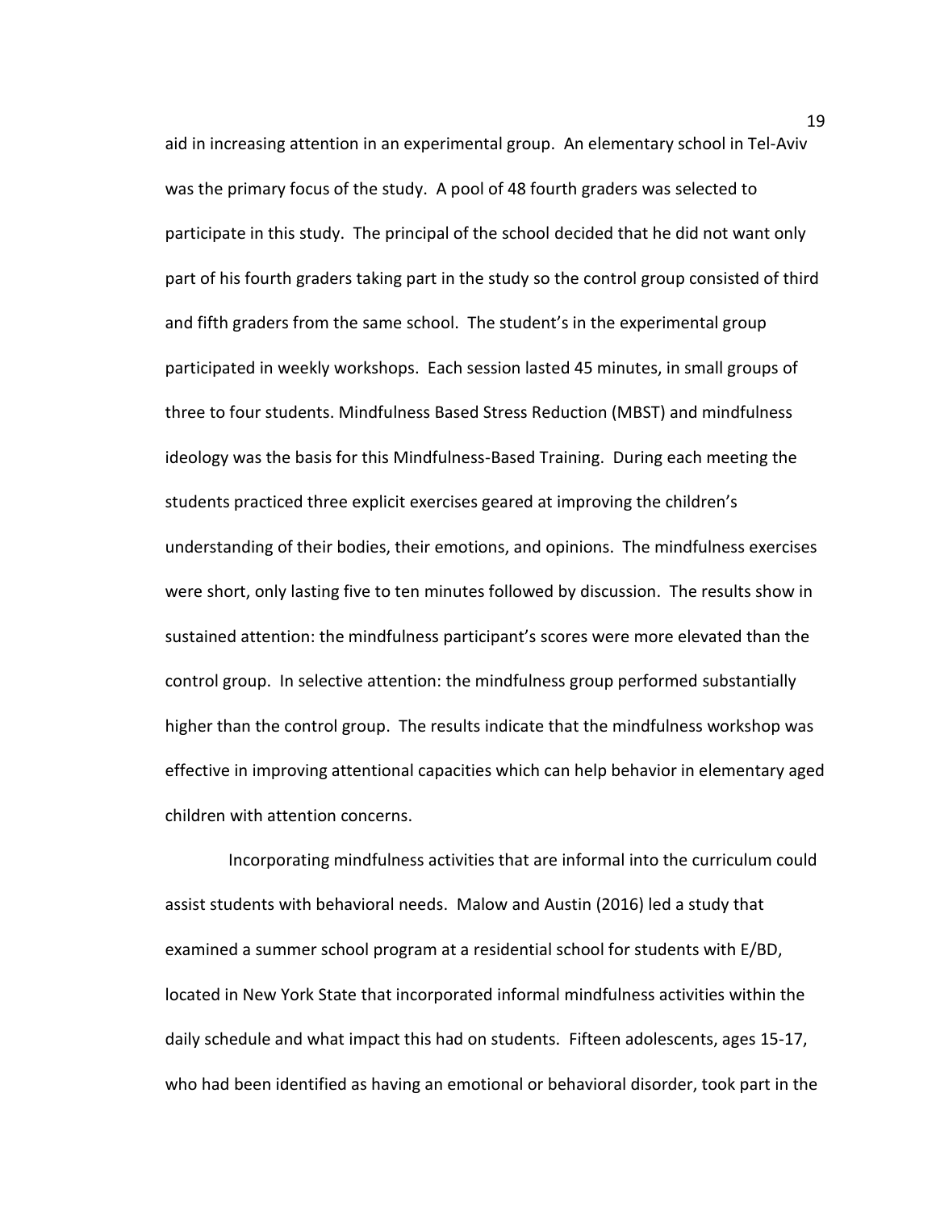aid in increasing attention in an experimental group. An elementary school in Tel-Aviv was the primary focus of the study. A pool of 48 fourth graders was selected to participate in this study. The principal of the school decided that he did not want only part of his fourth graders taking part in the study so the control group consisted of third and fifth graders from the same school. The student's in the experimental group participated in weekly workshops. Each session lasted 45 minutes, in small groups of three to four students. Mindfulness Based Stress Reduction (MBST) and mindfulness ideology was the basis for this Mindfulness-Based Training. During each meeting the students practiced three explicit exercises geared at improving the children's understanding of their bodies, their emotions, and opinions. The mindfulness exercises were short, only lasting five to ten minutes followed by discussion. The results show in sustained attention: the mindfulness participant's scores were more elevated than the control group. In selective attention: the mindfulness group performed substantially higher than the control group. The results indicate that the mindfulness workshop was effective in improving attentional capacities which can help behavior in elementary aged children with attention concerns.

Incorporating mindfulness activities that are informal into the curriculum could assist students with behavioral needs. Malow and Austin (2016) led a study that examined a summer school program at a residential school for students with E/BD, located in New York State that incorporated informal mindfulness activities within the daily schedule and what impact this had on students. Fifteen adolescents, ages 15-17, who had been identified as having an emotional or behavioral disorder, took part in the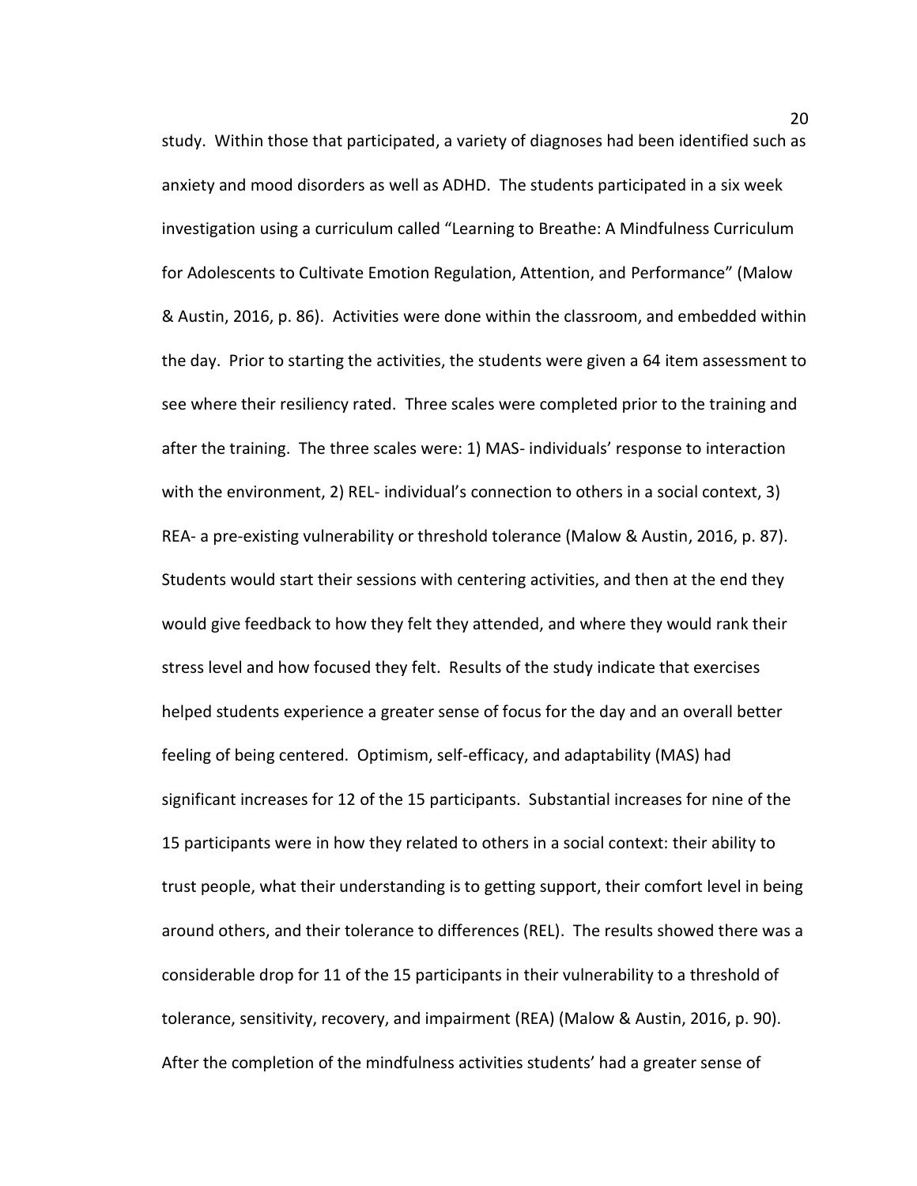study. Within those that participated, a variety of diagnoses had been identified such as anxiety and mood disorders as well as ADHD. The students participated in a six week investigation using a curriculum called "Learning to Breathe: A Mindfulness Curriculum for Adolescents to Cultivate Emotion Regulation, Attention, and Performance" (Malow & Austin, 2016, p. 86). Activities were done within the classroom, and embedded within the day. Prior to starting the activities, the students were given a 64 item assessment to see where their resiliency rated. Three scales were completed prior to the training and after the training. The three scales were: 1) MAS- individuals' response to interaction with the environment, 2) REL- individual's connection to others in a social context, 3) REA- a pre-existing vulnerability or threshold tolerance (Malow & Austin, 2016, p. 87). Students would start their sessions with centering activities, and then at the end they would give feedback to how they felt they attended, and where they would rank their stress level and how focused they felt. Results of the study indicate that exercises helped students experience a greater sense of focus for the day and an overall better feeling of being centered. Optimism, self-efficacy, and adaptability (MAS) had significant increases for 12 of the 15 participants. Substantial increases for nine of the 15 participants were in how they related to others in a social context: their ability to trust people, what their understanding is to getting support, their comfort level in being around others, and their tolerance to differences (REL). The results showed there was a considerable drop for 11 of the 15 participants in their vulnerability to a threshold of tolerance, sensitivity, recovery, and impairment (REA) (Malow & Austin, 2016, p. 90). After the completion of the mindfulness activities students' had a greater sense of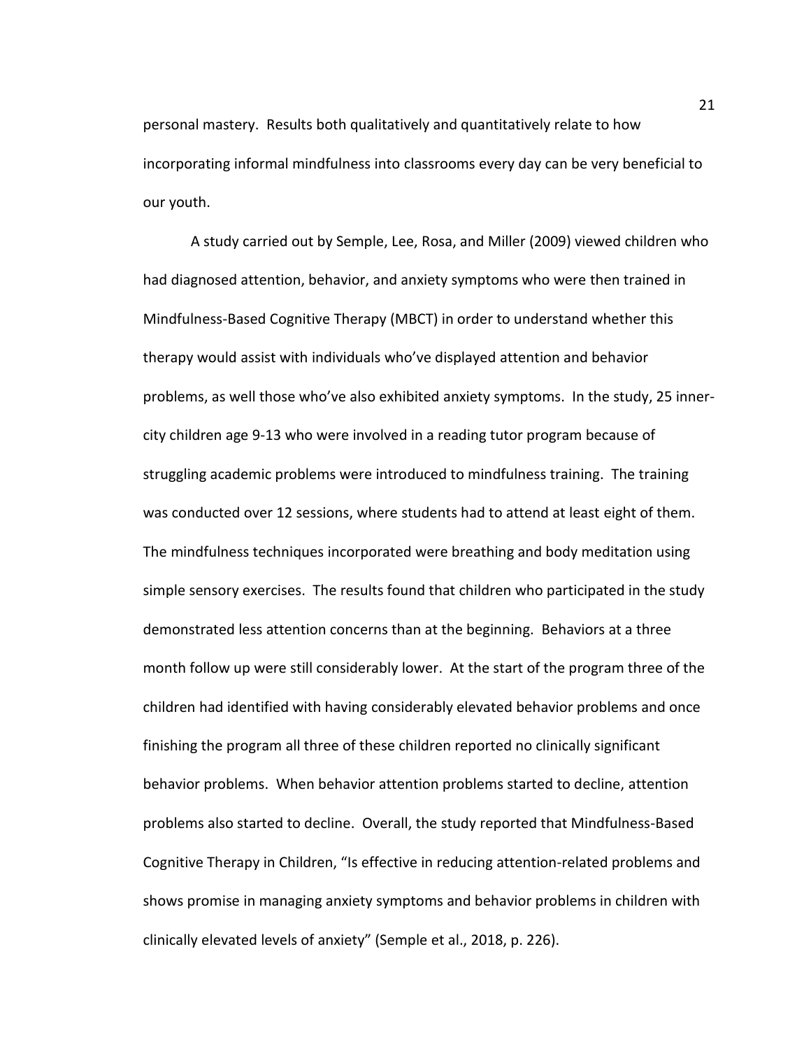personal mastery. Results both qualitatively and quantitatively relate to how incorporating informal mindfulness into classrooms every day can be very beneficial to our youth.

A study carried out by Semple, Lee, Rosa, and Miller (2009) viewed children who had diagnosed attention, behavior, and anxiety symptoms who were then trained in Mindfulness-Based Cognitive Therapy (MBCT) in order to understand whether this therapy would assist with individuals who've displayed attention and behavior problems, as well those who've also exhibited anxiety symptoms. In the study, 25 inner-city children age 9-13 who were involved in a reading tutor program because of struggling academic problems were introduced to mindfulness training. The training was conducted over 12 sessions, where students had to attend at least eight of them. The mindfulness techniques incorporated were breathing and body meditation using simple sensory exercises. The results found that children who participated in the study demonstrated less attention concerns than at the beginning. Behaviors at a three month follow up were still considerably lower. At the start of the program three of the children had identified with having considerably elevated behavior problems and once finishing the program all three of these children reported no clinically significant behavior problems. When behavior attention problems started to decline, attention problems also started to decline. Overall, the study reported that Mindfulness-Based Cognitive Therapy in Children, "Is effective in reducing attention-related problems and shows promise in managing anxiety symptoms and behavior problems in children with clinically elevated levels of anxiety" (Semple et al., 2018, p. 226).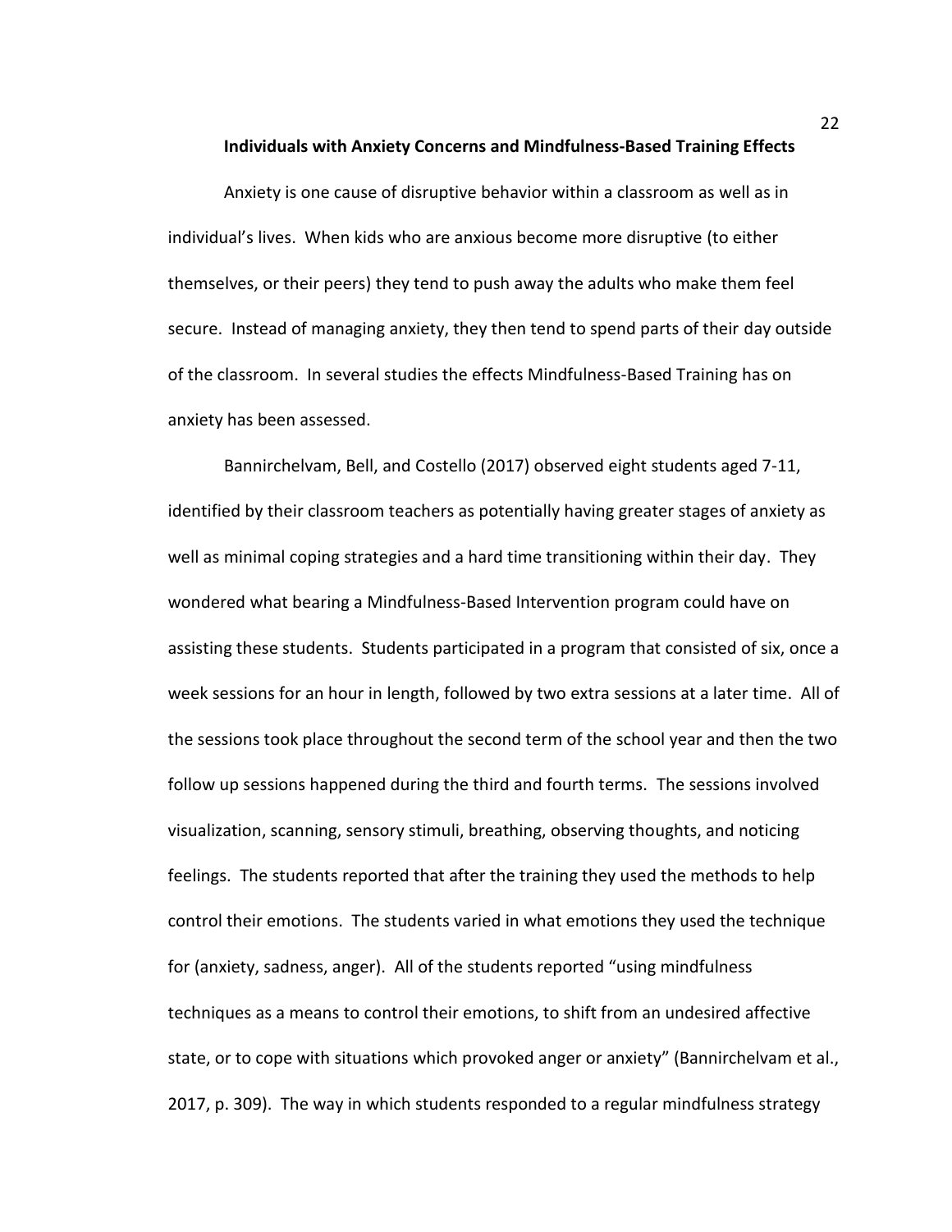**Individuals with Anxiety Concerns and Mindfulness-Based Training Effects**

Anxiety is one cause of disruptive behavior within a classroom as well as in individual's lives. When kids who are anxious become more disruptive (to either themselves, or their peers) they tend to push away the adults who make them feel secure. Instead of managing anxiety, they then tend to spend parts of their day outside of the classroom. In several studies the effects Mindfulness-Based Training has on anxiety has been assessed.

Bannirchelvam, Bell, and Costello (2017) observed eight students aged 7-11, identified by their classroom teachers as potentially having greater stages of anxiety as well as minimal coping strategies and a hard time transitioning within their day. They wondered what bearing a Mindfulness-Based Intervention program could have on assisting these students. Students participated in a program that consisted of six, once a week sessions for an hour in length, followed by two extra sessions at a later time. All of the sessions took place throughout the second term of the school year and then the two follow up sessions happened during the third and fourth terms. The sessions involved visualization, scanning, sensory stimuli, breathing, observing thoughts, and noticing feelings. The students reported that after the training they used the methods to help control their emotions. The students varied in what emotions they used the technique for (anxiety, sadness, anger). All of the students reported "using mindfulness techniques as a means to control their emotions, to shift from an undesired affective state, or to cope with situations which provoked anger or anxiety" (Bannirchelvam et al., 2017, p. 309). The way in which students responded to a regular mindfulness strategy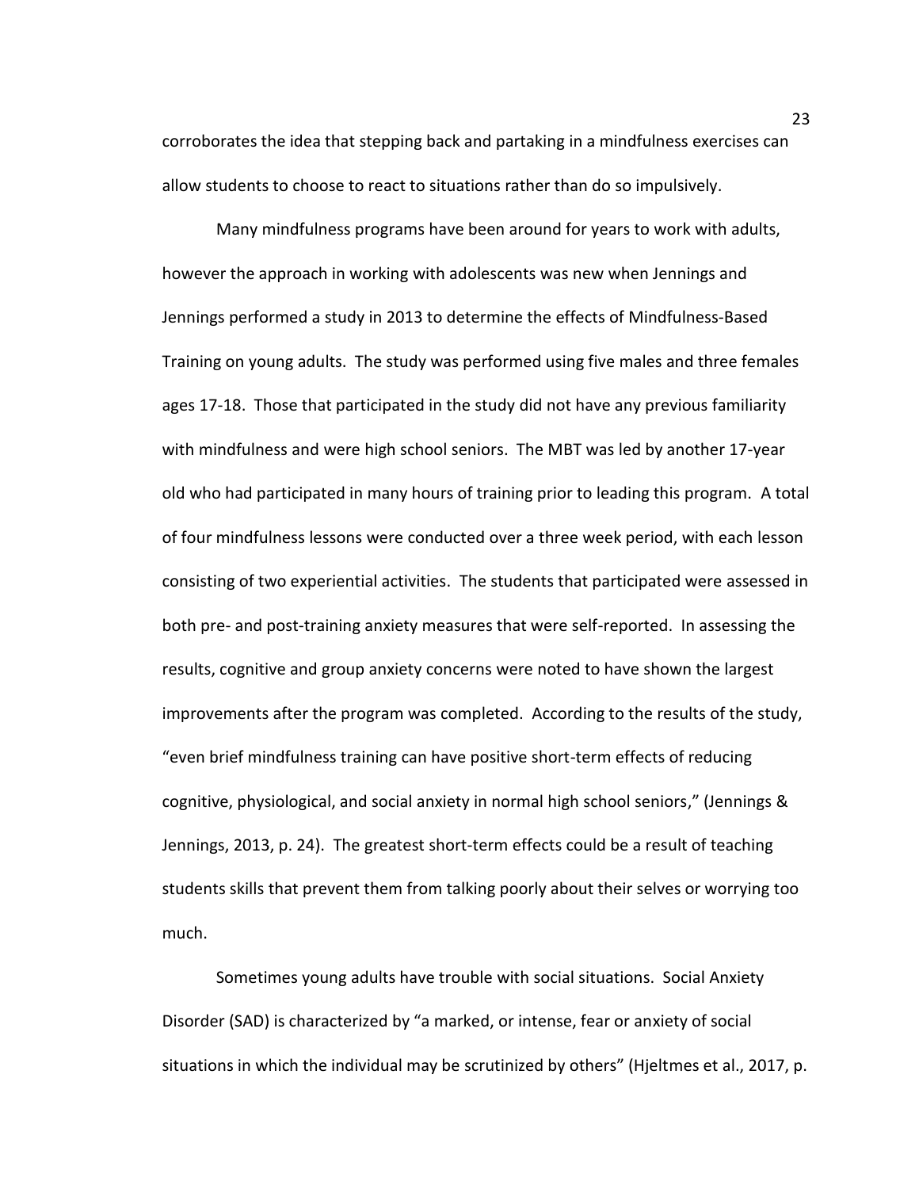corroborates the idea that stepping back and partaking in a mindfulness exercises can allow students to choose to react to situations rather than do so impulsively.

Many mindfulness programs have been around for years to work with adults, however the approach in working with adolescents was new when Jennings and Jennings performed a study in 2013 to determine the effects of Mindfulness-Based Training on young adults. The study was performed using five males and three females ages 17-18. Those that participated in the study did not have any previous familiarity with mindfulness and were high school seniors. The MBT was led by another 17-year old who had participated in many hours of training prior to leading this program. A total of four mindfulness lessons were conducted over a three week period, with each lesson consisting of two experiential activities. The students that participated were assessed in both pre- and post-training anxiety measures that were self-reported. In assessing the results, cognitive and group anxiety concerns were noted to have shown the largest improvements after the program was completed. According to the results of the study, "even brief mindfulness training can have positive short-term effects of reducing cognitive, physiological, and social anxiety in normal high school seniors," (Jennings & Jennings, 2013, p. 24). The greatest short-term effects could be a result of teaching students skills that prevent them from talking poorly about their selves or worrying too much.

Sometimes young adults have trouble with social situations. Social Anxiety Disorder (SAD) is characterized by "a marked, or intense, fear or anxiety of social situations in which the individual may be scrutinized by others" (Hjeltmes et al., 2017, p.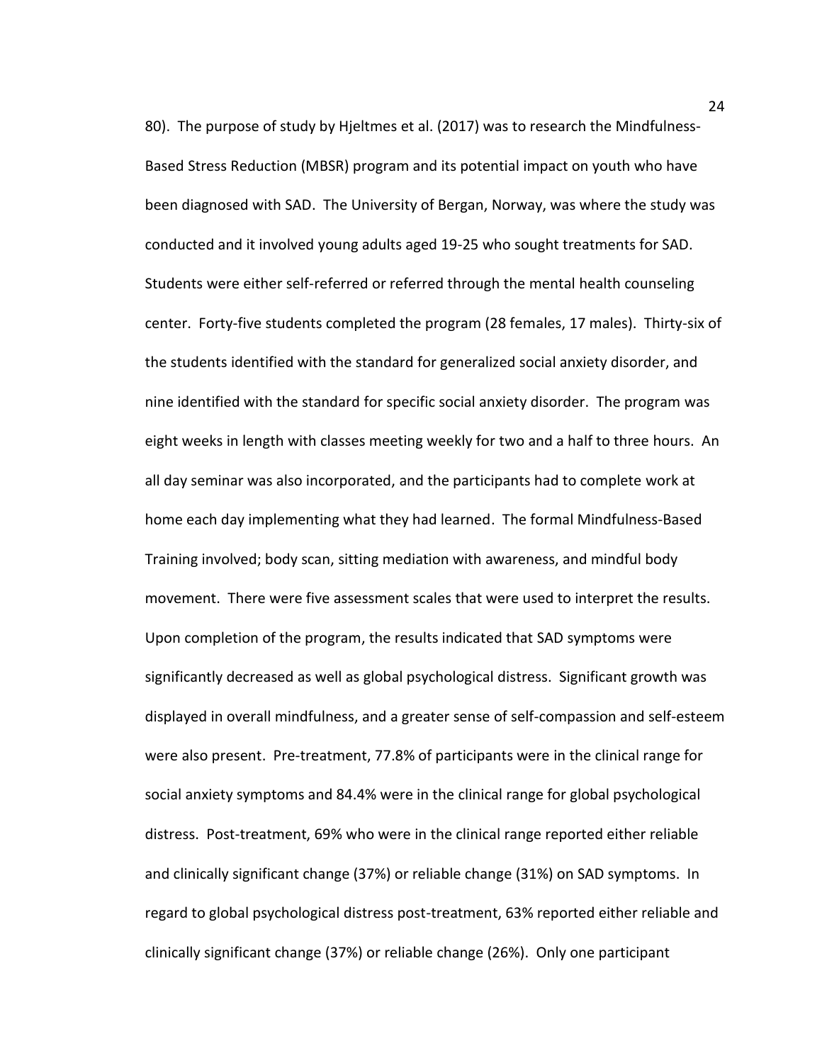80). The purpose of study by Hjeltmes et al. (2017) was to research the Mindfulness-Based Stress Reduction (MBSR) program and its potential impact on youth who have been diagnosed with SAD. The University of Bergan, Norway, was where the study was conducted and it involved young adults aged 19-25 who sought treatments for SAD. Students were either self-referred or referred through the mental health counseling center. Forty-five students completed the program (28 females, 17 males). Thirty-six of the students identified with the standard for generalized social anxiety disorder, and nine identified with the standard for specific social anxiety disorder. The program was eight weeks in length with classes meeting weekly for two and a half to three hours. An all day seminar was also incorporated, and the participants had to complete work at home each day implementing what they had learned. The formal Mindfulness-Based Training involved; body scan, sitting mediation with awareness, and mindful body movement. There were five assessment scales that were used to interpret the results. Upon completion of the program, the results indicated that SAD symptoms were significantly decreased as well as global psychological distress. Significant growth was displayed in overall mindfulness, and a greater sense of self-compassion and self-esteem were also present. Pre-treatment, 77.8% of participants were in the clinical range for social anxiety symptoms and 84.4% were in the clinical range for global psychological distress. Post-treatment, 69% who were in the clinical range reported either reliable and clinically significant change (37%) or reliable change (31%) on SAD symptoms. In regard to global psychological distress post-treatment, 63% reported either reliable and clinically significant change (37%) or reliable change (26%). Only one participant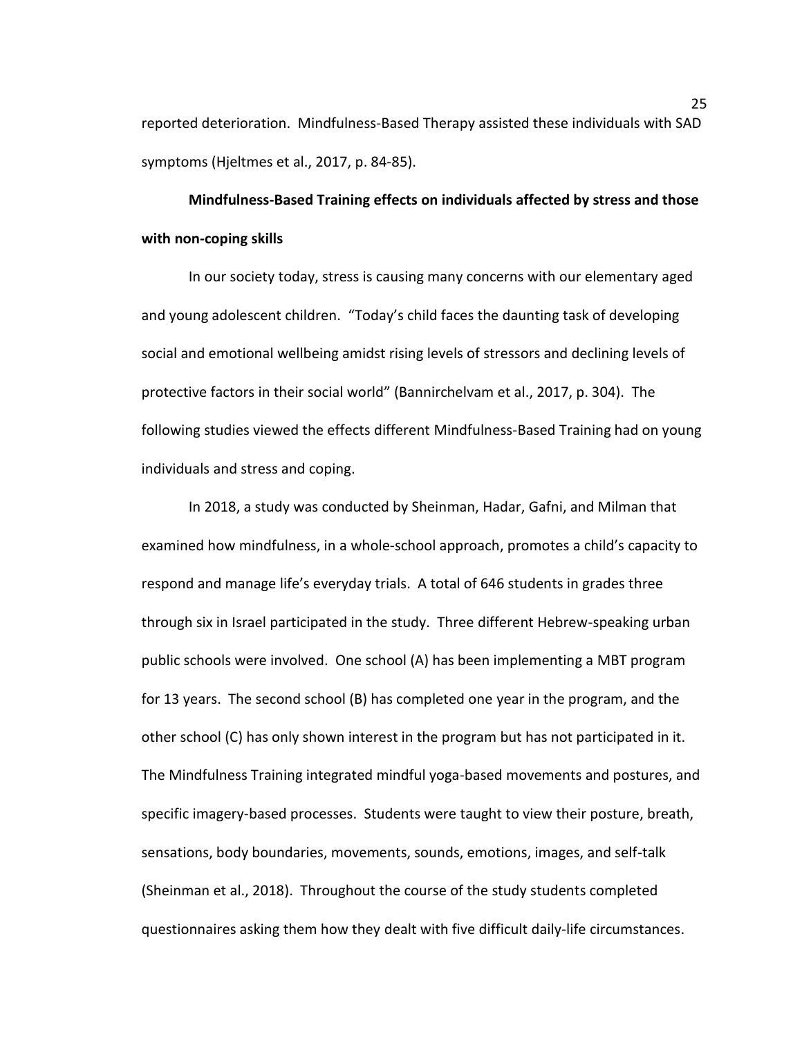reported deterioration. Mindfulness-Based Therapy assisted these individuals with SAD symptoms (Hjeltmes et al., 2017, p. 84-85).

**Mindfulness-Based Training effects on individuals affected by stress and those with non-coping skills**

In our society today, stress is causing many concerns with our elementary aged and young adolescent children. "Today's child faces the daunting task of developing social and emotional wellbeing amidst rising levels of stressors and declining levels of protective factors in their social world" (Bannirchelvam et al., 2017, p. 304). The following studies viewed the effects different Mindfulness-Based Training had on young individuals and stress and coping.

In 2018, a study was conducted by Sheinman, Hadar, Gafni, and Milman that examined how mindfulness, in a whole-school approach, promotes a child's capacity to respond and manage life's everyday trials. A total of 646 students in grades three through six in Israel participated in the study. Three different Hebrew-speaking urban public schools were involved. One school (A) has been implementing a MBT program for 13 years. The second school (B) has completed one year in the program, and the other school (C) has only shown interest in the program but has not participated in it. The Mindfulness Training integrated mindful yoga-based movements and postures, and specific imagery-based processes. Students were taught to view their posture, breath, sensations, body boundaries, movements, sounds, emotions, images, and self-talk (Sheinman et al., 2018). Throughout the course of the study students completed questionnaires asking them how they dealt with five difficult daily-life circumstances.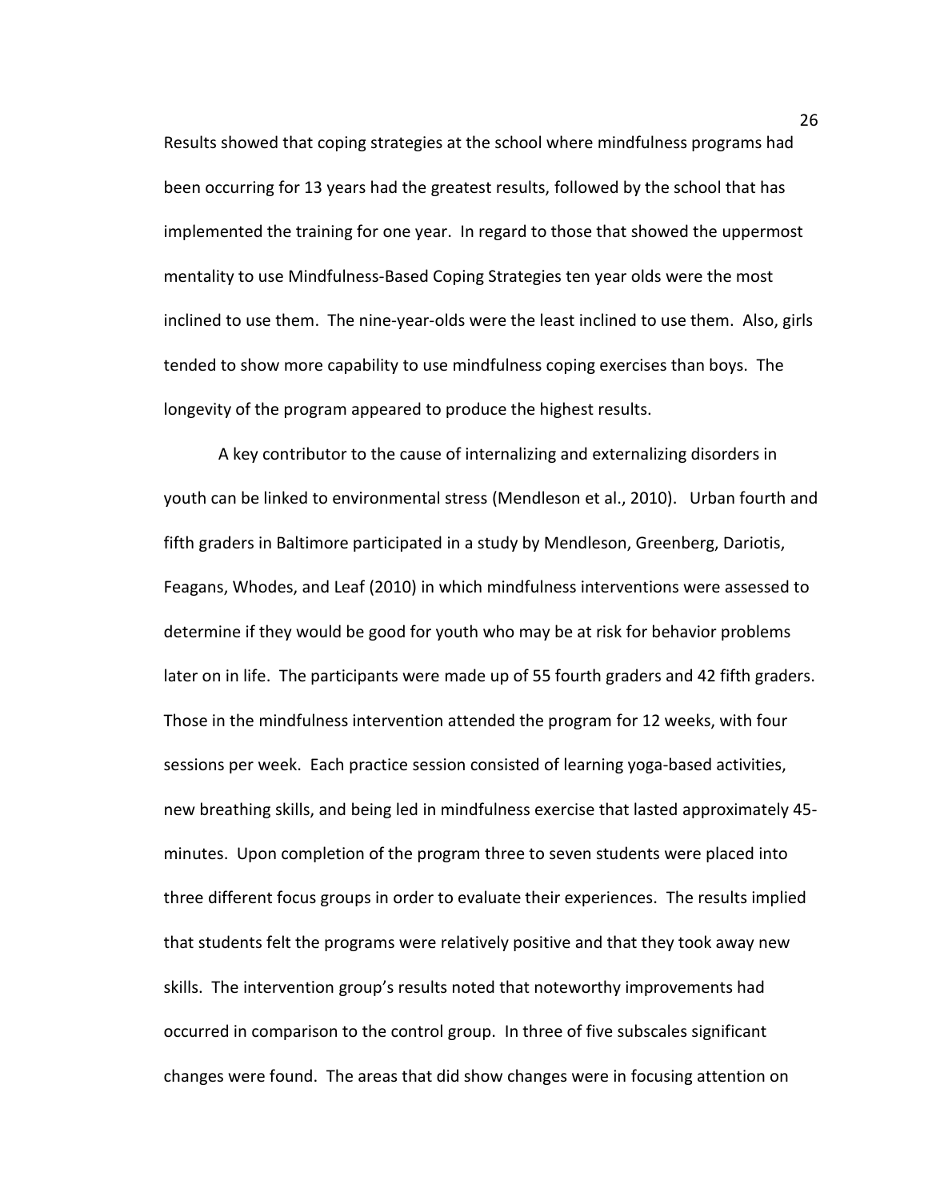Results showed that coping strategies at the school where mindfulness programs had been occurring for 13 years had the greatest results, followed by the school that has implemented the training for one year. In regard to those that showed the uppermost mentality to use Mindfulness-Based Coping Strategies ten year olds were the most inclined to use them. The nine-year-olds were the least inclined to use them. Also, girls tended to show more capability to use mindfulness coping exercises than boys. The longevity of the program appeared to produce the highest results.

A key contributor to the cause of internalizing and externalizing disorders in youth can be linked to environmental stress (Mendleson et al., 2010). Urban fourth and fifth graders in Baltimore participated in a study by Mendleson, Greenberg, Dariotis, Feagans, Whodes, and Leaf (2010) in which mindfulness interventions were assessed to determine if they would be good for youth who may be at risk for behavior problems later on in life. The participants were made up of 55 fourth graders and 42 fifth graders. Those in the mindfulness intervention attended the program for 12 weeks, with four sessions per week. Each practice session consisted of learning yoga-based activities, new breathing skills, and being led in mindfulness exercise that lasted approximately 45-minutes. Upon completion of the program three to seven students were placed into three different focus groups in order to evaluate their experiences. The results implied that students felt the programs were relatively positive and that they took away new skills. The intervention group's results noted that noteworthy improvements had occurred in comparison to the control group. In three of five subscales significant changes were found. The areas that did show changes were in focusing attention on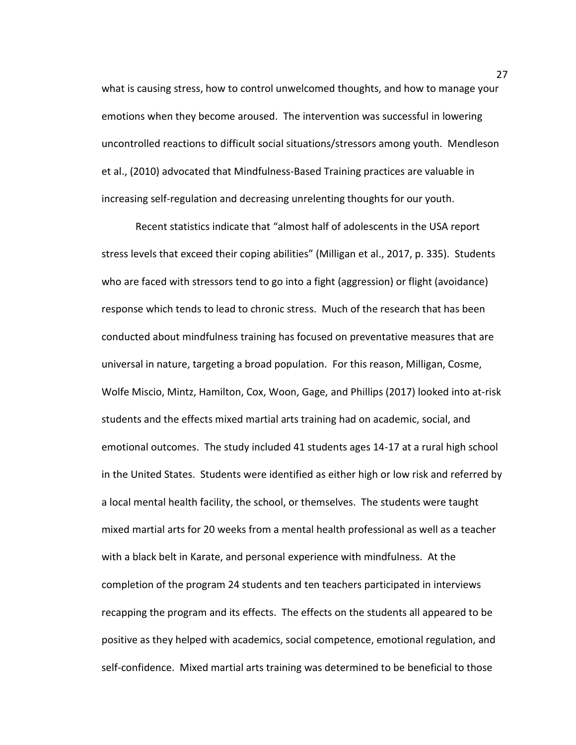what is causing stress, how to control unwelcomed thoughts, and how to manage your emotions when they become aroused. The intervention was successful in lowering uncontrolled reactions to difficult social situations/stressors among youth. Mendleson et al., (2010) advocated that Mindfulness-Based Training practices are valuable in increasing self-regulation and decreasing unrelenting thoughts for our youth.

Recent statistics indicate that "almost half of adolescents in the USA report stress levels that exceed their coping abilities" (Milligan et al., 2017, p. 335). Students who are faced with stressors tend to go into a fight (aggression) or flight (avoidance) response which tends to lead to chronic stress. Much of the research that has been conducted about mindfulness training has focused on preventative measures that are universal in nature, targeting a broad population. For this reason, Milligan, Cosme, Wolfe Miscio, Mintz, Hamilton, Cox, Woon, Gage, and Phillips (2017) looked into at-risk students and the effects mixed martial arts training had on academic, social, and emotional outcomes. The study included 41 students ages 14-17 at a rural high school in the United States. Students were identified as either high or low risk and referred by a local mental health facility, the school, or themselves. The students were taught mixed martial arts for 20 weeks from a mental health professional as well as a teacher with a black belt in Karate, and personal experience with mindfulness. At the completion of the program 24 students and ten teachers participated in interviews recapping the program and its effects. The effects on the students all appeared to be positive as they helped with academics, social competence, emotional regulation, and self-confidence. Mixed martial arts training was determined to be beneficial to those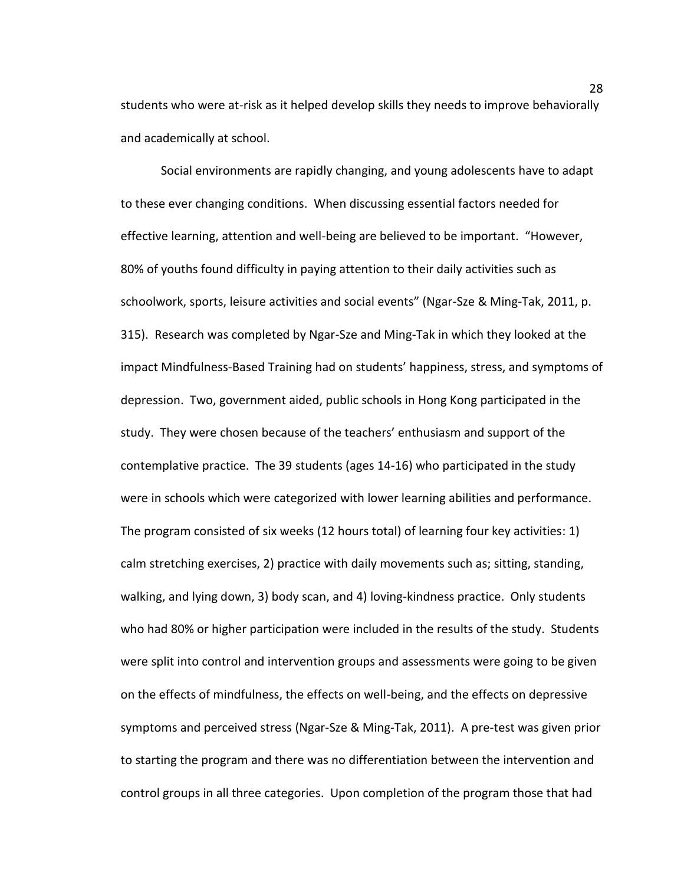students who were at-risk as it helped develop skills they needs to improve behaviorally and academically at school.

Social environments are rapidly changing, and young adolescents have to adapt to these ever changing conditions. When discussing essential factors needed for effective learning, attention and well-being are believed to be important. "However, 80% of youths found difficulty in paying attention to their daily activities such as schoolwork, sports, leisure activities and social events" (Ngar-Sze & Ming-Tak, 2011, p. 315). Research was completed by Ngar-Sze and Ming-Tak in which they looked at the impact Mindfulness-Based Training had on students' happiness, stress, and symptoms of depression. Two, government aided, public schools in Hong Kong participated in the study. They were chosen because of the teachers' enthusiasm and support of the contemplative practice. The 39 students (ages 14-16) who participated in the study were in schools which were categorized with lower learning abilities and performance. The program consisted of six weeks (12 hours total) of learning four key activities: 1) calm stretching exercises, 2) practice with daily movements such as; sitting, standing, walking, and lying down, 3) body scan, and 4) loving-kindness practice. Only students who had 80% or higher participation were included in the results of the study. Students were split into control and intervention groups and assessments were going to be given on the effects of mindfulness, the effects on well-being, and the effects on depressive symptoms and perceived stress (Ngar-Sze & Ming-Tak, 2011). A pre-test was given prior to starting the program and there was no differentiation between the intervention and control groups in all three categories. Upon completion of the program those that had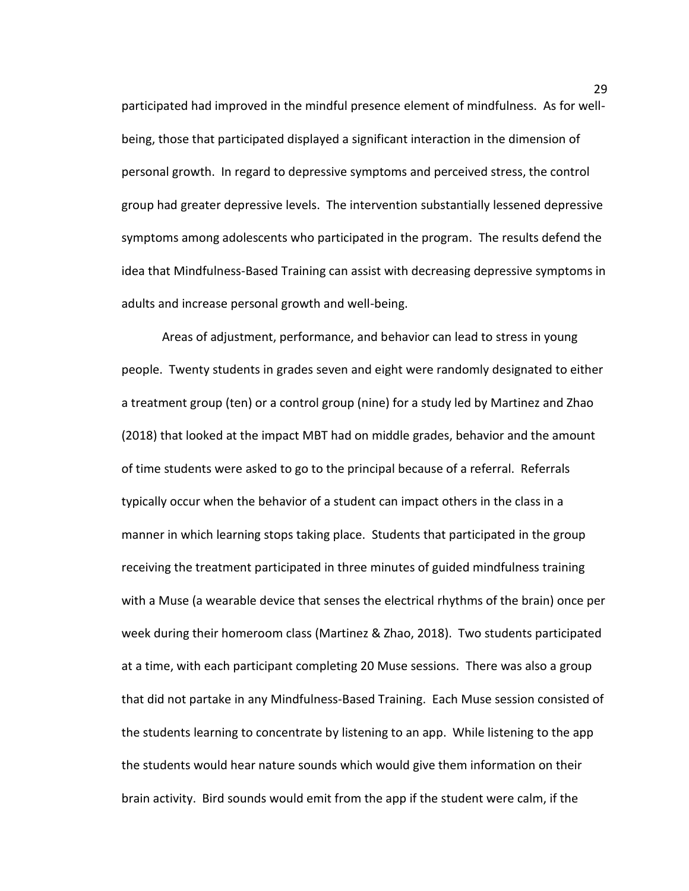participated had improved in the mindful presence element of mindfulness. As for well-being, those that participated displayed a significant interaction in the dimension of personal growth. In regard to depressive symptoms and perceived stress, the control group had greater depressive levels. The intervention substantially lessened depressive symptoms among adolescents who participated in the program. The results defend the idea that Mindfulness-Based Training can assist with decreasing depressive symptoms in adults and increase personal growth and well-being.

Areas of adjustment, performance, and behavior can lead to stress in young people. Twenty students in grades seven and eight were randomly designated to either a treatment group (ten) or a control group (nine) for a study led by Martinez and Zhao (2018) that looked at the impact MBT had on middle grades, behavior and the amount of time students were asked to go to the principal because of a referral. Referrals typically occur when the behavior of a student can impact others in the class in a manner in which learning stops taking place. Students that participated in the group receiving the treatment participated in three minutes of guided mindfulness training with a Muse (a wearable device that senses the electrical rhythms of the brain) once per week during their homeroom class (Martinez & Zhao, 2018). Two students participated at a time, with each participant completing 20 Muse sessions. There was also a group that did not partake in any Mindfulness-Based Training. Each Muse session consisted of the students learning to concentrate by listening to an app. While listening to the app the students would hear nature sounds which would give them information on their brain activity. Bird sounds would emit from the app if the student were calm, if the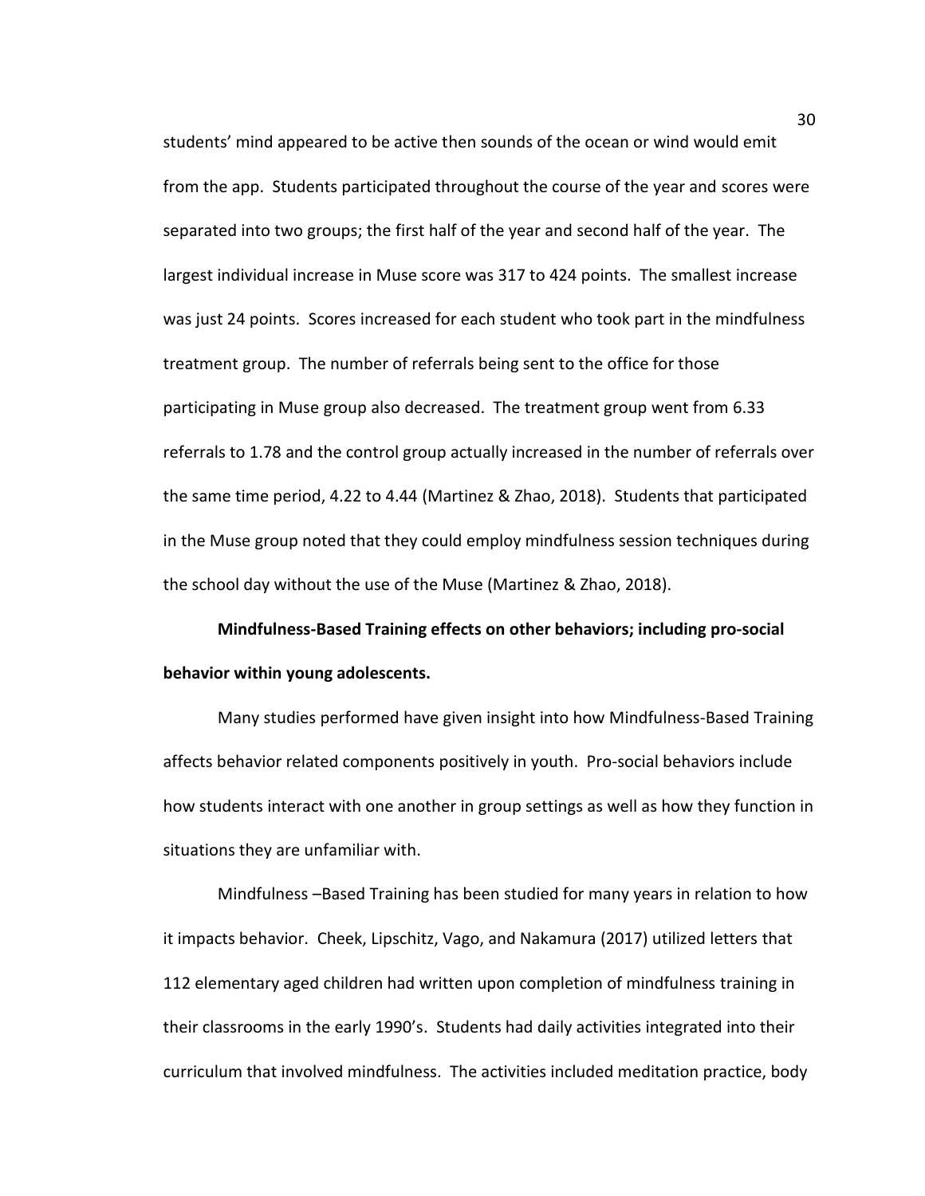students' mind appeared to be active then sounds of the ocean or wind would emit from the app. Students participated throughout the course of the year and scores were separated into two groups; the first half of the year and second half of the year. The largest individual increase in Muse score was 317 to 424 points. The smallest increase was just 24 points. Scores increased for each student who took part in the mindfulness treatment group. The number of referrals being sent to the office for those participating in Muse group also decreased. The treatment group went from 6.33 referrals to 1.78 and the control group actually increased in the number of referrals over the same time period, 4.22 to 4.44 (Martinez & Zhao, 2018). Students that participated in the Muse group noted that they could employ mindfulness session techniques during the school day without the use of the Muse (Martinez & Zhao, 2018).

**Mindfulness-Based Training effects on other behaviors; including pro-social behavior within young adolescents.**

Many studies performed have given insight into how Mindfulness-Based Training affects behavior related components positively in youth. Pro-social behaviors include how students interact with one another in group settings as well as how they function in situations they are unfamiliar with.

Mindfulness –Based Training has been studied for many years in relation to how it impacts behavior. Cheek, Lipschitz, Vago, and Nakamura (2017) utilized letters that 112 elementary aged children had written upon completion of mindfulness training in their classrooms in the early 1990's. Students had daily activities integrated into their curriculum that involved mindfulness. The activities included meditation practice, body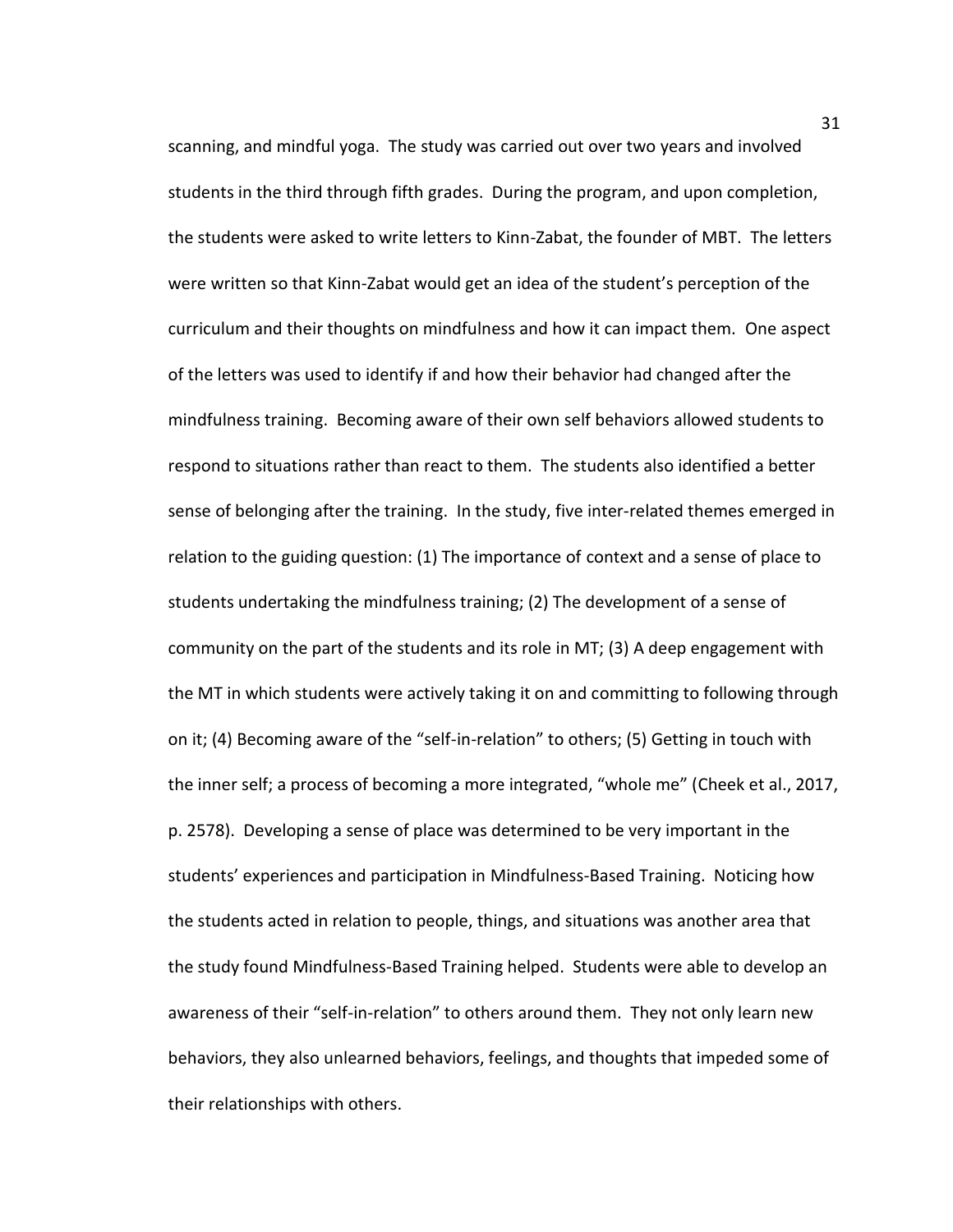scanning, and mindful yoga. The study was carried out over two years and involved students in the third through fifth grades. During the program, and upon completion, the students were asked to write letters to Kinn-Zabat, the founder of MBT. The letters were written so that Kinn-Zabat would get an idea of the student's perception of the curriculum and their thoughts on mindfulness and how it can impact them. One aspect of the letters was used to identify if and how their behavior had changed after the mindfulness training. Becoming aware of their own self behaviors allowed students to respond to situations rather than react to them. The students also identified a better sense of belonging after the training. In the study, five inter-related themes emerged in relation to the guiding question: (1) The importance of context and a sense of place to students undertaking the mindfulness training; (2) The development of a sense of community on the part of the students and its role in MT; (3) A deep engagement with the MT in which students were actively taking it on and committing to following through on it; (4) Becoming aware of the "self-in-relation" to others; (5) Getting in touch with the inner self; a process of becoming a more integrated, "whole me" (Cheek et al., 2017, p. 2578). Developing a sense of place was determined to be very important in the students' experiences and participation in Mindfulness-Based Training. Noticing how the students acted in relation to people, things, and situations was another area that the study found Mindfulness-Based Training helped. Students were able to develop an awareness of their "self-in-relation" to others around them. They not only learn new behaviors, they also unlearned behaviors, feelings, and thoughts that impeded some of their relationships with others.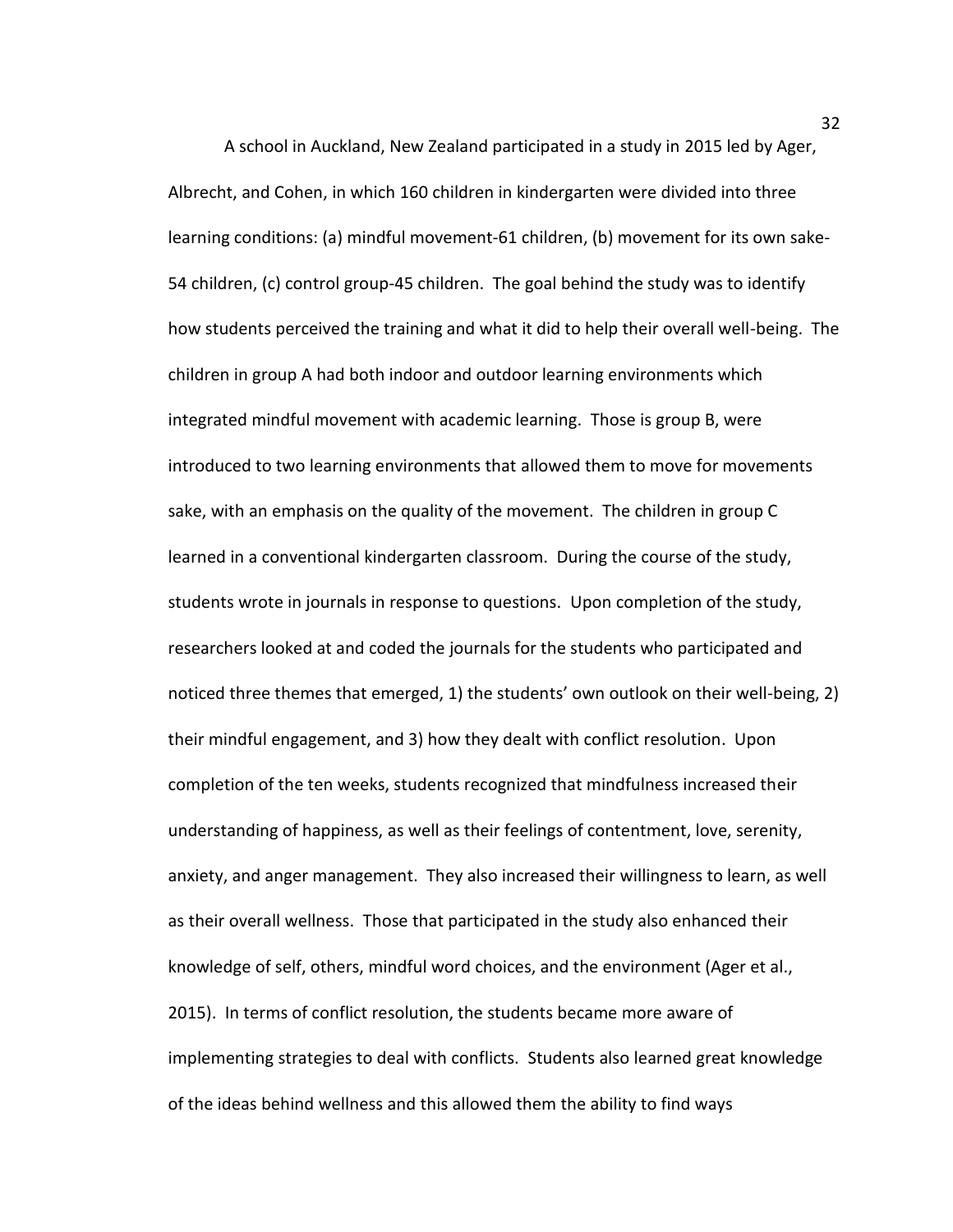A school in Auckland, New Zealand participated in a study in 2015 led by Ager, Albrecht, and Cohen, in which 160 children in kindergarten were divided into three learning conditions: (a) mindful movement-61 children, (b) movement for its own sake-54 children, (c) control group-45 children. The goal behind the study was to identify how students perceived the training and what it did to help their overall well-being. The children in group A had both indoor and outdoor learning environments which integrated mindful movement with academic learning. Those is group B, were introduced to two learning environments that allowed them to move for movements sake, with an emphasis on the quality of the movement. The children in group C learned in a conventional kindergarten classroom. During the course of the study, students wrote in journals in response to questions. Upon completion of the study, researchers looked at and coded the journals for the students who participated and noticed three themes that emerged, 1) the students' own outlook on their well-being, 2) their mindful engagement, and 3) how they dealt with conflict resolution. Upon completion of the ten weeks, students recognized that mindfulness increased their understanding of happiness, as well as their feelings of contentment, love, serenity, anxiety, and anger management. They also increased their willingness to learn, as well as their overall wellness. Those that participated in the study also enhanced their knowledge of self, others, mindful word choices, and the environment (Ager et al., 2015). In terms of conflict resolution, the students became more aware of implementing strategies to deal with conflicts. Students also learned great knowledge of the ideas behind wellness and this allowed them the ability to find ways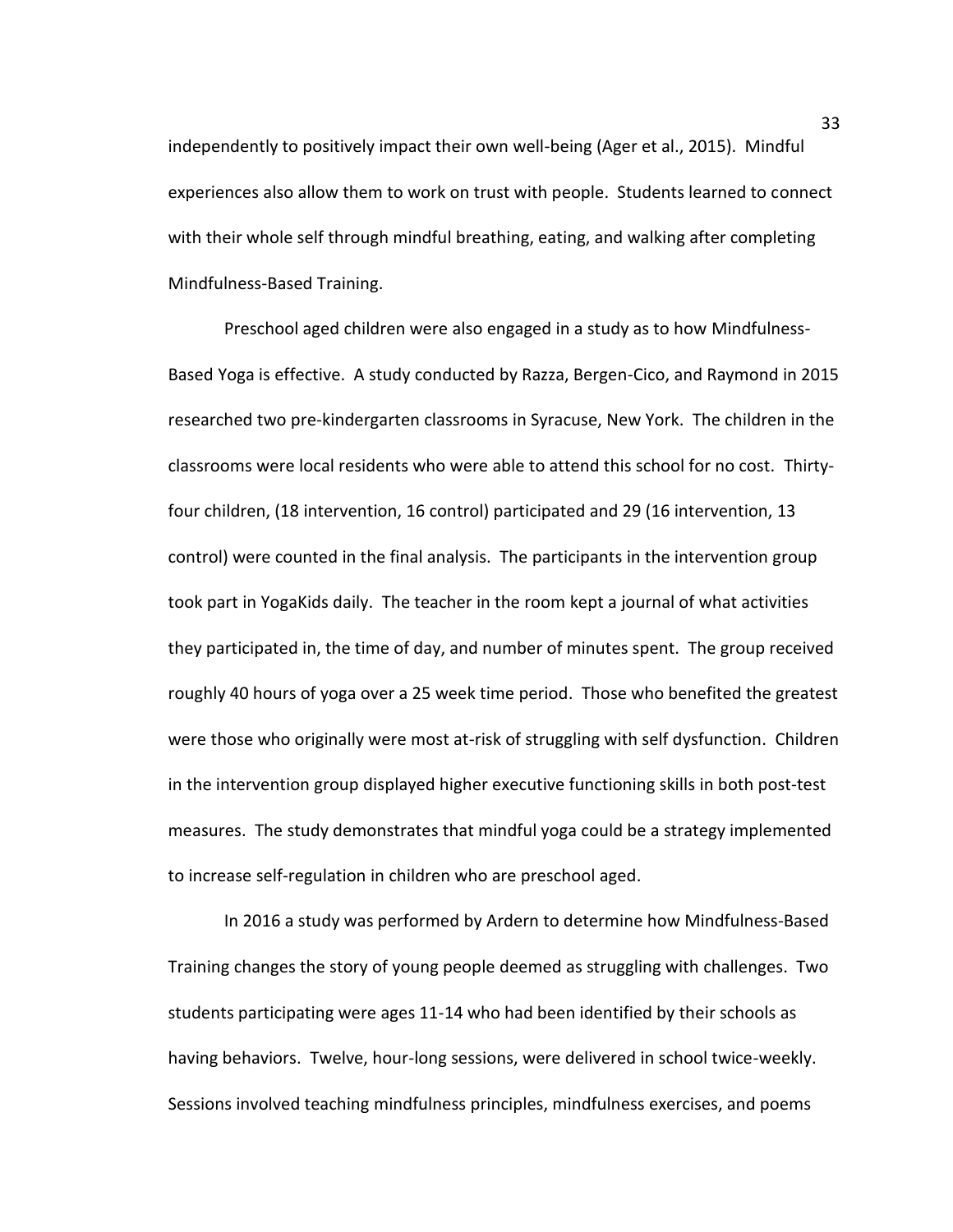independently to positively impact their own well-being (Ager et al., 2015). Mindful experiences also allow them to work on trust with people. Students learned to connect with their whole self through mindful breathing, eating, and walking after completing Mindfulness-Based Training.

Preschool aged children were also engaged in a study as to how Mindfulness-Based Yoga is effective. A study conducted by Razza, Bergen-Cico, and Raymond in 2015 researched two pre-kindergarten classrooms in Syracuse, New York. The children in the classrooms were local residents who were able to attend this school for no cost. Thirty-four children, (18 intervention, 16 control) participated and 29 (16 intervention, 13 control) were counted in the final analysis. The participants in the intervention group took part in YogaKids daily. The teacher in the room kept a journal of what activities they participated in, the time of day, and number of minutes spent. The group received roughly 40 hours of yoga over a 25 week time period. Those who benefited the greatest were those who originally were most at-risk of struggling with self dysfunction. Children in the intervention group displayed higher executive functioning skills in both post-test measures. The study demonstrates that mindful yoga could be a strategy implemented to increase self-regulation in children who are preschool aged.

In 2016 a study was performed by Ardern to determine how Mindfulness-Based Training changes the story of young people deemed as struggling with challenges. Two students participating were ages 11-14 who had been identified by their schools as having behaviors. Twelve, hour-long sessions, were delivered in school twice-weekly. Sessions involved teaching mindfulness principles, mindfulness exercises, and poems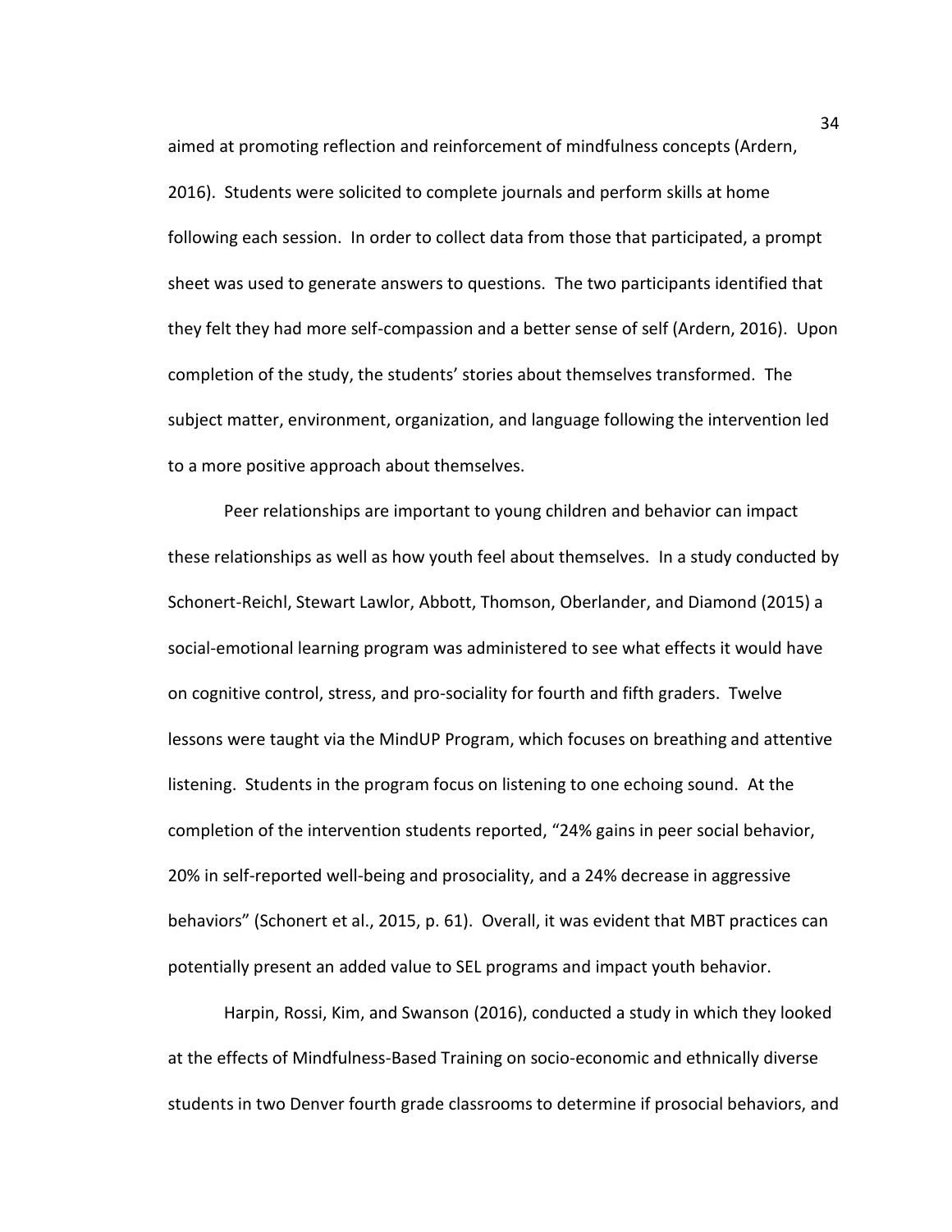aimed at promoting reflection and reinforcement of mindfulness concepts (Ardern, 2016). Students were solicited to complete journals and perform skills at home following each session. In order to collect data from those that participated, a prompt sheet was used to generate answers to questions. The two participants identified that they felt they had more self-compassion and a better sense of self (Ardern, 2016). Upon completion of the study, the students' stories about themselves transformed. The subject matter, environment, organization, and language following the intervention led to a more positive approach about themselves.

Peer relationships are important to young children and behavior can impact these relationships as well as how youth feel about themselves. In a study conducted by Schonert-Reichl, Stewart Lawlor, Abbott, Thomson, Oberlander, and Diamond (2015) a social-emotional learning program was administered to see what effects it would have on cognitive control, stress, and pro-sociality for fourth and fifth graders. Twelve lessons were taught via the MindUP Program, which focuses on breathing and attentive listening. Students in the program focus on listening to one echoing sound. At the completion of the intervention students reported, "24% gains in peer social behavior, 20% in self-reported well-being and prosociality, and a 24% decrease in aggressive behaviors" (Schonert et al., 2015, p. 61). Overall, it was evident that MBT practices can potentially present an added value to SEL programs and impact youth behavior.

Harpin, Rossi, Kim, and Swanson (2016), conducted a study in which they looked at the effects of Mindfulness-Based Training on socio-economic and ethnically diverse students in two Denver fourth grade classrooms to determine if prosocial behaviors, and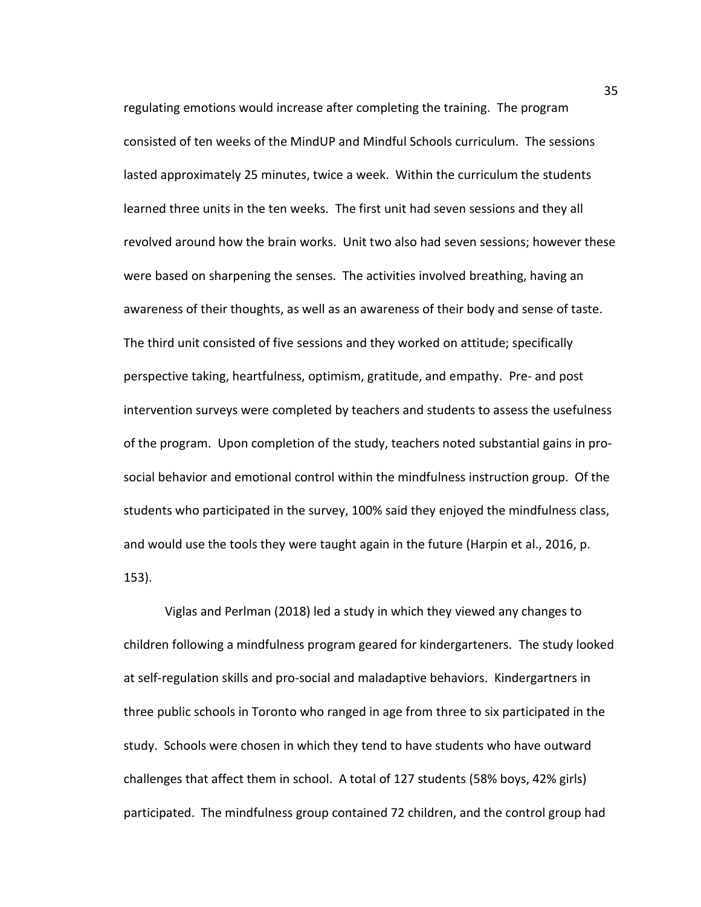regulating emotions would increase after completing the training. The program consisted of ten weeks of the MindUP and Mindful Schools curriculum. The sessions lasted approximately 25 minutes, twice a week. Within the curriculum the students learned three units in the ten weeks. The first unit had seven sessions and they all revolved around how the brain works. Unit two also had seven sessions; however these were based on sharpening the senses. The activities involved breathing, having an awareness of their thoughts, as well as an awareness of their body and sense of taste. The third unit consisted of five sessions and they worked on attitude; specifically perspective taking, heartfulness, optimism, gratitude, and empathy. Pre- and post intervention surveys were completed by teachers and students to assess the usefulness of the program. Upon completion of the study, teachers noted substantial gains in pro-social behavior and emotional control within the mindfulness instruction group. Of the students who participated in the survey, 100% said they enjoyed the mindfulness class, and would use the tools they were taught again in the future (Harpin et al., 2016, p. 153).

Viglas and Perlman (2018) led a study in which they viewed any changes to children following a mindfulness program geared for kindergarteners. The study looked at self-regulation skills and pro-social and maladaptive behaviors. Kindergartners in three public schools in Toronto who ranged in age from three to six participated in the study. Schools were chosen in which they tend to have students who have outward challenges that affect them in school. A total of 127 students (58% boys, 42% girls) participated. The mindfulness group contained 72 children, and the control group had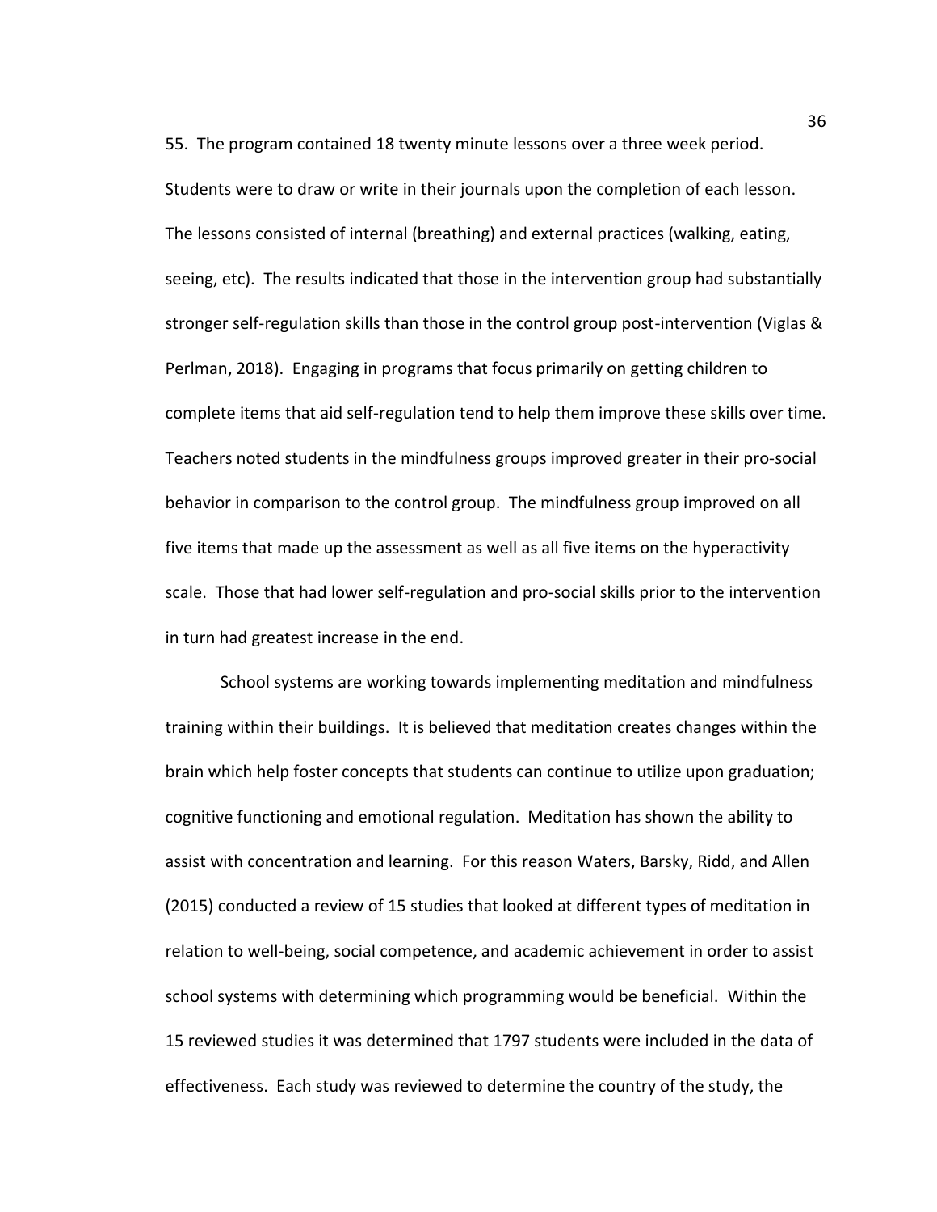55. The program contained 18 twenty minute lessons over a three week period. Students were to draw or write in their journals upon the completion of each lesson. The lessons consisted of internal (breathing) and external practices (walking, eating, seeing, etc). The results indicated that those in the intervention group had substantially stronger self-regulation skills than those in the control group post-intervention (Viglas & Perlman, 2018). Engaging in programs that focus primarily on getting children to complete items that aid self-regulation tend to help them improve these skills over time. Teachers noted students in the mindfulness groups improved greater in their pro-social behavior in comparison to the control group. The mindfulness group improved on all five items that made up the assessment as well as all five items on the hyperactivity scale. Those that had lower self-regulation and pro-social skills prior to the intervention in turn had greatest increase in the end.

School systems are working towards implementing meditation and mindfulness training within their buildings. It is believed that meditation creates changes within the brain which help foster concepts that students can continue to utilize upon graduation; cognitive functioning and emotional regulation. Meditation has shown the ability to assist with concentration and learning. For this reason Waters, Barsky, Ridd, and Allen (2015) conducted a review of 15 studies that looked at different types of meditation in relation to well-being, social competence, and academic achievement in order to assist school systems with determining which programming would be beneficial. Within the 15 reviewed studies it was determined that 1797 students were included in the data of effectiveness. Each study was reviewed to determine the country of the study, the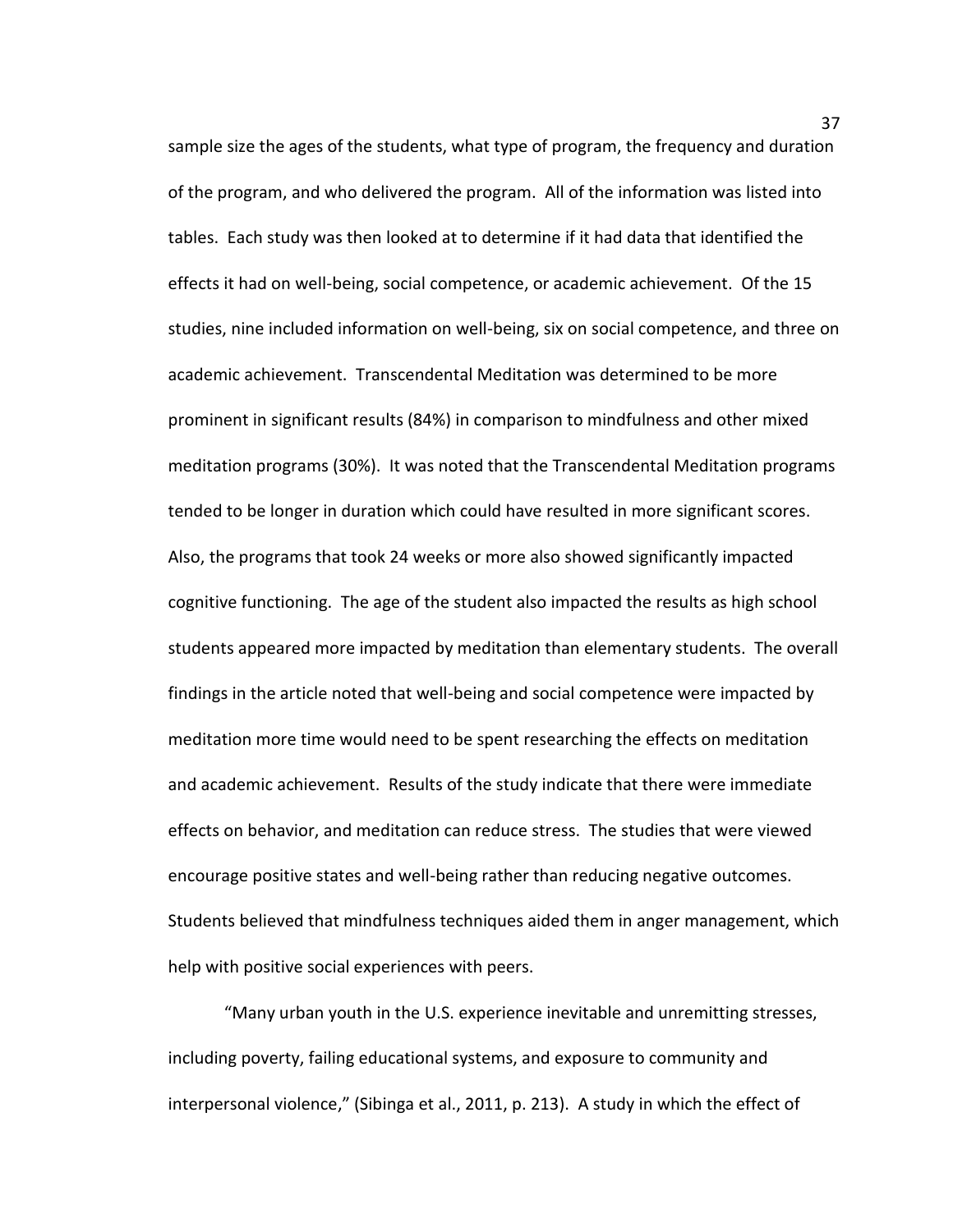sample size the ages of the students, what type of program, the frequency and duration of the program, and who delivered the program. All of the information was listed into tables. Each study was then looked at to determine if it had data that identified the effects it had on well-being, social competence, or academic achievement. Of the 15 studies, nine included information on well-being, six on social competence, and three on academic achievement. Transcendental Meditation was determined to be more prominent in significant results (84%) in comparison to mindfulness and other mixed meditation programs (30%). It was noted that the Transcendental Meditation programs tended to be longer in duration which could have resulted in more significant scores. Also, the programs that took 24 weeks or more also showed significantly impacted cognitive functioning. The age of the student also impacted the results as high school students appeared more impacted by meditation than elementary students. The overall findings in the article noted that well-being and social competence were impacted by meditation more time would need to be spent researching the effects on meditation and academic achievement. Results of the study indicate that there were immediate effects on behavior, and meditation can reduce stress. The studies that were viewed encourage positive states and well-being rather than reducing negative outcomes. Students believed that mindfulness techniques aided them in anger management, which help with positive social experiences with peers.

"Many urban youth in the U.S. experience inevitable and unremitting stresses, including poverty, failing educational systems, and exposure to community and interpersonal violence," (Sibinga et al., 2011, p. 213). A study in which the effect of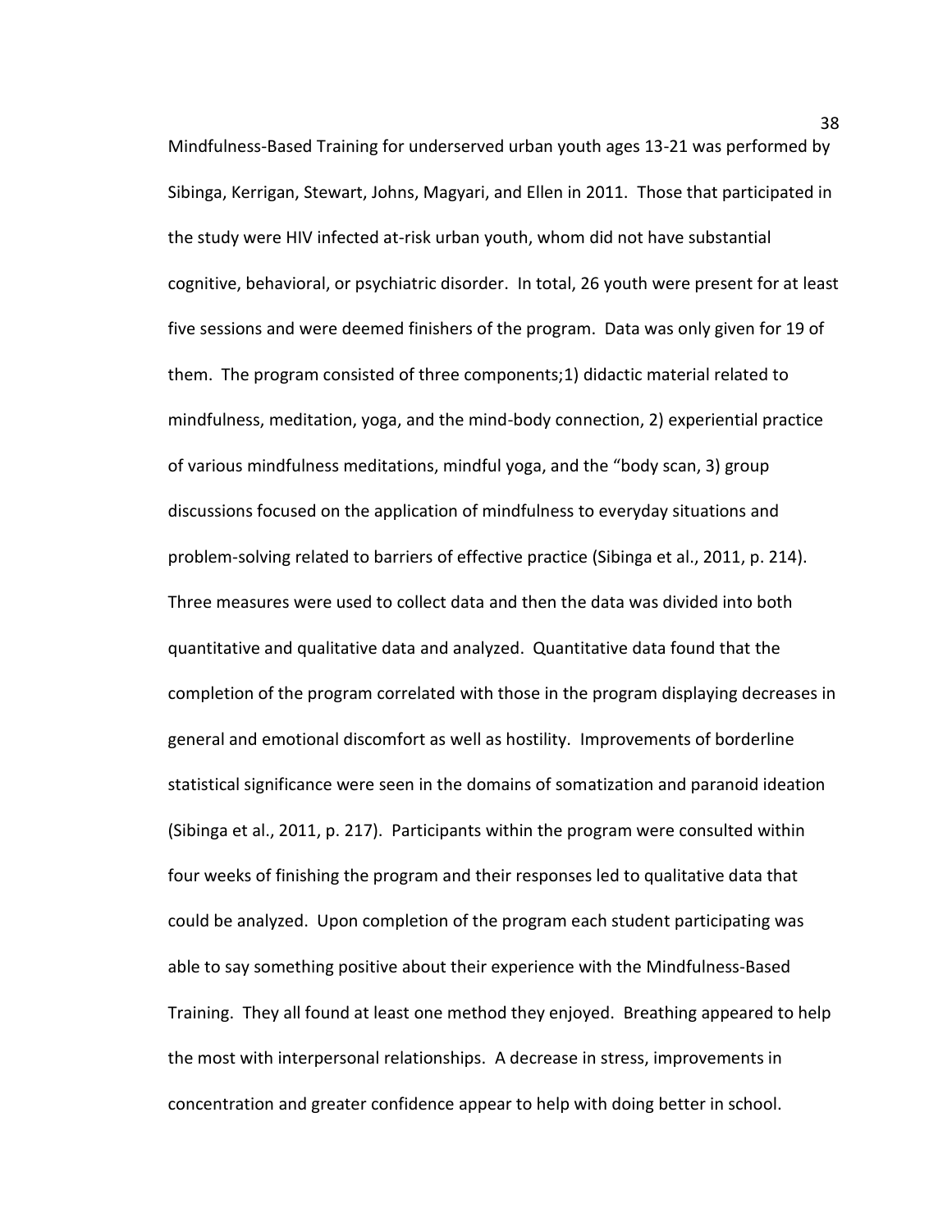Mindfulness-Based Training for underserved urban youth ages 13-21 was performed by Sibinga, Kerrigan, Stewart, Johns, Magyari, and Ellen in 2011. Those that participated in the study were HIV infected at-risk urban youth, whom did not have substantial cognitive, behavioral, or psychiatric disorder. In total, 26 youth were present for at least five sessions and were deemed finishers of the program. Data was only given for 19 of them. The program consisted of three components;1) didactic material related to mindfulness, meditation, yoga, and the mind-body connection, 2) experiential practice of various mindfulness meditations, mindful yoga, and the "body scan, 3) group discussions focused on the application of mindfulness to everyday situations and problem-solving related to barriers of effective practice (Sibinga et al., 2011, p. 214). Three measures were used to collect data and then the data was divided into both quantitative and qualitative data and analyzed. Quantitative data found that the completion of the program correlated with those in the program displaying decreases in general and emotional discomfort as well as hostility. Improvements of borderline statistical significance were seen in the domains of somatization and paranoid ideation (Sibinga et al., 2011, p. 217). Participants within the program were consulted within four weeks of finishing the program and their responses led to qualitative data that could be analyzed. Upon completion of the program each student participating was able to say something positive about their experience with the Mindfulness-Based Training. They all found at least one method they enjoyed. Breathing appeared to help the most with interpersonal relationships. A decrease in stress, improvements in concentration and greater confidence appear to help with doing better in school.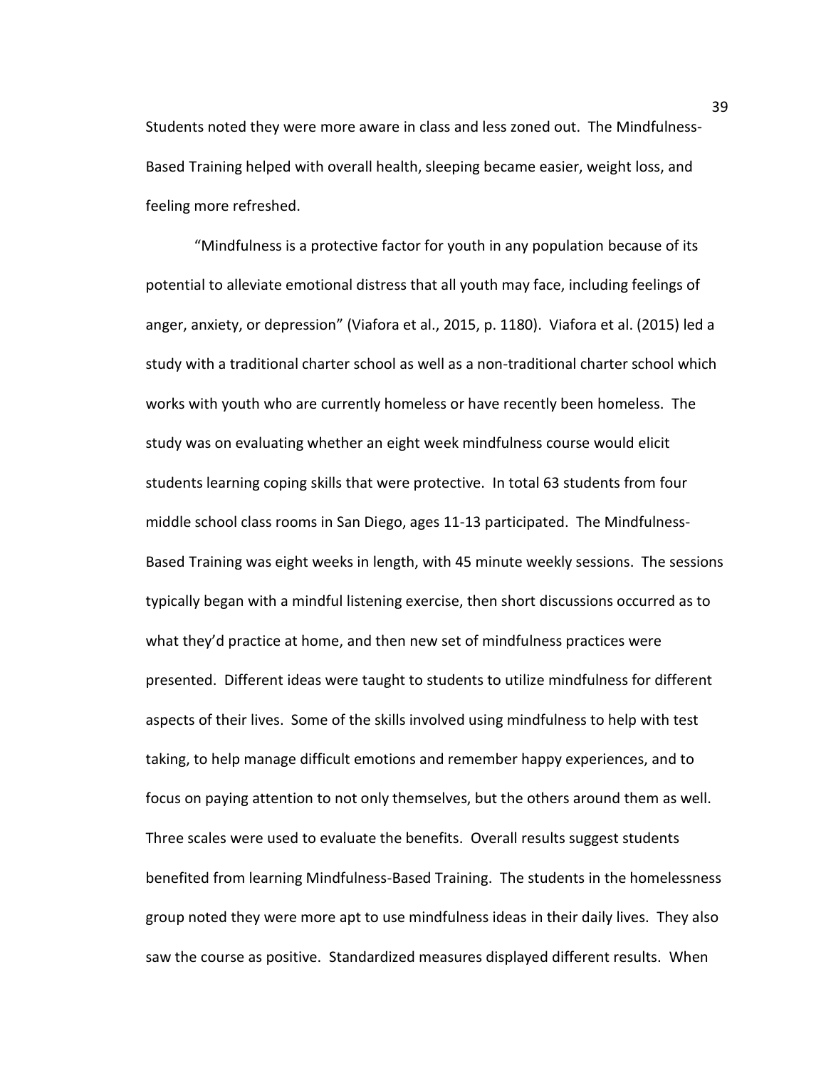Students noted they were more aware in class and less zoned out. The Mindfulness-Based Training helped with overall health, sleeping became easier, weight loss, and feeling more refreshed.

"Mindfulness is a protective factor for youth in any population because of its potential to alleviate emotional distress that all youth may face, including feelings of anger, anxiety, or depression" (Viafora et al., 2015, p. 1180). Viafora et al. (2015) led a study with a traditional charter school as well as a non-traditional charter school which works with youth who are currently homeless or have recently been homeless. The study was on evaluating whether an eight week mindfulness course would elicit students learning coping skills that were protective. In total 63 students from four middle school class rooms in San Diego, ages 11-13 participated. The Mindfulness-Based Training was eight weeks in length, with 45 minute weekly sessions. The sessions typically began with a mindful listening exercise, then short discussions occurred as to what they'd practice at home, and then new set of mindfulness practices were presented. Different ideas were taught to students to utilize mindfulness for different aspects of their lives. Some of the skills involved using mindfulness to help with test taking, to help manage difficult emotions and remember happy experiences, and to focus on paying attention to not only themselves, but the others around them as well. Three scales were used to evaluate the benefits. Overall results suggest students benefited from learning Mindfulness-Based Training. The students in the homelessness group noted they were more apt to use mindfulness ideas in their daily lives. They also saw the course as positive. Standardized measures displayed different results. When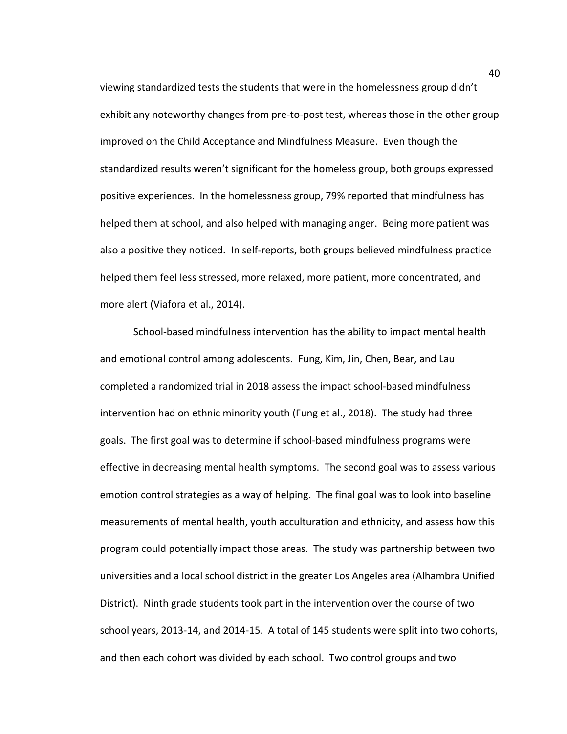viewing standardized tests the students that were in the homelessness group didn't exhibit any noteworthy changes from pre-to-post test, whereas those in the other group improved on the Child Acceptance and Mindfulness Measure. Even though the standardized results weren't significant for the homeless group, both groups expressed positive experiences. In the homelessness group, 79% reported that mindfulness has helped them at school, and also helped with managing anger. Being more patient was also a positive they noticed. In self-reports, both groups believed mindfulness practice helped them feel less stressed, more relaxed, more patient, more concentrated, and more alert (Viafora et al., 2014).

School-based mindfulness intervention has the ability to impact mental health and emotional control among adolescents. Fung, Kim, Jin, Chen, Bear, and Lau completed a randomized trial in 2018 assess the impact school-based mindfulness intervention had on ethnic minority youth (Fung et al., 2018). The study had three goals. The first goal was to determine if school-based mindfulness programs were effective in decreasing mental health symptoms. The second goal was to assess various emotion control strategies as a way of helping. The final goal was to look into baseline measurements of mental health, youth acculturation and ethnicity, and assess how this program could potentially impact those areas. The study was partnership between two universities and a local school district in the greater Los Angeles area (Alhambra Unified District). Ninth grade students took part in the intervention over the course of two school years, 2013-14, and 2014-15. A total of 145 students were split into two cohorts, and then each cohort was divided by each school. Two control groups and two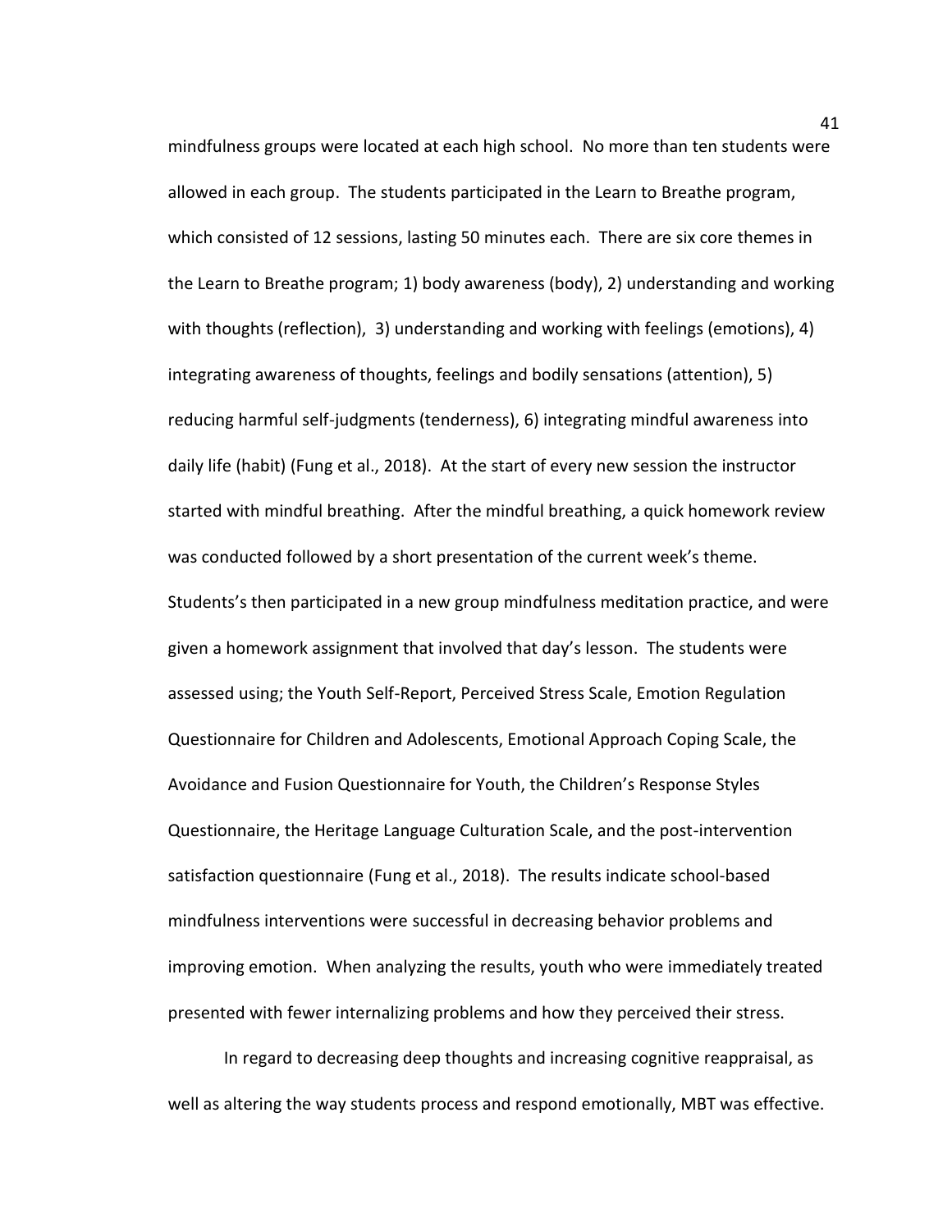mindfulness groups were located at each high school. No more than ten students were allowed in each group. The students participated in the Learn to Breathe program, which consisted of 12 sessions, lasting 50 minutes each. There are six core themes in the Learn to Breathe program; 1) body awareness (body), 2) understanding and working with thoughts (reflection), 3) understanding and working with feelings (emotions), 4) integrating awareness of thoughts, feelings and bodily sensations (attention), 5) reducing harmful self-judgments (tenderness), 6) integrating mindful awareness into daily life (habit) (Fung et al., 2018). At the start of every new session the instructor started with mindful breathing. After the mindful breathing, a quick homework review was conducted followed by a short presentation of the current week's theme. Students's then participated in a new group mindfulness meditation practice, and were given a homework assignment that involved that day's lesson. The students were assessed using; the Youth Self-Report, Perceived Stress Scale, Emotion Regulation Questionnaire for Children and Adolescents, Emotional Approach Coping Scale, the Avoidance and Fusion Questionnaire for Youth, the Children's Response Styles Questionnaire, the Heritage Language Culturation Scale, and the post-intervention satisfaction questionnaire (Fung et al., 2018). The results indicate school-based mindfulness interventions were successful in decreasing behavior problems and improving emotion. When analyzing the results, youth who were immediately treated presented with fewer internalizing problems and how they perceived their stress.

In regard to decreasing deep thoughts and increasing cognitive reappraisal, as well as altering the way students process and respond emotionally, MBT was effective.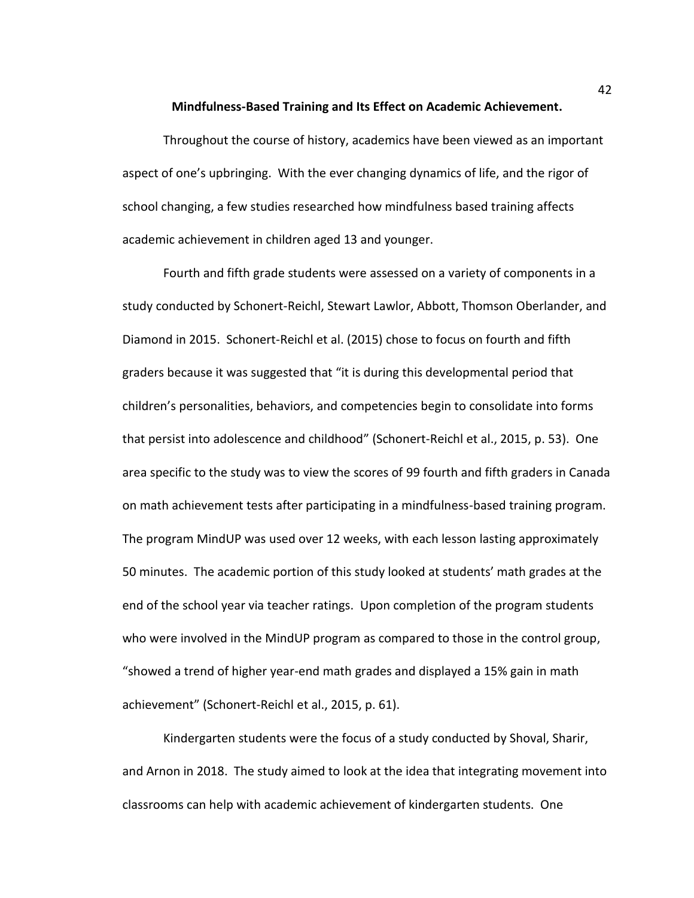**Mindfulness-Based Training and Its Effect on Academic Achievement.**

Throughout the course of history, academics have been viewed as an important aspect of one's upbringing. With the ever changing dynamics of life, and the rigor of school changing, a few studies researched how mindfulness based training affects academic achievement in children aged 13 and younger.

Fourth and fifth grade students were assessed on a variety of components in a study conducted by Schonert-Reichl, Stewart Lawlor, Abbott, Thomson Oberlander, and Diamond in 2015. Schonert-Reichl et al. (2015) chose to focus on fourth and fifth graders because it was suggested that "it is during this developmental period that children's personalities, behaviors, and competencies begin to consolidate into forms that persist into adolescence and childhood" (Schonert-Reichl et al., 2015, p. 53). One area specific to the study was to view the scores of 99 fourth and fifth graders in Canada on math achievement tests after participating in a mindfulness-based training program. The program MindUP was used over 12 weeks, with each lesson lasting approximately 50 minutes. The academic portion of this study looked at students' math grades at the end of the school year via teacher ratings. Upon completion of the program students who were involved in the MindUP program as compared to those in the control group, "showed a trend of higher year-end math grades and displayed a 15% gain in math achievement" (Schonert-Reichl et al., 2015, p. 61).

Kindergarten students were the focus of a study conducted by Shoval, Sharir, and Arnon in 2018. The study aimed to look at the idea that integrating movement into classrooms can help with academic achievement of kindergarten students. One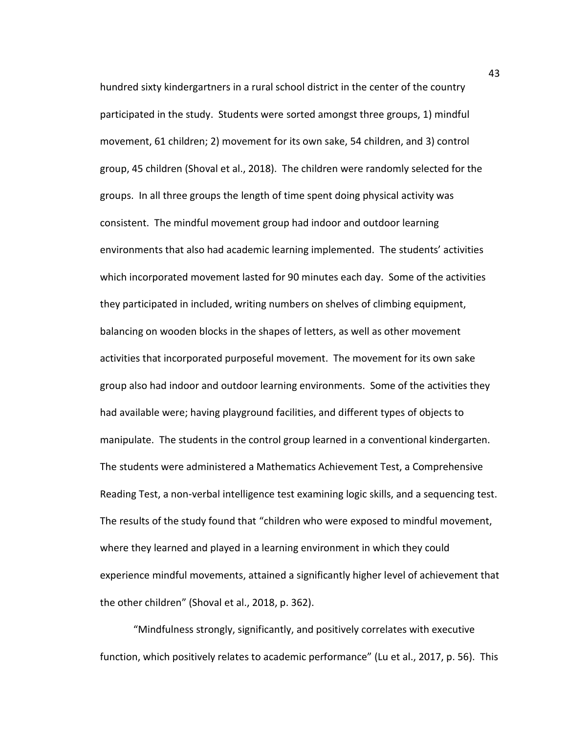hundred sixty kindergartners in a rural school district in the center of the country participated in the study. Students were sorted amongst three groups, 1) mindful movement, 61 children; 2) movement for its own sake, 54 children, and 3) control group, 45 children (Shoval et al., 2018). The children were randomly selected for the groups. In all three groups the length of time spent doing physical activity was consistent. The mindful movement group had indoor and outdoor learning environments that also had academic learning implemented. The students' activities which incorporated movement lasted for 90 minutes each day. Some of the activities they participated in included, writing numbers on shelves of climbing equipment, balancing on wooden blocks in the shapes of letters, as well as other movement activities that incorporated purposeful movement. The movement for its own sake group also had indoor and outdoor learning environments. Some of the activities they had available were; having playground facilities, and different types of objects to manipulate. The students in the control group learned in a conventional kindergarten. The students were administered a Mathematics Achievement Test, a Comprehensive Reading Test, a non-verbal intelligence test examining logic skills, and a sequencing test. The results of the study found that "children who were exposed to mindful movement, where they learned and played in a learning environment in which they could experience mindful movements, attained a significantly higher level of achievement that the other children" (Shoval et al., 2018, p. 362).

"Mindfulness strongly, significantly, and positively correlates with executive function, which positively relates to academic performance" (Lu et al., 2017, p. 56). This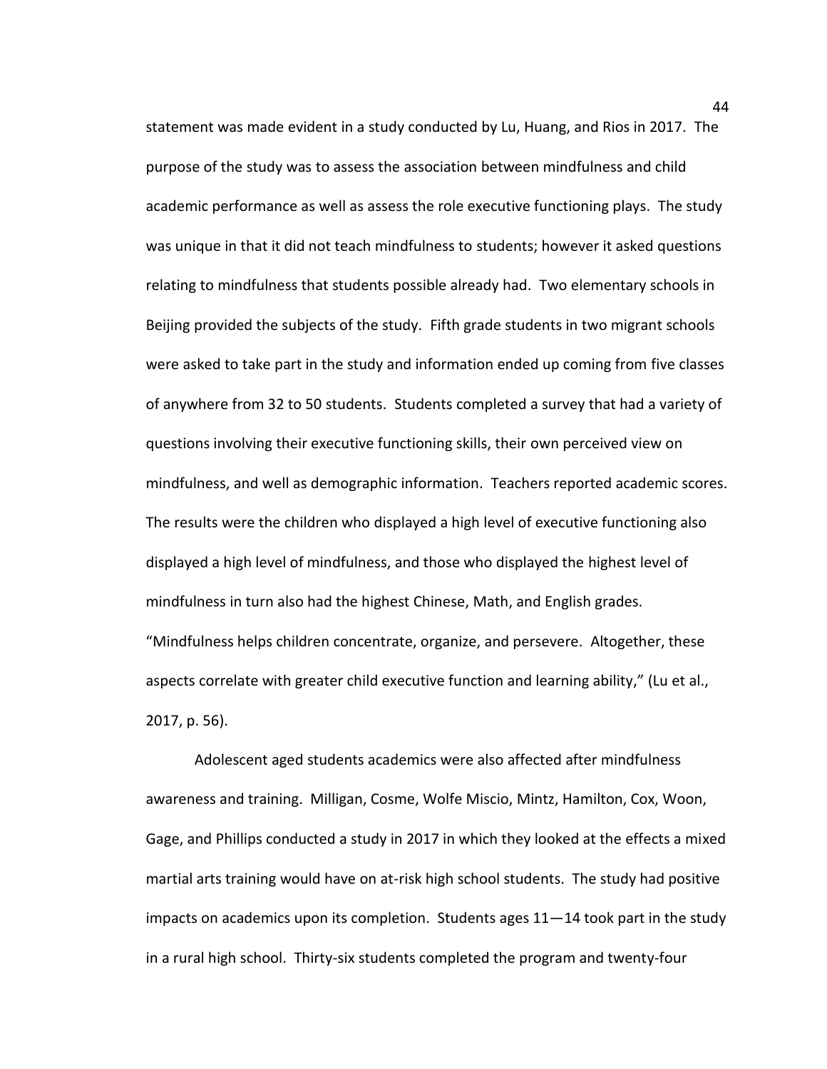statement was made evident in a study conducted by Lu, Huang, and Rios in 2017. The purpose of the study was to assess the association between mindfulness and child academic performance as well as assess the role executive functioning plays. The study was unique in that it did not teach mindfulness to students; however it asked questions relating to mindfulness that students possible already had. Two elementary schools in Beijing provided the subjects of the study. Fifth grade students in two migrant schools were asked to take part in the study and information ended up coming from five classes of anywhere from 32 to 50 students. Students completed a survey that had a variety of questions involving their executive functioning skills, their own perceived view on mindfulness, and well as demographic information. Teachers reported academic scores. The results were the children who displayed a high level of executive functioning also displayed a high level of mindfulness, and those who displayed the highest level of mindfulness in turn also had the highest Chinese, Math, and English grades. "Mindfulness helps children concentrate, organize, and persevere. Altogether, these aspects correlate with greater child executive function and learning ability," (Lu et al., 2017, p. 56).

Adolescent aged students academics were also affected after mindfulness awareness and training. Milligan, Cosme, Wolfe Miscio, Mintz, Hamilton, Cox, Woon, Gage, and Phillips conducted a study in 2017 in which they looked at the effects a mixed martial arts training would have on at-risk high school students. The study had positive impacts on academics upon its completion. Students ages 11—14 took part in the study in a rural high school. Thirty-six students completed the program and twenty-four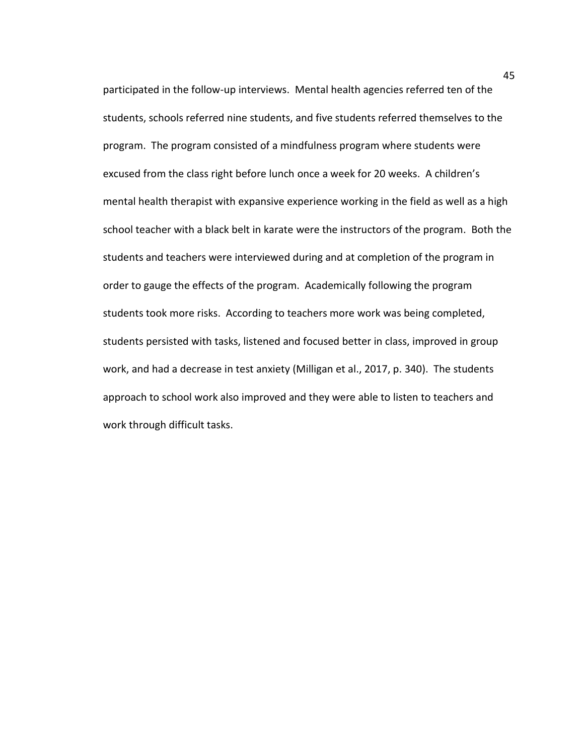participated in the follow-up interviews. Mental health agencies referred ten of the students, schools referred nine students, and five students referred themselves to the program. The program consisted of a mindfulness program where students were excused from the class right before lunch once a week for 20 weeks. A children's mental health therapist with expansive experience working in the field as well as a high school teacher with a black belt in karate were the instructors of the program. Both the students and teachers were interviewed during and at completion of the program in order to gauge the effects of the program. Academically following the program students took more risks. According to teachers more work was being completed, students persisted with tasks, listened and focused better in class, improved in group work, and had a decrease in test anxiety (Milligan et al., 2017, p. 340). The students approach to school work also improved and they were able to listen to teachers and work through difficult tasks.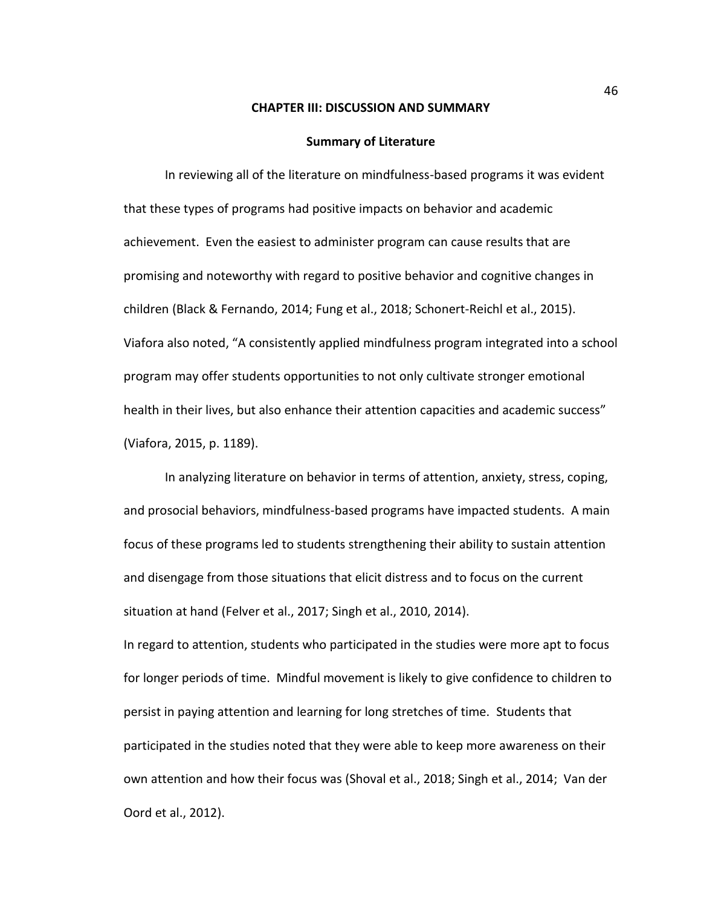# CHAPTER III: DISCUSSION AND SUMMARY

## Summary of Literature

In reviewing all of the literature on mindfulness-based programs it was evident that these types of programs had positive impacts on behavior and academic achievement. Even the easiest to administer program can cause results that are promising and noteworthy with regard to positive behavior and cognitive changes in children (Black & Fernando, 2014; Fung et al., 2018; Schonert-Reichl et al., 2015). Viafora also noted, "A consistently applied mindfulness program integrated into a school program may offer students opportunities to not only cultivate stronger emotional health in their lives, but also enhance their attention capacities and academic success" (Viafora, 2015, p. 1189).

In analyzing literature on behavior in terms of attention, anxiety, stress, coping, and prosocial behaviors, mindfulness-based programs have impacted students. A main focus of these programs led to students strengthening their ability to sustain attention and disengage from those situations that elicit distress and to focus on the current situation at hand (Felver et al., 2017; Singh et al., 2010, 2014).

In regard to attention, students who participated in the studies were more apt to focus for longer periods of time. Mindful movement is likely to give confidence to children to persist in paying attention and learning for long stretches of time. Students that participated in the studies noted that they were able to keep more awareness on their own attention and how their focus was (Shoval et al., 2018; Singh et al., 2014; Van der Oord et al., 2012).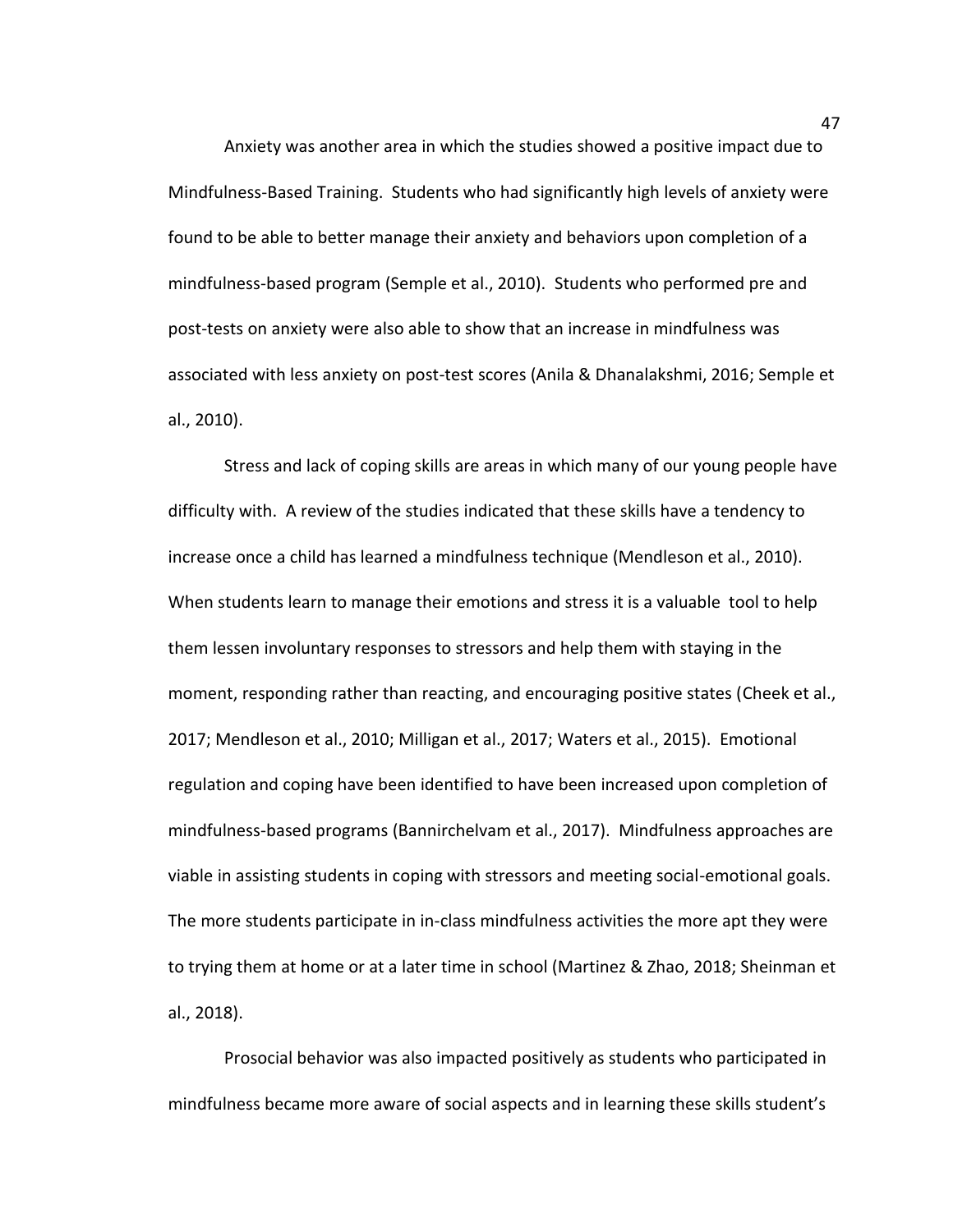Anxiety was another area in which the studies showed a positive impact due to Mindfulness-Based Training. Students who had significantly high levels of anxiety were found to be able to better manage their anxiety and behaviors upon completion of a mindfulness-based program (Semple et al., 2010). Students who performed pre and post-tests on anxiety were also able to show that an increase in mindfulness was associated with less anxiety on post-test scores (Anila & Dhanalakshmi, 2016; Semple et al., 2010).

Stress and lack of coping skills are areas in which many of our young people have difficulty with. A review of the studies indicated that these skills have a tendency to increase once a child has learned a mindfulness technique (Mendleson et al., 2010). When students learn to manage their emotions and stress it is a valuable tool to help them lessen involuntary responses to stressors and help them with staying in the moment, responding rather than reacting, and encouraging positive states (Cheek et al., 2017; Mendleson et al., 2010; Milligan et al., 2017; Waters et al., 2015). Emotional regulation and coping have been identified to have been increased upon completion of mindfulness-based programs (Bannirchelvam et al., 2017). Mindfulness approaches are viable in assisting students in coping with stressors and meeting social-emotional goals. The more students participate in in-class mindfulness activities the more apt they were to trying them at home or at a later time in school (Martinez & Zhao, 2018; Sheinman et al., 2018).

Prosocial behavior was also impacted positively as students who participated in mindfulness became more aware of social aspects and in learning these skills student's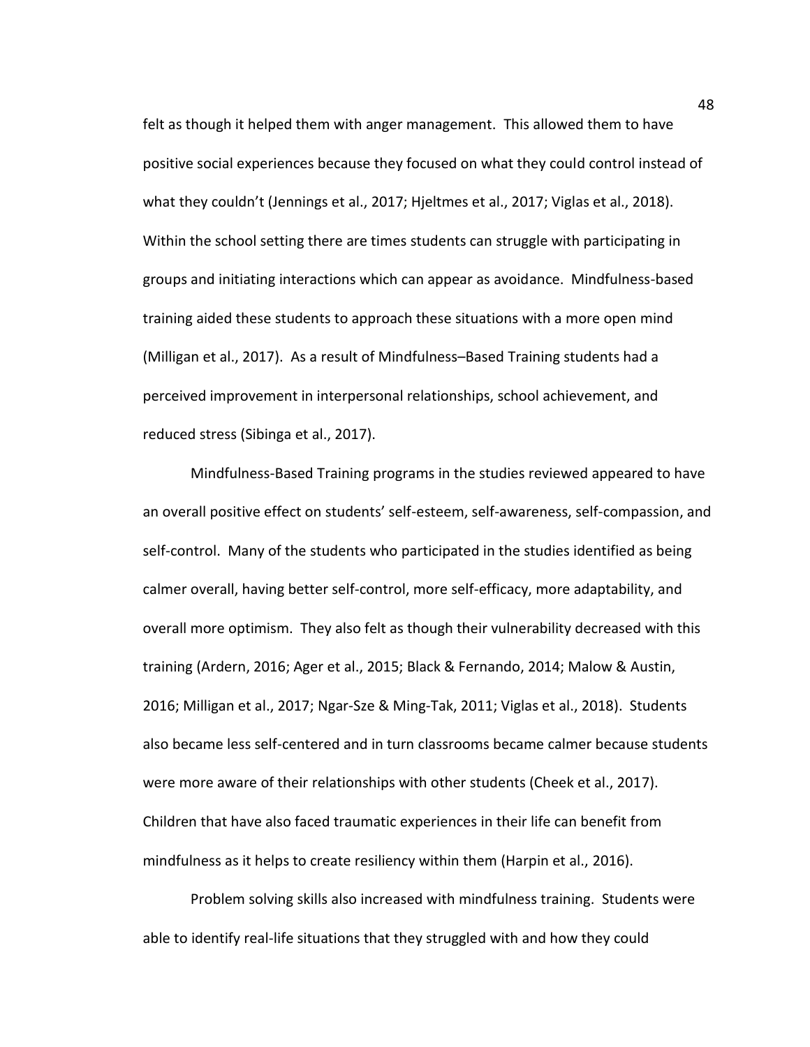felt as though it helped them with anger management. This allowed them to have positive social experiences because they focused on what they could control instead of what they couldn't (Jennings et al., 2017; Hjeltmes et al., 2017; Viglas et al., 2018). Within the school setting there are times students can struggle with participating in groups and initiating interactions which can appear as avoidance. Mindfulness-based training aided these students to approach these situations with a more open mind (Milligan et al., 2017). As a result of Mindfulness–Based Training students had a perceived improvement in interpersonal relationships, school achievement, and reduced stress (Sibinga et al., 2017).

Mindfulness-Based Training programs in the studies reviewed appeared to have an overall positive effect on students' self-esteem, self-awareness, self-compassion, and self-control. Many of the students who participated in the studies identified as being calmer overall, having better self-control, more self-efficacy, more adaptability, and overall more optimism. They also felt as though their vulnerability decreased with this training (Ardern, 2016; Ager et al., 2015; Black & Fernando, 2014; Malow & Austin, 2016; Milligan et al., 2017; Ngar-Sze & Ming-Tak, 2011; Viglas et al., 2018). Students also became less self-centered and in turn classrooms became calmer because students were more aware of their relationships with other students (Cheek et al., 2017). Children that have also faced traumatic experiences in their life can benefit from mindfulness as it helps to create resiliency within them (Harpin et al., 2016).

Problem solving skills also increased with mindfulness training. Students were able to identify real-life situations that they struggled with and how they could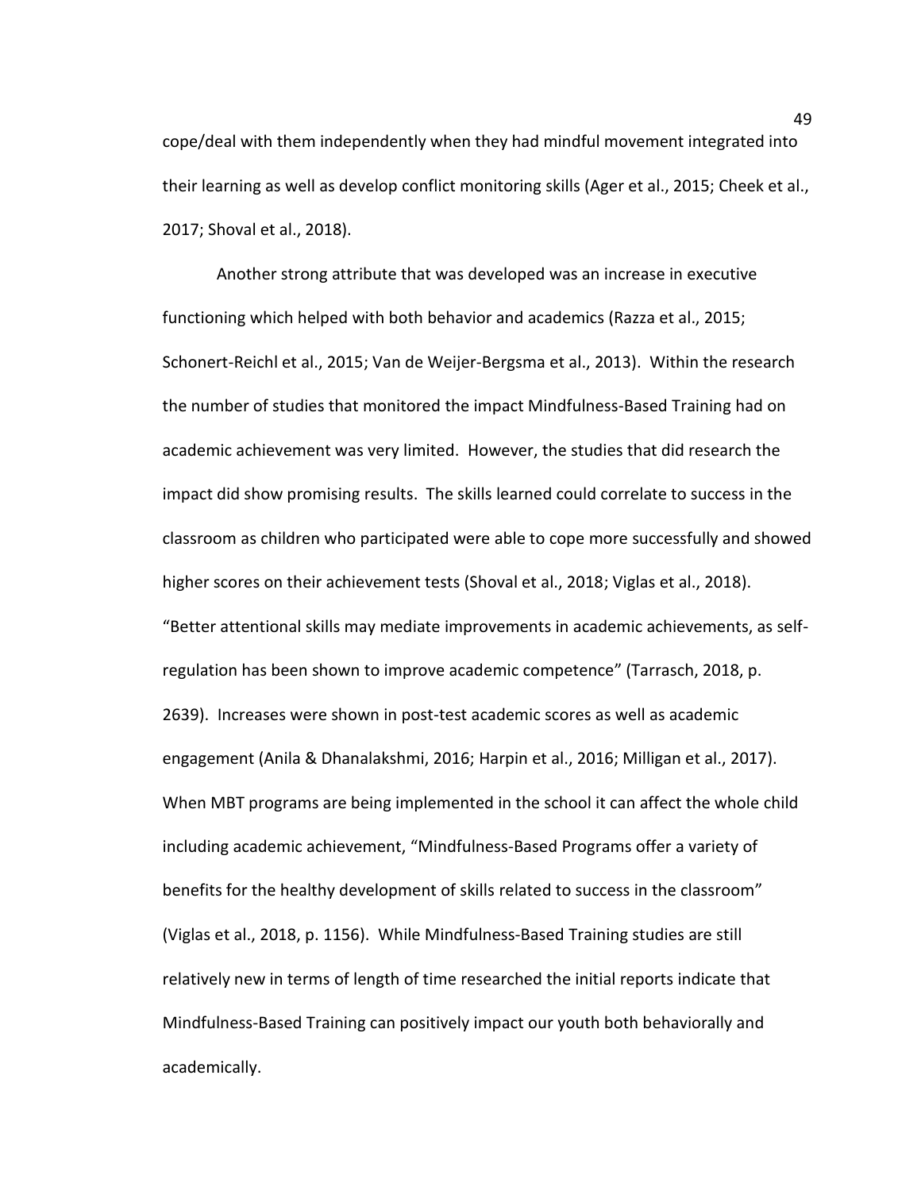cope/deal with them independently when they had mindful movement integrated into their learning as well as develop conflict monitoring skills (Ager et al., 2015; Cheek et al., 2017; Shoval et al., 2018).

Another strong attribute that was developed was an increase in executive functioning which helped with both behavior and academics (Razza et al., 2015; Schonert-Reichl et al., 2015; Van de Weijer-Bergsma et al., 2013). Within the research the number of studies that monitored the impact Mindfulness-Based Training had on academic achievement was very limited. However, the studies that did research the impact did show promising results. The skills learned could correlate to success in the classroom as children who participated were able to cope more successfully and showed higher scores on their achievement tests (Shoval et al., 2018; Viglas et al., 2018). "Better attentional skills may mediate improvements in academic achievements, as self-regulation has been shown to improve academic competence" (Tarrasch, 2018, p. 2639). Increases were shown in post-test academic scores as well as academic engagement (Anila & Dhanalakshmi, 2016; Harpin et al., 2016; Milligan et al., 2017). When MBT programs are being implemented in the school it can affect the whole child including academic achievement, "Mindfulness-Based Programs offer a variety of benefits for the healthy development of skills related to success in the classroom" (Viglas et al., 2018, p. 1156). While Mindfulness-Based Training studies are still relatively new in terms of length of time researched the initial reports indicate that Mindfulness-Based Training can positively impact our youth both behaviorally and academically.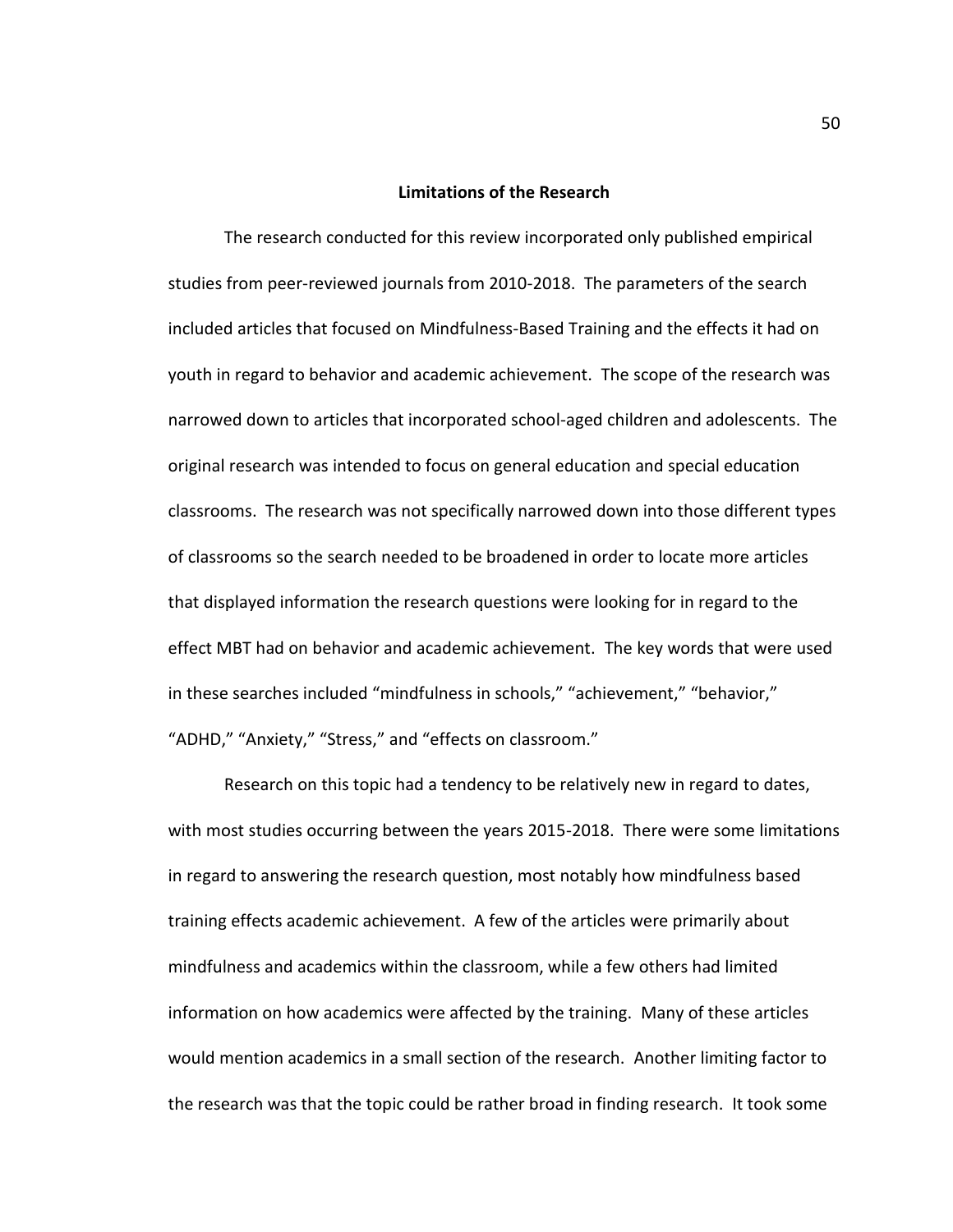## Limitations of the Research

The research conducted for this review incorporated only published empirical studies from peer-reviewed journals from 2010-2018. The parameters of the search included articles that focused on Mindfulness-Based Training and the effects it had on youth in regard to behavior and academic achievement. The scope of the research was narrowed down to articles that incorporated school-aged children and adolescents. The original research was intended to focus on general education and special education classrooms. The research was not specifically narrowed down into those different types of classrooms so the search needed to be broadened in order to locate more articles that displayed information the research questions were looking for in regard to the effect MBT had on behavior and academic achievement. The key words that were used in these searches included "mindfulness in schools," "achievement," "behavior," "ADHD," "Anxiety," "Stress," and "effects on classroom."

Research on this topic had a tendency to be relatively new in regard to dates, with most studies occurring between the years 2015-2018. There were some limitations in regard to answering the research question, most notably how mindfulness based training effects academic achievement. A few of the articles were primarily about mindfulness and academics within the classroom, while a few others had limited information on how academics were affected by the training. Many of these articles would mention academics in a small section of the research. Another limiting factor to the research was that the topic could be rather broad in finding research. It took some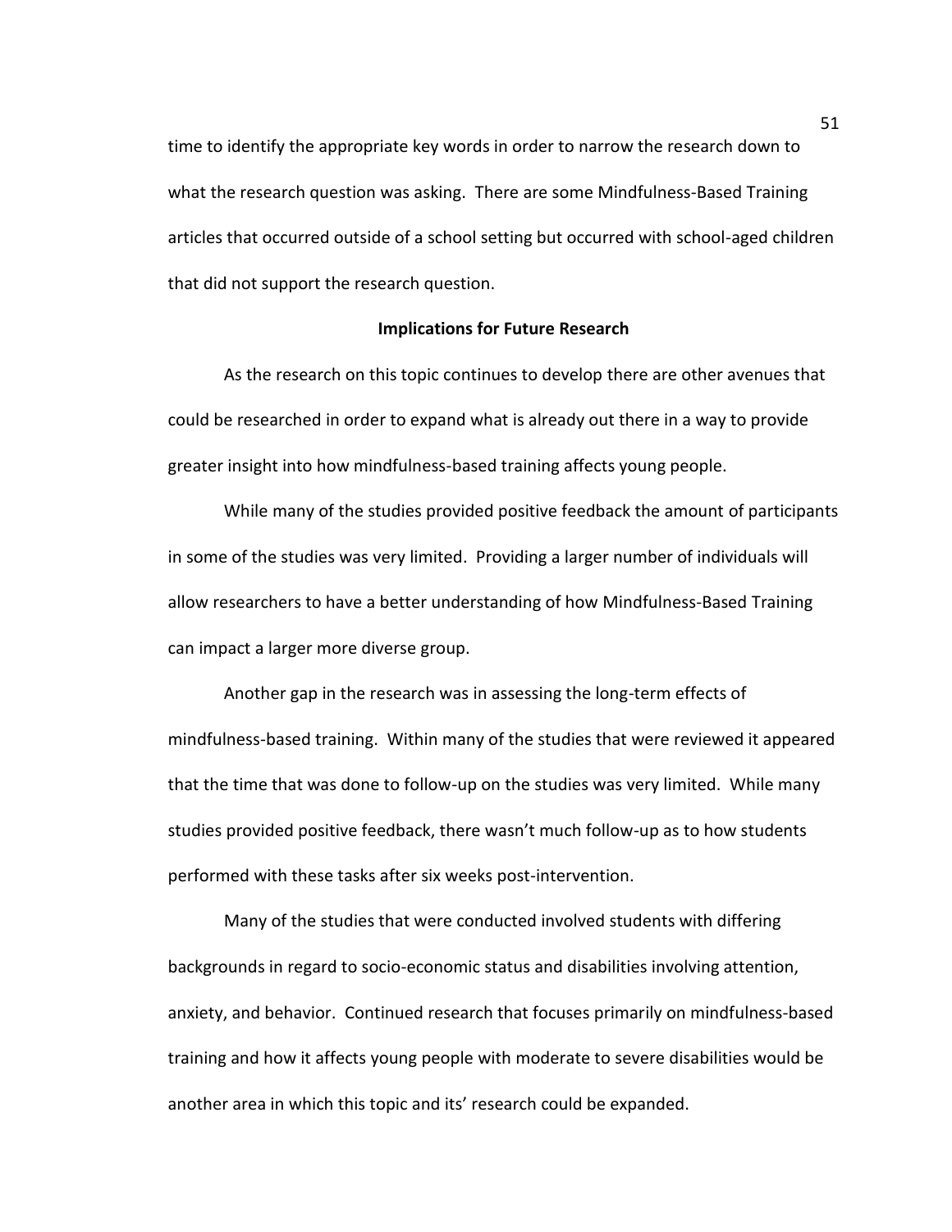time to identify the appropriate key words in order to narrow the research down to what the research question was asking. There are some Mindfulness-Based Training articles that occurred outside of a school setting but occurred with school-aged children that did not support the research question.

## Implications for Future Research

As the research on this topic continues to develop there are other avenues that could be researched in order to expand what is already out there in a way to provide greater insight into how mindfulness-based training affects young people.

While many of the studies provided positive feedback the amount of participants in some of the studies was very limited. Providing a larger number of individuals will allow researchers to have a better understanding of how Mindfulness-Based Training can impact a larger more diverse group.

Another gap in the research was in assessing the long-term effects of mindfulness-based training. Within many of the studies that were reviewed it appeared that the time that was done to follow-up on the studies was very limited. While many studies provided positive feedback, there wasn't much follow-up as to how students performed with these tasks after six weeks post-intervention.

Many of the studies that were conducted involved students with differing backgrounds in regard to socio-economic status and disabilities involving attention, anxiety, and behavior. Continued research that focuses primarily on mindfulness-based training and how it affects young people with moderate to severe disabilities would be another area in which this topic and its' research could be expanded.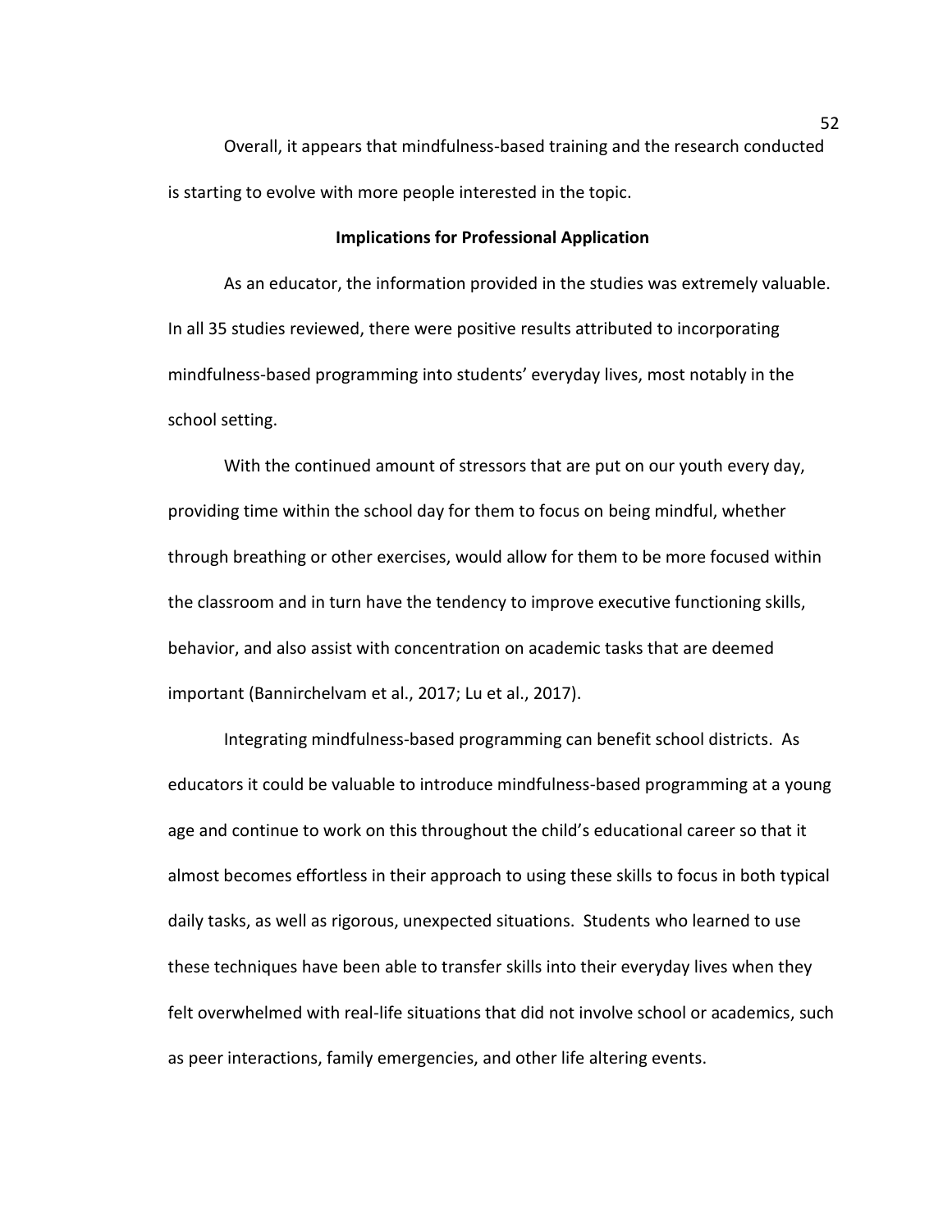Overall, it appears that mindfulness-based training and the research conducted is starting to evolve with more people interested in the topic.

## Implications for Professional Application

As an educator, the information provided in the studies was extremely valuable. In all 35 studies reviewed, there were positive results attributed to incorporating mindfulness-based programming into students' everyday lives, most notably in the school setting.

With the continued amount of stressors that are put on our youth every day, providing time within the school day for them to focus on being mindful, whether through breathing or other exercises, would allow for them to be more focused within the classroom and in turn have the tendency to improve executive functioning skills, behavior, and also assist with concentration on academic tasks that are deemed important (Bannirchelvam et al., 2017; Lu et al., 2017).

Integrating mindfulness-based programming can benefit school districts. As educators it could be valuable to introduce mindfulness-based programming at a young age and continue to work on this throughout the child's educational career so that it almost becomes effortless in their approach to using these skills to focus in both typical daily tasks, as well as rigorous, unexpected situations. Students who learned to use these techniques have been able to transfer skills into their everyday lives when they felt overwhelmed with real-life situations that did not involve school or academics, such as peer interactions, family emergencies, and other life altering events.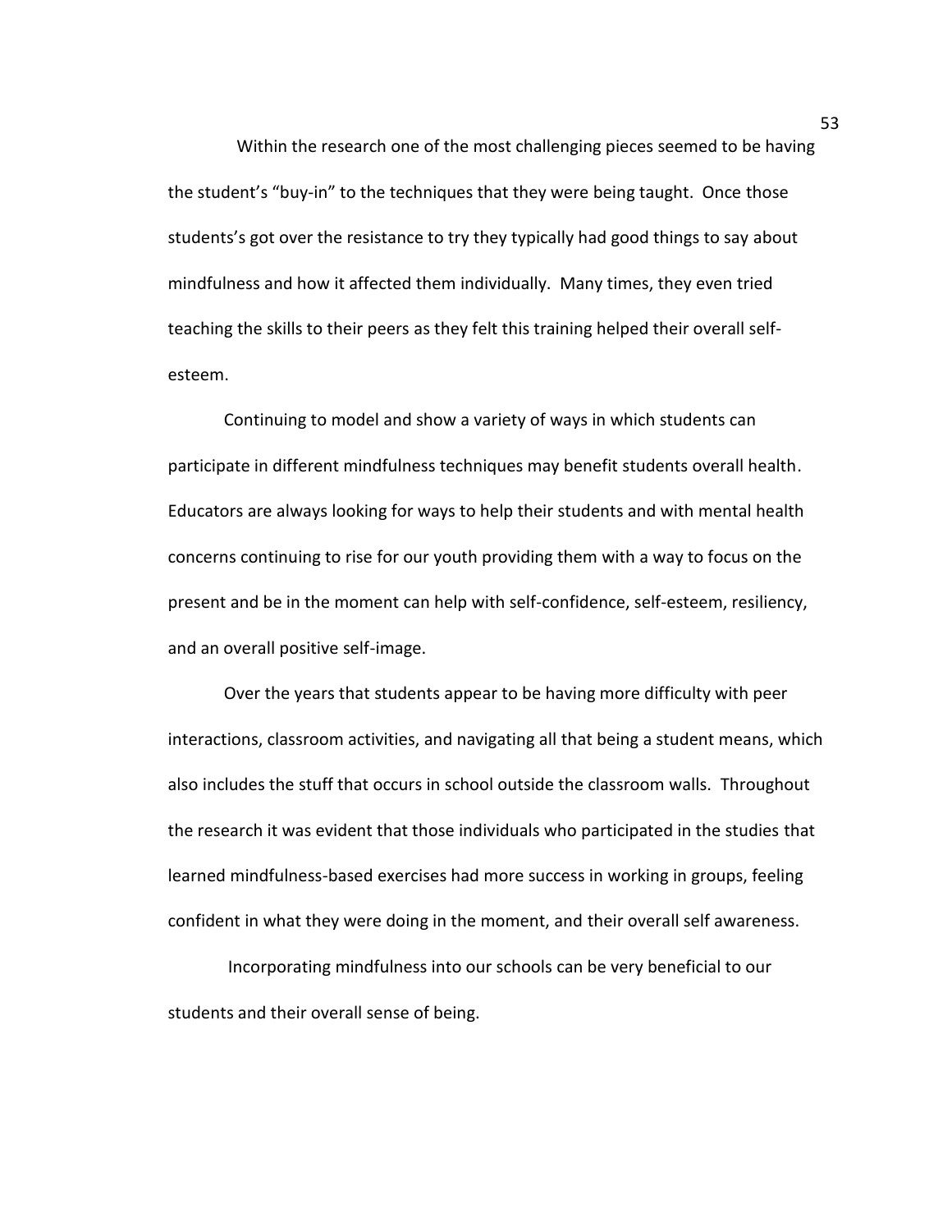Within the research one of the most challenging pieces seemed to be having the student's "buy-in" to the techniques that they were being taught. Once those students's got over the resistance to try they typically had good things to say about mindfulness and how it affected them individually. Many times, they even tried teaching the skills to their peers as they felt this training helped their overall self-esteem.

Continuing to model and show a variety of ways in which students can participate in different mindfulness techniques may benefit students overall health. Educators are always looking for ways to help their students and with mental health concerns continuing to rise for our youth providing them with a way to focus on the present and be in the moment can help with self-confidence, self-esteem, resiliency, and an overall positive self-image.

Over the years that students appear to be having more difficulty with peer interactions, classroom activities, and navigating all that being a student means, which also includes the stuff that occurs in school outside the classroom walls. Throughout the research it was evident that those individuals who participated in the studies that learned mindfulness-based exercises had more success in working in groups, feeling confident in what they were doing in the moment, and their overall self awareness.

Incorporating mindfulness into our schools can be very beneficial to our students and their overall sense of being.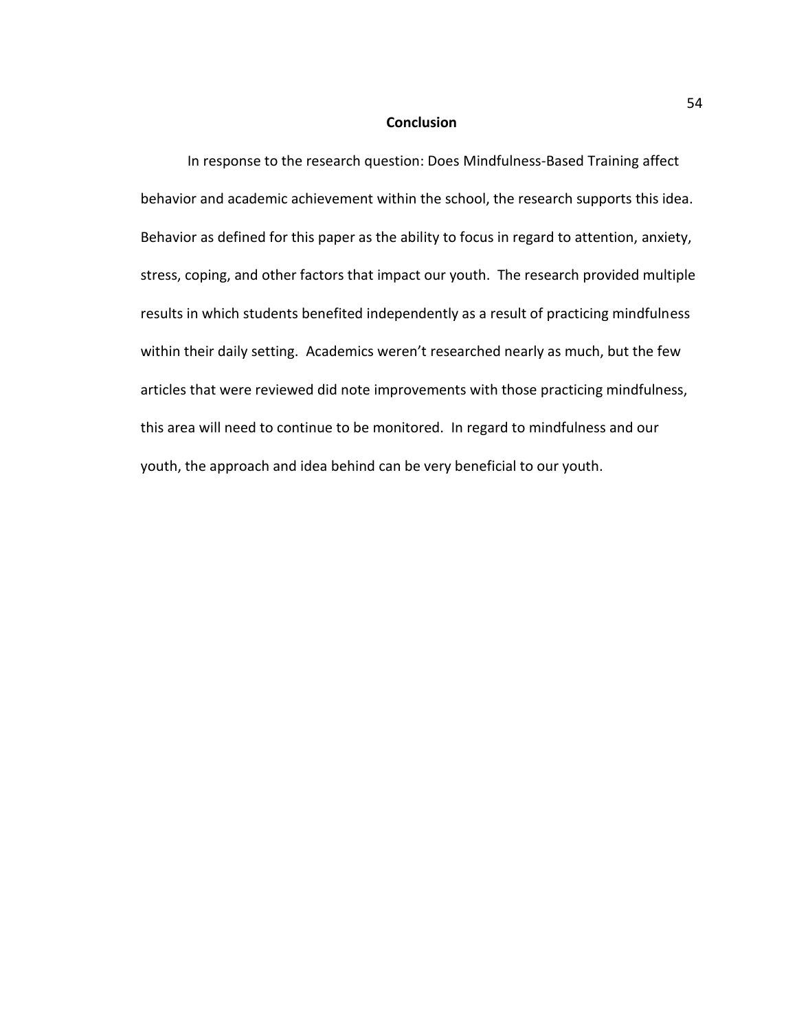# Conclusion

In response to the research question: Does Mindfulness-Based Training affect behavior and academic achievement within the school, the research supports this idea. Behavior as defined for this paper as the ability to focus in regard to attention, anxiety, stress, coping, and other factors that impact our youth. The research provided multiple results in which students benefited independently as a result of practicing mindfulness within their daily setting. Academics weren't researched nearly as much, but the few articles that were reviewed did note improvements with those practicing mindfulness, this area will need to continue to be monitored. In regard to mindfulness and our youth, the approach and idea behind can be very beneficial to our youth.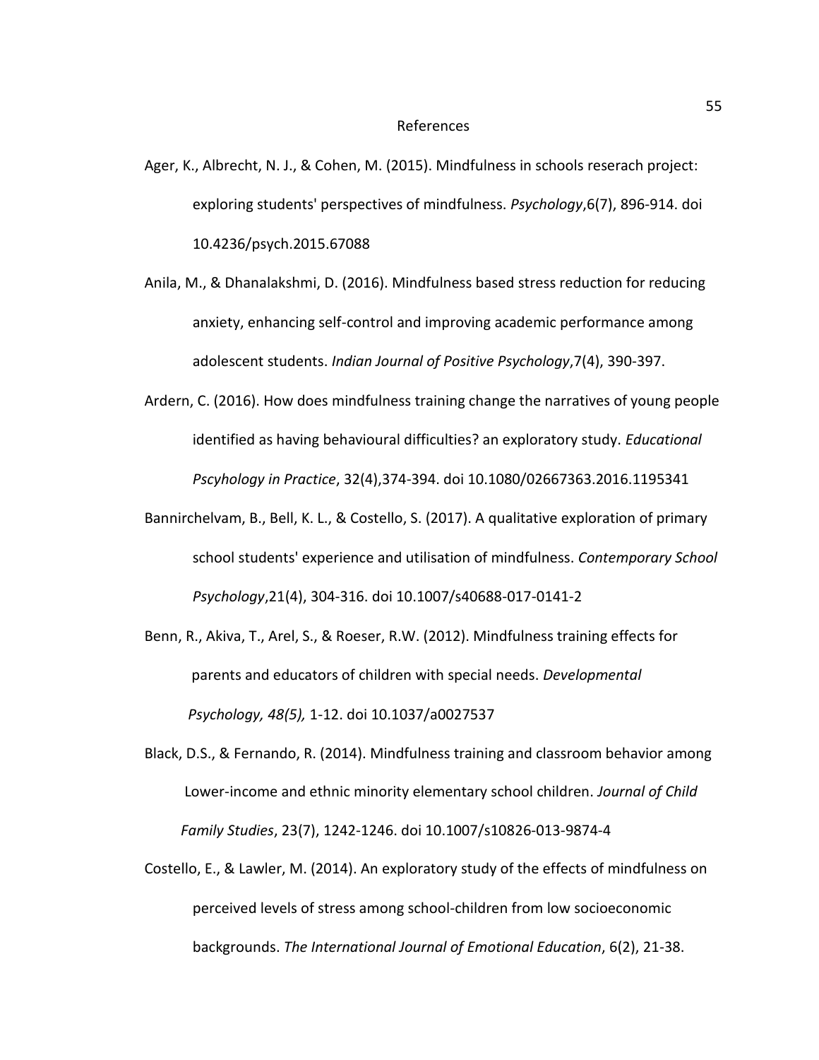# References

Ager, K., Albrecht, N. J., & Cohen, M. (2015). Mindfulness in schools reserach project: exploring students' perspectives of mindfulness. *Psychology*,6(7), 896-914. doi 10.4236/psych.2015.67088

Anila, M., & Dhanalakshmi, D. (2016). Mindfulness based stress reduction for reducing anxiety, enhancing self-control and improving academic performance among adolescent students. *Indian Journal of Positive Psychology*,7(4), 390-397.

Ardern, C. (2016). How does mindfulness training change the narratives of young people identified as having behavioural difficulties? an exploratory study. *Educational Pscyhology in Practice*, 32(4),374-394. doi 10.1080/02667363.2016.1195341

Bannirchelvam, B., Bell, K. L., & Costello, S. (2017). A qualitative exploration of primary school students' experience and utilisation of mindfulness. *Contemporary School Psychology*,21(4), 304-316. doi 10.1007/s40688-017-0141-2

Benn, R., Akiva, T., Arel, S., & Roeser, R.W. (2012). Mindfulness training effects for parents and educators of children with special needs. *Developmental Psychology, 48(5),* 1-12. doi 10.1037/a0027537

Black, D.S., & Fernando, R. (2014). Mindfulness training and classroom behavior among Lower-income and ethnic minority elementary school children. *Journal of Child Family Studies*, 23(7), 1242-1246. doi 10.1007/s10826-013-9874-4

Costello, E., & Lawler, M. (2014). An exploratory study of the effects of mindfulness on perceived levels of stress among school-children from low socioeconomic backgrounds. *The International Journal of Emotional Education*, 6(2), 21-38.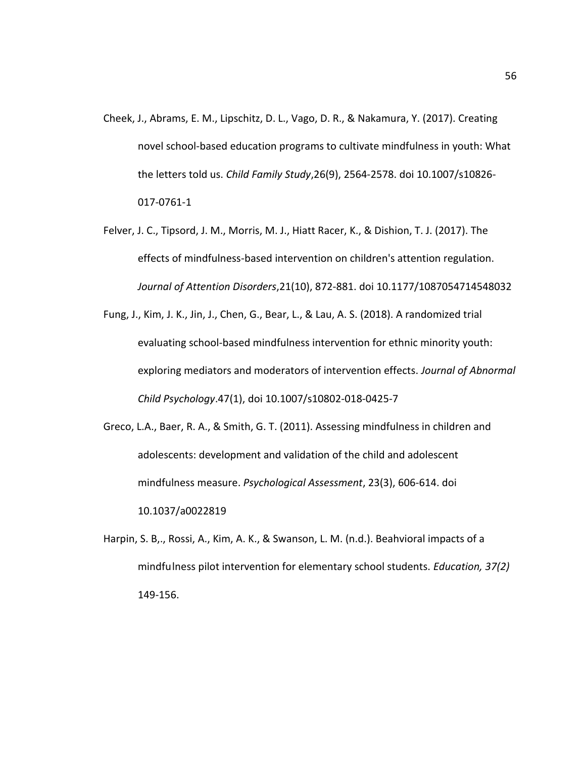Cheek, J., Abrams, E. M., Lipschitz, D. L., Vago, D. R., & Nakamura, Y. (2017). Creating novel school-based education programs to cultivate mindfulness in youth: What the letters told us. *Child Family Study*,26(9), 2564-2578. doi 10.1007/s10826-017-0761-1

Felver, J. C., Tipsord, J. M., Morris, M. J., Hiatt Racer, K., & Dishion, T. J. (2017). The effects of mindfulness-based intervention on children's attention regulation. *Journal of Attention Disorders*,21(10), 872-881. doi 10.1177/1087054714548032

Fung, J., Kim, J. K., Jin, J., Chen, G., Bear, L., & Lau, A. S. (2018). A randomized trial evaluating school-based mindfulness intervention for ethnic minority youth: exploring mediators and moderators of intervention effects. *Journal of Abnormal Child Psychology*.47(1), doi 10.1007/s10802-018-0425-7

Greco, L.A., Baer, R. A., & Smith, G. T. (2011). Assessing mindfulness in children and adolescents: development and validation of the child and adolescent mindfulness measure. *Psychological Assessment*, 23(3), 606-614. doi 10.1037/a0022819

Harpin, S. B,., Rossi, A., Kim, A. K., & Swanson, L. M. (n.d.). Beahvioral impacts of a mindfulness pilot intervention for elementary school students. *Education, 37(2)* 149-156.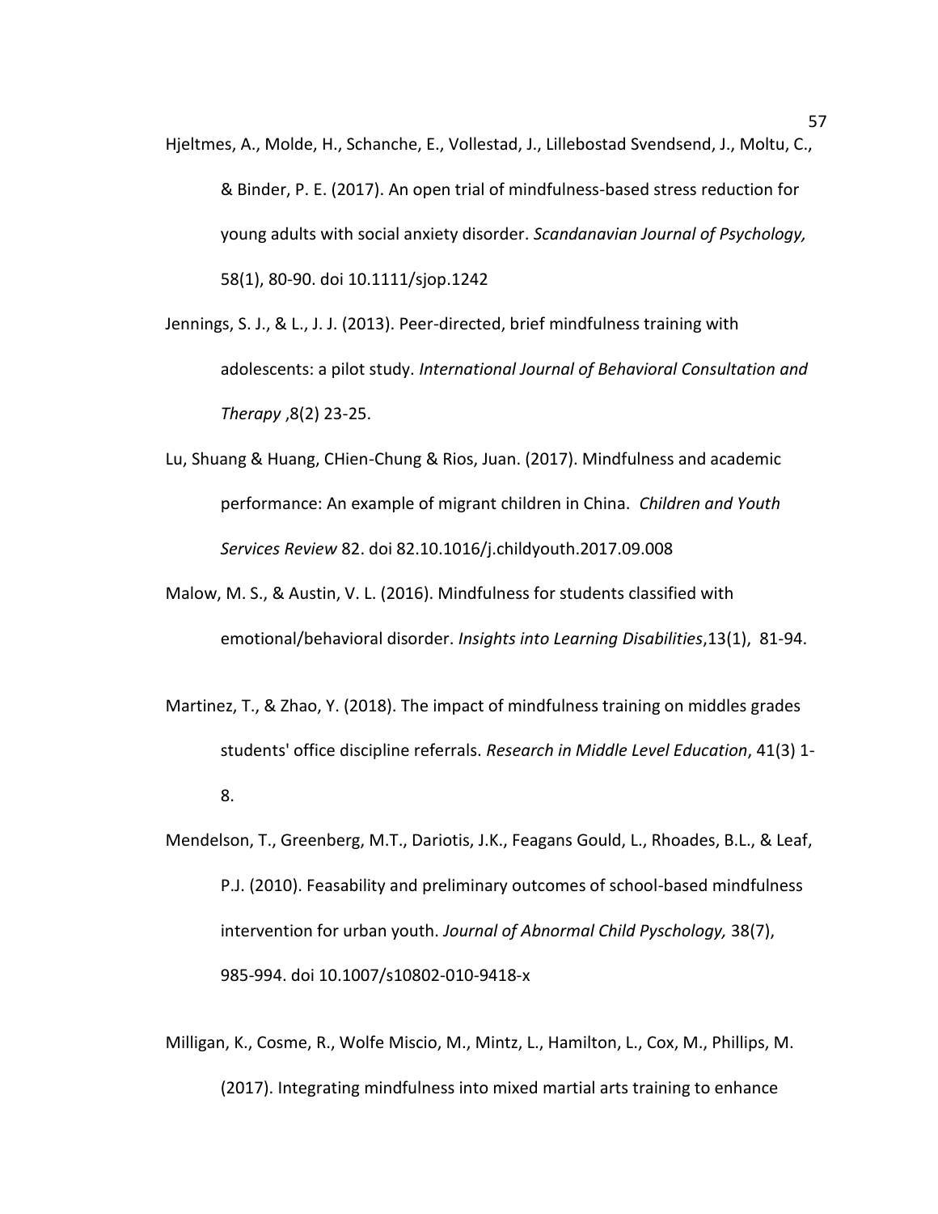Hjeltmes, A., Molde, H., Schanche, E., Vollestad, J., Lillebostad Svendsend, J., Moltu, C., & Binder, P. E. (2017). An open trial of mindfulness-based stress reduction for young adults with social anxiety disorder. *Scandanavian Journal of Psychology,* 58(1), 80-90. doi 10.1111/sjop.1242

Jennings, S. J., & L., J. J. (2013). Peer-directed, brief mindfulness training with adolescents: a pilot study. *International Journal of Behavioral Consultation and Therapy* ,8(2) 23-25.

Lu, Shuang & Huang, CHien-Chung & Rios, Juan. (2017). Mindfulness and academic performance: An example of migrant children in China. *Children and Youth Services Review* 82. doi 82.10.1016/j.childyouth.2017.09.008

Malow, M. S., & Austin, V. L. (2016). Mindfulness for students classified with emotional/behavioral disorder. *Insights into Learning Disabilities*,13(1), 81-94.

Martinez, T., & Zhao, Y. (2018). The impact of mindfulness training on middles grades students' office discipline referrals. *Research in Middle Level Education*, 41(3) 1-8.

Mendelson, T., Greenberg, M.T., Dariotis, J.K., Feagans Gould, L., Rhoades, B.L., & Leaf, P.J. (2010). Feasability and preliminary outcomes of school-based mindfulness intervention for urban youth. *Journal of Abnormal Child Pyschology,* 38(7), 985-994. doi 10.1007/s10802-010-9418-x

Milligan, K., Cosme, R., Wolfe Miscio, M., Mintz, L., Hamilton, L., Cox, M., Phillips, M. (2017). Integrating mindfulness into mixed martial arts training to enhance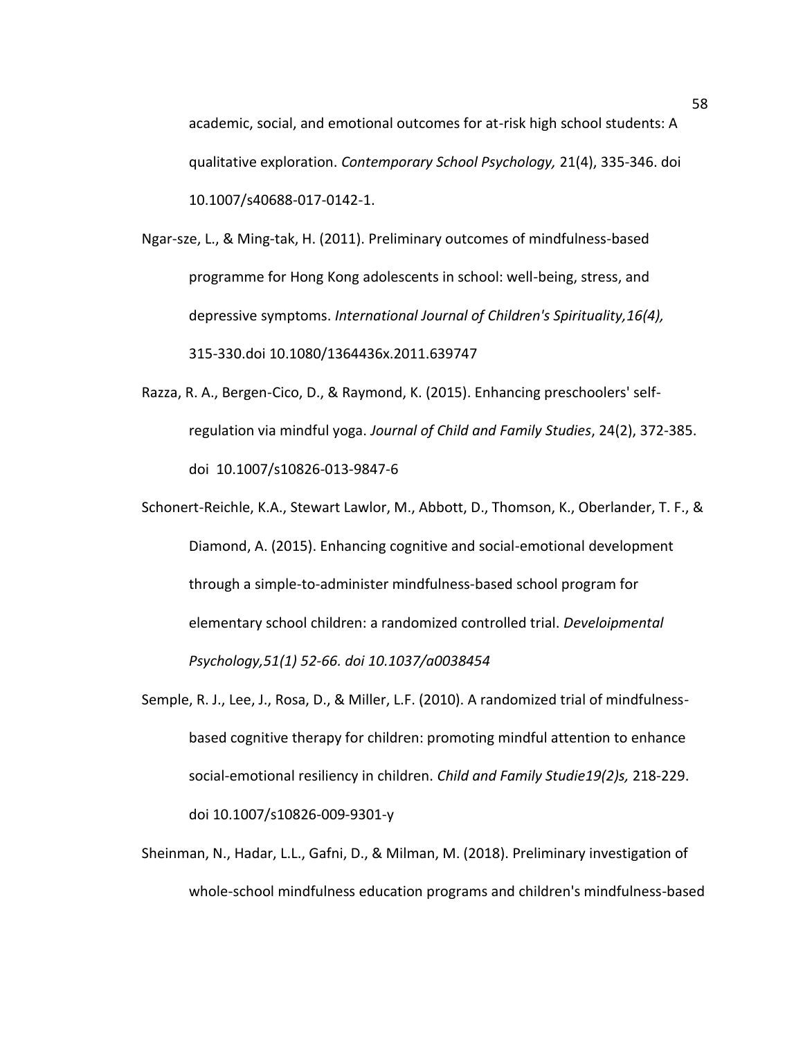academic, social, and emotional outcomes for at-risk high school students: A qualitative exploration. *Contemporary School Psychology,* 21(4), 335-346. doi 10.1007/s40688-017-0142-1.

Ngar-sze, L., & Ming-tak, H. (2011). Preliminary outcomes of mindfulness-based programme for Hong Kong adolescents in school: well-being, stress, and depressive symptoms. *International Journal of Children's Spirituality,16(4),* 315-330.doi 10.1080/1364436x.2011.639747

Razza, R. A., Bergen-Cico, D., & Raymond, K. (2015). Enhancing preschoolers' self-regulation via mindful yoga. *Journal of Child and Family Studies*, 24(2), 372-385. doi 10.1007/s10826-013-9847-6

Schonert-Reichle, K.A., Stewart Lawlor, M., Abbott, D., Thomson, K., Oberlander, T. F., & Diamond, A. (2015). Enhancing cognitive and social-emotional development through a simple-to-administer mindfulness-based school program for elementary school children: a randomized controlled trial. *Develoipmental Psychology,51(1) 52-66. doi 10.1037/a0038454*

Semple, R. J., Lee, J., Rosa, D., & Miller, L.F. (2010). A randomized trial of mindfulness-based cognitive therapy for children: promoting mindful attention to enhance social-emotional resiliency in children. *Child and Family Studie19(2)s,* 218-229. doi 10.1007/s10826-009-9301-y

Sheinman, N., Hadar, L.L., Gafni, D., & Milman, M. (2018). Preliminary investigation of whole-school mindfulness education programs and children's mindfulness-based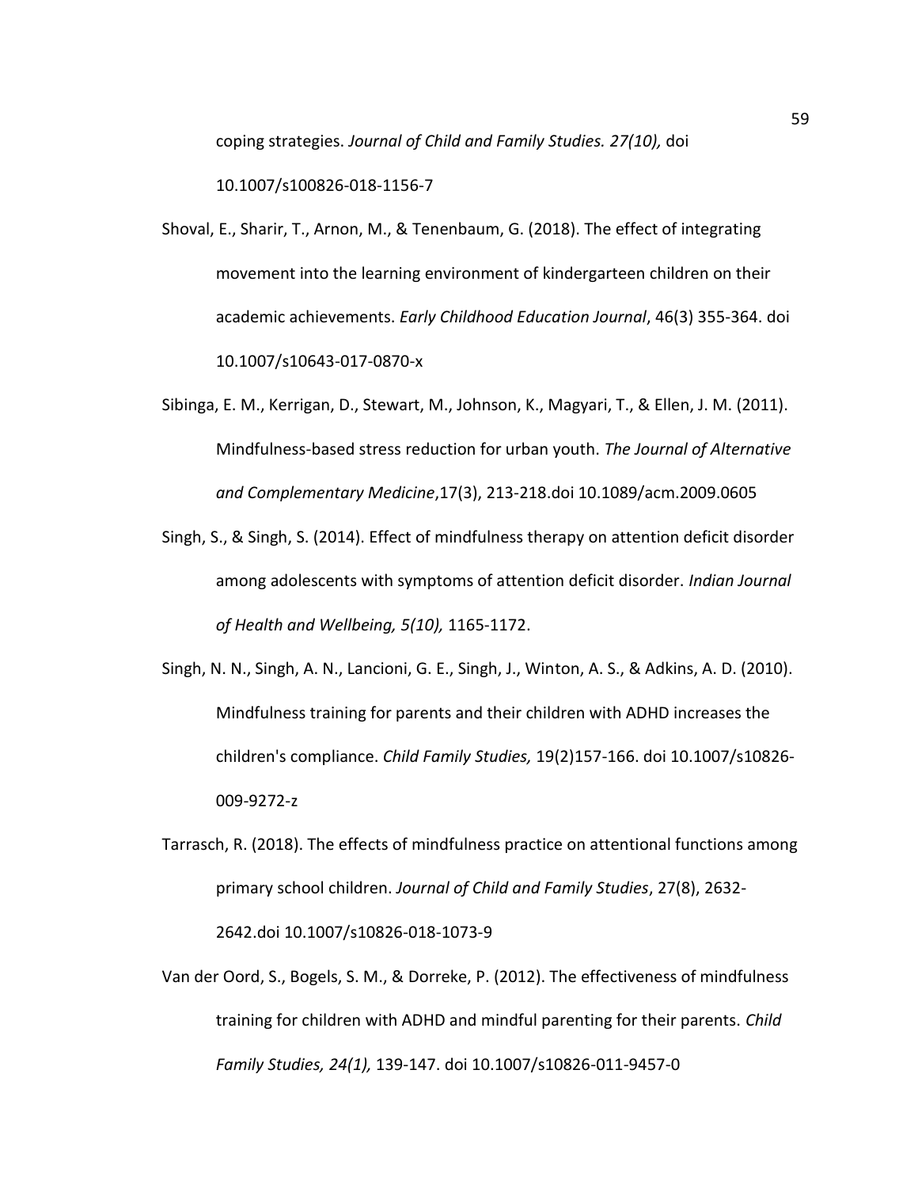coping strategies. *Journal of Child and Family Studies. 27(10),* doi 10.1007/s100826-018-1156-7

Shoval, E., Sharir, T., Arnon, M., & Tenenbaum, G. (2018). The effect of integrating movement into the learning environment of kindergarten children on their academic achievements. *Early Childhood Education Journal*, 46(3) 355-364. doi 10.1007/s10643-017-0870-x

Sibinga, E. M., Kerrigan, D., Stewart, M., Johnson, K., Magyari, T., & Ellen, J. M. (2011). Mindfulness-based stress reduction for urban youth. *The Journal of Alternative and Complementary Medicine*,17(3), 213-218.doi 10.1089/acm.2009.0605

Singh, S., & Singh, S. (2014). Effect of mindfulness therapy on attention deficit disorder among adolescents with symptoms of attention deficit disorder. *Indian Journal of Health and Wellbeing, 5(10),* 1165-1172.

Singh, N. N., Singh, A. N., Lancioni, G. E., Singh, J., Winton, A. S., & Adkins, A. D. (2010). Mindfulness training for parents and their children with ADHD increases the children's compliance. *Child Family Studies,* 19(2)157-166. doi 10.1007/s10826-009-9272-z

Tarrasch, R. (2018). The effects of mindfulness practice on attentional functions among primary school children. *Journal of Child and Family Studies*, 27(8), 2632-2642.doi 10.1007/s10826-018-1073-9

Van der Oord, S., Bogels, S. M., & Dorreke, P. (2012). The effectiveness of mindfulness training for children with ADHD and mindful parenting for their parents. *Child Family Studies, 24(1),* 139-147. doi 10.1007/s10826-011-9457-0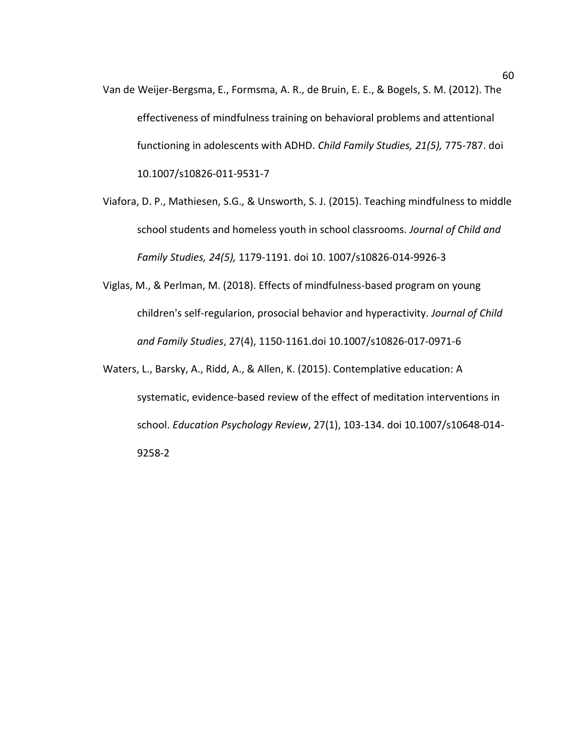Van de Weijer-Bergsma, E., Formsma, A. R., de Bruin, E. E., & Bogels, S. M. (2012). The effectiveness of mindfulness training on behavioral problems and attentional functioning in adolescents with ADHD. *Child Family Studies, 21(5),* 775-787. doi 10.1007/s10826-011-9531-7

Viafora, D. P., Mathiesen, S.G., & Unsworth, S. J. (2015). Teaching mindfulness to middle school students and homeless youth in school classrooms. *Journal of Child and Family Studies, 24(5),* 1179-1191. doi 10. 1007/s10826-014-9926-3

Viglas, M., & Perlman, M. (2018). Effects of mindfulness-based program on young children's self-regularion, prosocial behavior and hyperactivity. *Journal of Child and Family Studies*, 27(4), 1150-1161.doi 10.1007/s10826-017-0971-6

Waters, L., Barsky, A., Ridd, A., & Allen, K. (2015). Contemplative education: A systematic, evidence-based review of the effect of meditation interventions in school. *Education Psychology Review*, 27(1), 103-134. doi 10.1007/s10648-014-9258-2